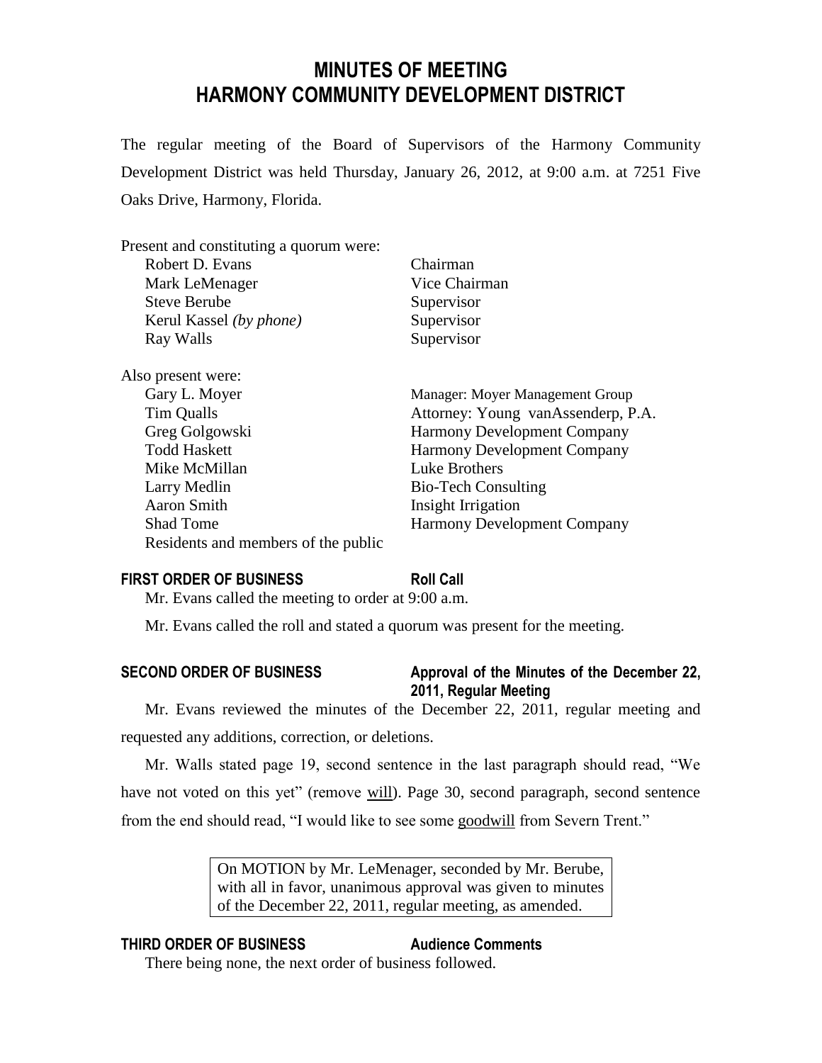# MINUTES OF MEETING
# HARMONY COMMUNITY DEVELOPMENT DISTRICT

The regular meeting of the Board of Supervisors of the Harmony Community Development District was held Thursday, January 26, 2012, at 9:00 a.m. at 7251 Five Oaks Drive, Harmony, Florida.

Present and constituting a quorum were:

| | |
|---|---|
| Robert D. Evans | Chairman |
| Mark LeMenager | Vice Chairman |
| Steve Berube | Supervisor |
| Kerul Kassel *(by phone)* | Supervisor |
| Ray Walls | Supervisor |

Also present were:

| | |
|---|---|
| Gary L. Moyer | Manager: Moyer Management Group |
| Tim Qualls | Attorney: Young vanAssenderp, P.A. |
| Greg Golgowski | Harmony Development Company |
| Todd Haskett | Harmony Development Company |
| Mike McMillan | Luke Brothers |
| Larry Medlin | Bio-Tech Consulting |
| Aaron Smith | Insight Irrigation |
| Shad Tome | Harmony Development Company |
| Residents and members of the public | |

**FIRST ORDER OF BUSINESS** **Roll Call**

Mr. Evans called the meeting to order at 9:00 a.m.

Mr. Evans called the roll and stated a quorum was present for the meeting.

**SECOND ORDER OF BUSINESS** **Approval of the Minutes of the December 22, 2011, Regular Meeting**

Mr. Evans reviewed the minutes of the December 22, 2011, regular meeting and requested any additions, correction, or deletions.

Mr. Walls stated page 19, second sentence in the last paragraph should read, "We have not voted on this yet" (remove <u>will</u>). Page 30, second paragraph, second sentence from the end should read, "I would like to see some <u>goodwill</u> from Severn Trent."

> On MOTION by Mr. LeMenager, seconded by Mr. Berube, with all in favor, unanimous approval was given to minutes of the December 22, 2011, regular meeting, as amended.

**THIRD ORDER OF BUSINESS** **Audience Comments**

There being none, the next order of business followed.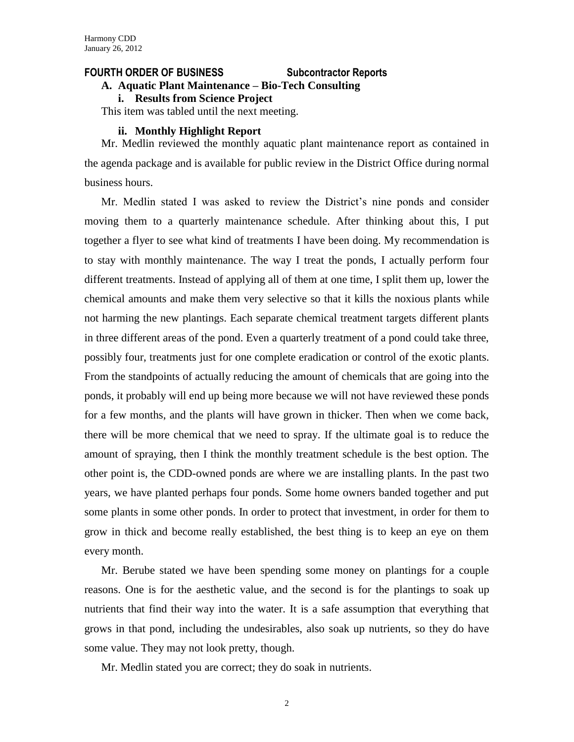## FOURTH ORDER OF BUSINESS Subcontractor Reports

### A. Aquatic Plant Maintenance – Bio-Tech Consulting

#### i. Results from Science Project

This item was tabled until the next meeting.

#### ii. Monthly Highlight Report

Mr. Medlin reviewed the monthly aquatic plant maintenance report as contained in the agenda package and is available for public review in the District Office during normal business hours.

Mr. Medlin stated I was asked to review the District's nine ponds and consider moving them to a quarterly maintenance schedule. After thinking about this, I put together a flyer to see what kind of treatments I have been doing. My recommendation is to stay with monthly maintenance. The way I treat the ponds, I actually perform four different treatments. Instead of applying all of them at one time, I split them up, lower the chemical amounts and make them very selective so that it kills the noxious plants while not harming the new plantings. Each separate chemical treatment targets different plants in three different areas of the pond. Even a quarterly treatment of a pond could take three, possibly four, treatments just for one complete eradication or control of the exotic plants. From the standpoints of actually reducing the amount of chemicals that are going into the ponds, it probably will end up being more because we will not have reviewed these ponds for a few months, and the plants will have grown in thicker. Then when we come back, there will be more chemical that we need to spray. If the ultimate goal is to reduce the amount of spraying, then I think the monthly treatment schedule is the best option. The other point is, the CDD-owned ponds are where we are installing plants. In the past two years, we have planted perhaps four ponds. Some home owners banded together and put some plants in some other ponds. In order to protect that investment, in order for them to grow in thick and become really established, the best thing is to keep an eye on them every month.

Mr. Berube stated we have been spending some money on plantings for a couple reasons. One is for the aesthetic value, and the second is for the plantings to soak up nutrients that find their way into the water. It is a safe assumption that everything that grows in that pond, including the undesirables, also soak up nutrients, so they do have some value. They may not look pretty, though.

Mr. Medlin stated you are correct; they do soak in nutrients.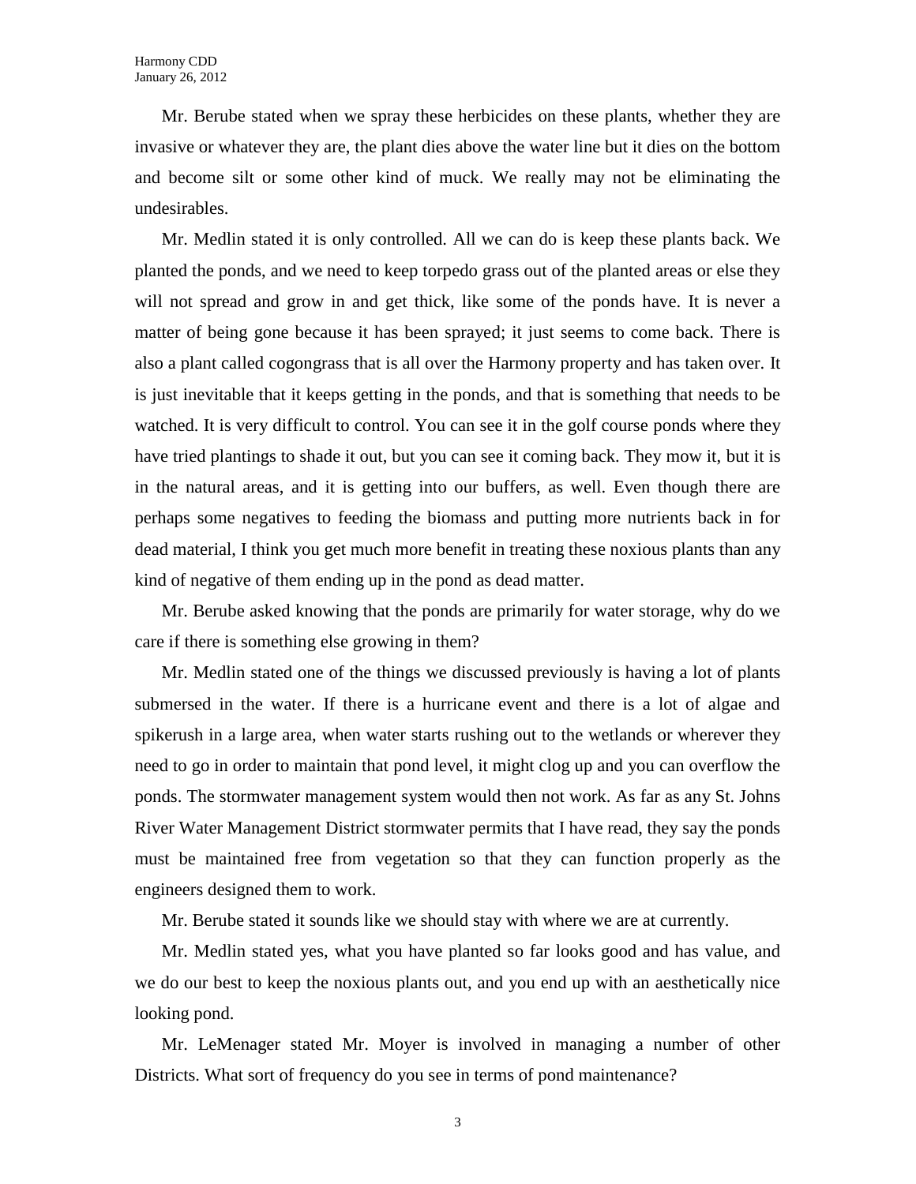Mr. Berube stated when we spray these herbicides on these plants, whether they are invasive or whatever they are, the plant dies above the water line but it dies on the bottom and become silt or some other kind of muck. We really may not be eliminating the undesirables.

Mr. Medlin stated it is only controlled. All we can do is keep these plants back. We planted the ponds, and we need to keep torpedo grass out of the planted areas or else they will not spread and grow in and get thick, like some of the ponds have. It is never a matter of being gone because it has been sprayed; it just seems to come back. There is also a plant called cogongrass that is all over the Harmony property and has taken over. It is just inevitable that it keeps getting in the ponds, and that is something that needs to be watched. It is very difficult to control. You can see it in the golf course ponds where they have tried plantings to shade it out, but you can see it coming back. They mow it, but it is in the natural areas, and it is getting into our buffers, as well. Even though there are perhaps some negatives to feeding the biomass and putting more nutrients back in for dead material, I think you get much more benefit in treating these noxious plants than any kind of negative of them ending up in the pond as dead matter.

Mr. Berube asked knowing that the ponds are primarily for water storage, why do we care if there is something else growing in them?

Mr. Medlin stated one of the things we discussed previously is having a lot of plants submersed in the water. If there is a hurricane event and there is a lot of algae and spikerush in a large area, when water starts rushing out to the wetlands or wherever they need to go in order to maintain that pond level, it might clog up and you can overflow the ponds. The stormwater management system would then not work. As far as any St. Johns River Water Management District stormwater permits that I have read, they say the ponds must be maintained free from vegetation so that they can function properly as the engineers designed them to work.

Mr. Berube stated it sounds like we should stay with where we are at currently.

Mr. Medlin stated yes, what you have planted so far looks good and has value, and we do our best to keep the noxious plants out, and you end up with an aesthetically nice looking pond.

Mr. LeMenager stated Mr. Moyer is involved in managing a number of other Districts. What sort of frequency do you see in terms of pond maintenance?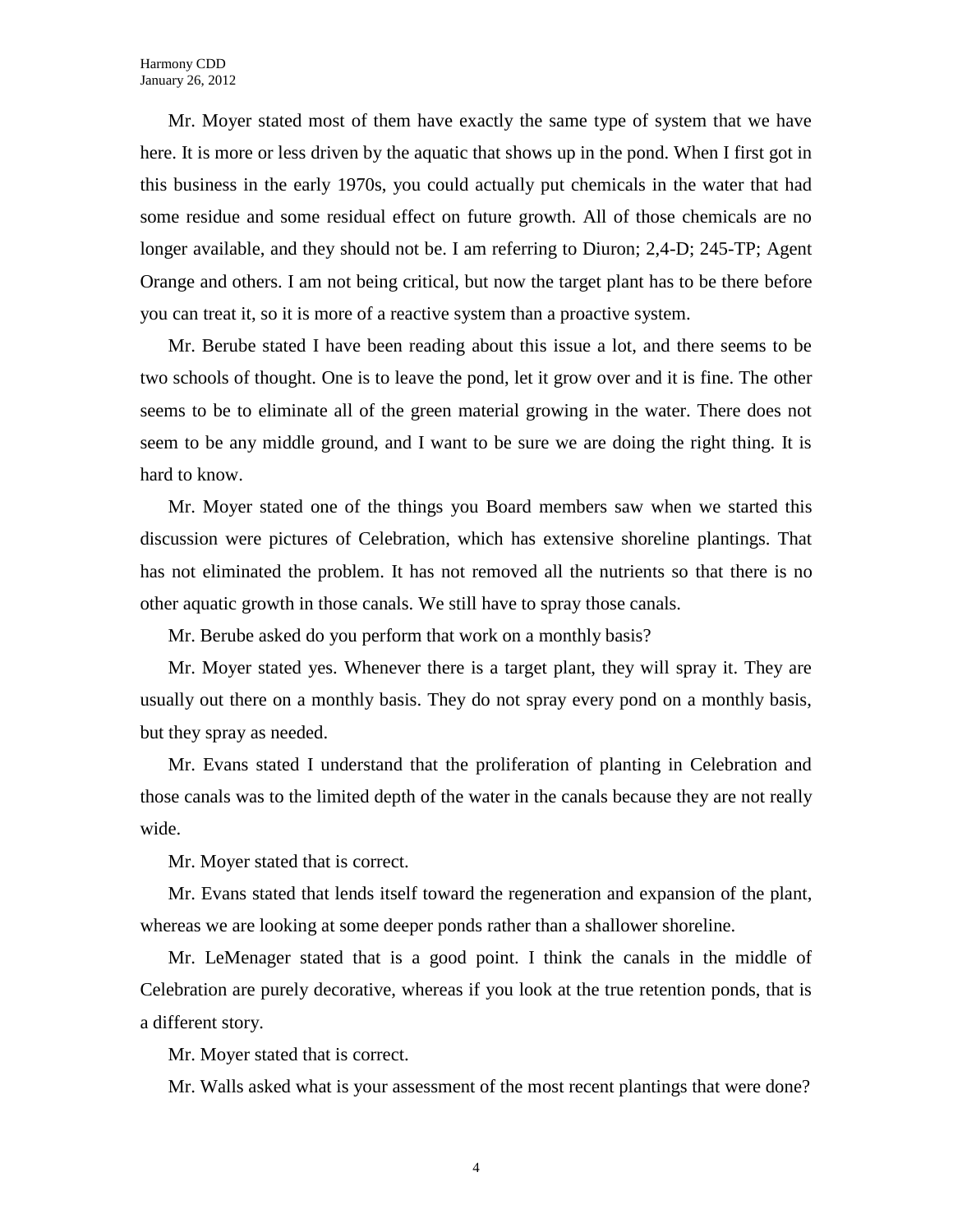Mr. Moyer stated most of them have exactly the same type of system that we have here. It is more or less driven by the aquatic that shows up in the pond. When I first got in this business in the early 1970s, you could actually put chemicals in the water that had some residue and some residual effect on future growth. All of those chemicals are no longer available, and they should not be. I am referring to Diuron; 2,4-D; 245-TP; Agent Orange and others. I am not being critical, but now the target plant has to be there before you can treat it, so it is more of a reactive system than a proactive system.

Mr. Berube stated I have been reading about this issue a lot, and there seems to be two schools of thought. One is to leave the pond, let it grow over and it is fine. The other seems to be to eliminate all of the green material growing in the water. There does not seem to be any middle ground, and I want to be sure we are doing the right thing. It is hard to know.

Mr. Moyer stated one of the things you Board members saw when we started this discussion were pictures of Celebration, which has extensive shoreline plantings. That has not eliminated the problem. It has not removed all the nutrients so that there is no other aquatic growth in those canals. We still have to spray those canals.

Mr. Berube asked do you perform that work on a monthly basis?

Mr. Moyer stated yes. Whenever there is a target plant, they will spray it. They are usually out there on a monthly basis. They do not spray every pond on a monthly basis, but they spray as needed.

Mr. Evans stated I understand that the proliferation of planting in Celebration and those canals was to the limited depth of the water in the canals because they are not really wide.

Mr. Moyer stated that is correct.

Mr. Evans stated that lends itself toward the regeneration and expansion of the plant, whereas we are looking at some deeper ponds rather than a shallower shoreline.

Mr. LeMenager stated that is a good point. I think the canals in the middle of Celebration are purely decorative, whereas if you look at the true retention ponds, that is a different story.

Mr. Moyer stated that is correct.

Mr. Walls asked what is your assessment of the most recent plantings that were done?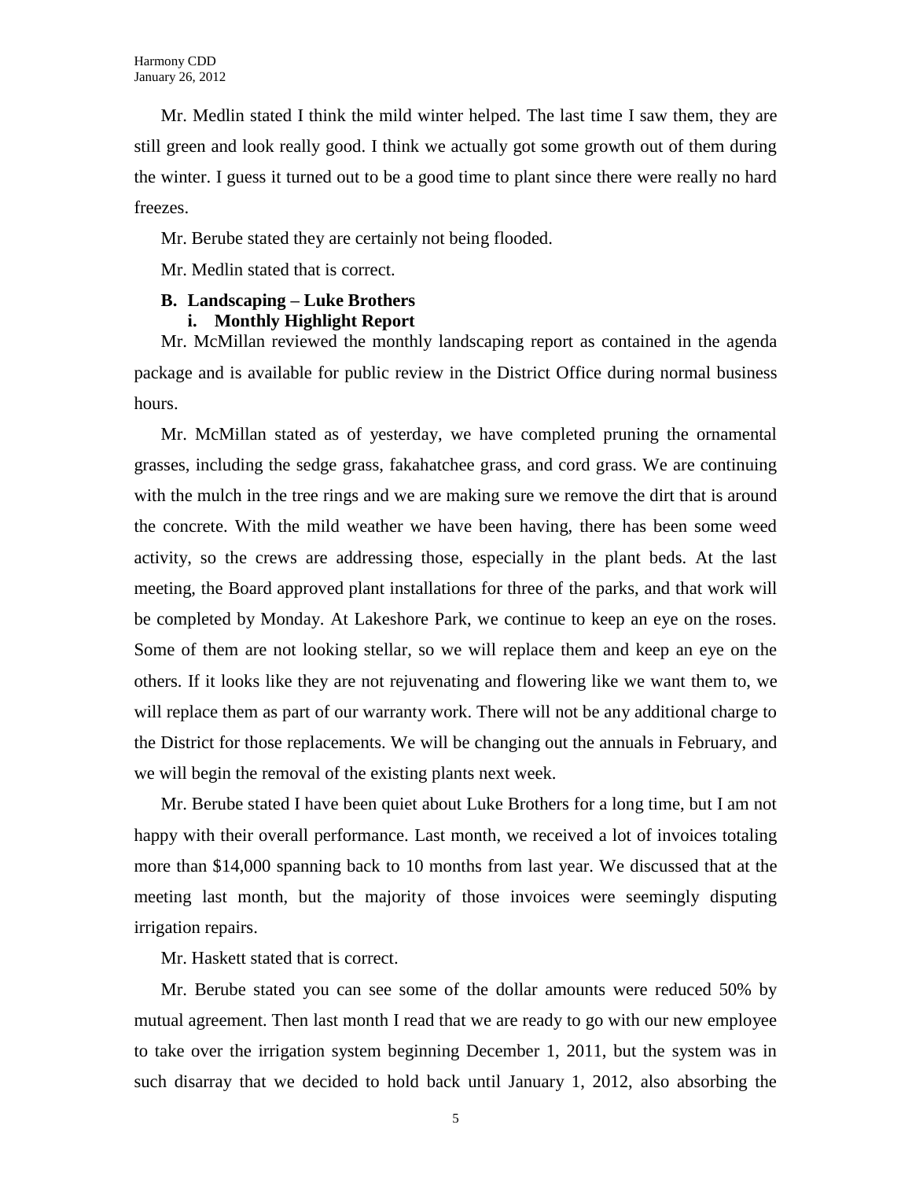Mr. Medlin stated I think the mild winter helped. The last time I saw them, they are still green and look really good. I think we actually got some growth out of them during the winter. I guess it turned out to be a good time to plant since there were really no hard freezes.

Mr. Berube stated they are certainly not being flooded.

Mr. Medlin stated that is correct.

**B. Landscaping – Luke Brothers**

**i. Monthly Highlight Report**

Mr. McMillan reviewed the monthly landscaping report as contained in the agenda package and is available for public review in the District Office during normal business hours.

Mr. McMillan stated as of yesterday, we have completed pruning the ornamental grasses, including the sedge grass, fakahatchee grass, and cord grass. We are continuing with the mulch in the tree rings and we are making sure we remove the dirt that is around the concrete. With the mild weather we have been having, there has been some weed activity, so the crews are addressing those, especially in the plant beds. At the last meeting, the Board approved plant installations for three of the parks, and that work will be completed by Monday. At Lakeshore Park, we continue to keep an eye on the roses. Some of them are not looking stellar, so we will replace them and keep an eye on the others. If it looks like they are not rejuvenating and flowering like we want them to, we will replace them as part of our warranty work. There will not be any additional charge to the District for those replacements. We will be changing out the annuals in February, and we will begin the removal of the existing plants next week.

Mr. Berube stated I have been quiet about Luke Brothers for a long time, but I am not happy with their overall performance. Last month, we received a lot of invoices totaling more than $14,000 spanning back to 10 months from last year. We discussed that at the meeting last month, but the majority of those invoices were seemingly disputing irrigation repairs.

Mr. Haskett stated that is correct.

Mr. Berube stated you can see some of the dollar amounts were reduced 50% by mutual agreement. Then last month I read that we are ready to go with our new employee to take over the irrigation system beginning December 1, 2011, but the system was in such disarray that we decided to hold back until January 1, 2012, also absorbing the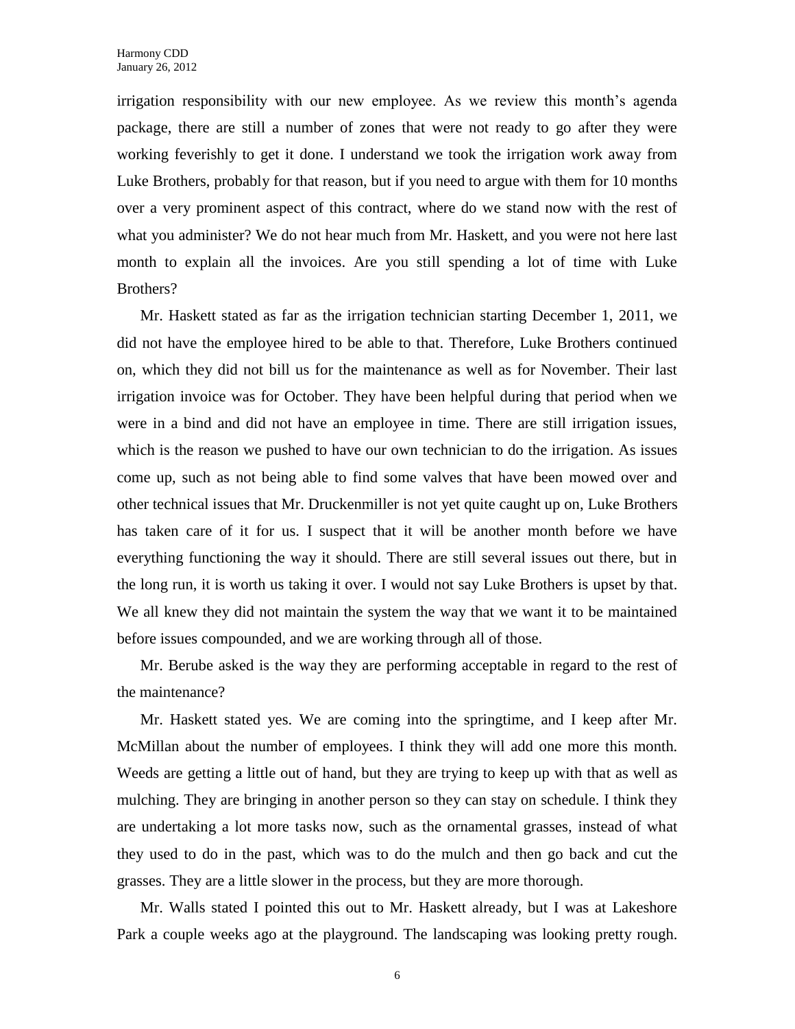irrigation responsibility with our new employee. As we review this month's agenda package, there are still a number of zones that were not ready to go after they were working feverishly to get it done. I understand we took the irrigation work away from Luke Brothers, probably for that reason, but if you need to argue with them for 10 months over a very prominent aspect of this contract, where do we stand now with the rest of what you administer? We do not hear much from Mr. Haskett, and you were not here last month to explain all the invoices. Are you still spending a lot of time with Luke Brothers?

Mr. Haskett stated as far as the irrigation technician starting December 1, 2011, we did not have the employee hired to be able to that. Therefore, Luke Brothers continued on, which they did not bill us for the maintenance as well as for November. Their last irrigation invoice was for October. They have been helpful during that period when we were in a bind and did not have an employee in time. There are still irrigation issues, which is the reason we pushed to have our own technician to do the irrigation. As issues come up, such as not being able to find some valves that have been mowed over and other technical issues that Mr. Druckenmiller is not yet quite caught up on, Luke Brothers has taken care of it for us. I suspect that it will be another month before we have everything functioning the way it should. There are still several issues out there, but in the long run, it is worth us taking it over. I would not say Luke Brothers is upset by that. We all knew they did not maintain the system the way that we want it to be maintained before issues compounded, and we are working through all of those.

Mr. Berube asked is the way they are performing acceptable in regard to the rest of the maintenance?

Mr. Haskett stated yes. We are coming into the springtime, and I keep after Mr. McMillan about the number of employees. I think they will add one more this month. Weeds are getting a little out of hand, but they are trying to keep up with that as well as mulching. They are bringing in another person so they can stay on schedule. I think they are undertaking a lot more tasks now, such as the ornamental grasses, instead of what they used to do in the past, which was to do the mulch and then go back and cut the grasses. They are a little slower in the process, but they are more thorough.

Mr. Walls stated I pointed this out to Mr. Haskett already, but I was at Lakeshore Park a couple weeks ago at the playground. The landscaping was looking pretty rough.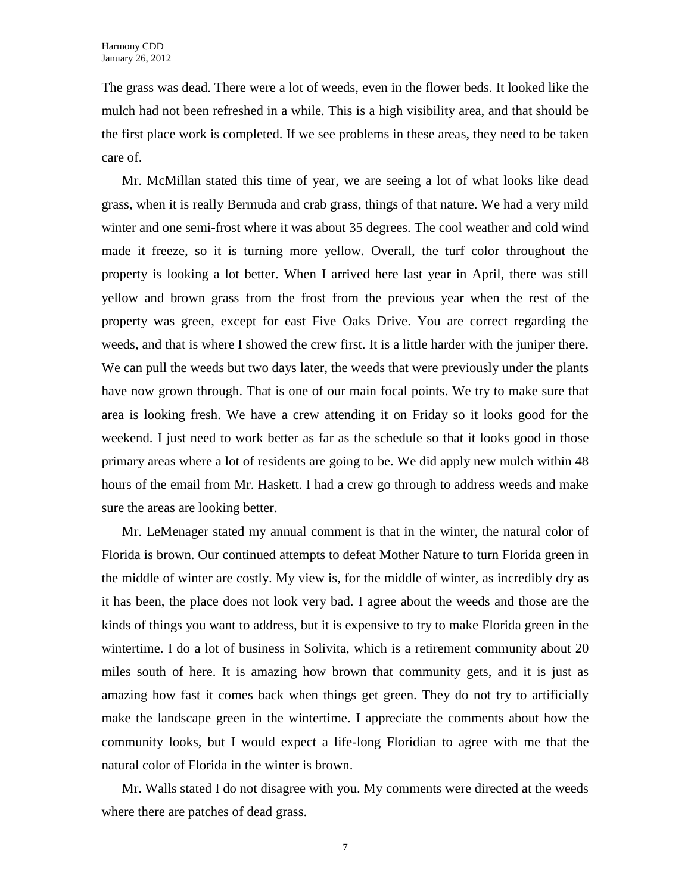The grass was dead. There were a lot of weeds, even in the flower beds. It looked like the mulch had not been refreshed in a while. This is a high visibility area, and that should be the first place work is completed. If we see problems in these areas, they need to be taken care of.

Mr. McMillan stated this time of year, we are seeing a lot of what looks like dead grass, when it is really Bermuda and crab grass, things of that nature. We had a very mild winter and one semi-frost where it was about 35 degrees. The cool weather and cold wind made it freeze, so it is turning more yellow. Overall, the turf color throughout the property is looking a lot better. When I arrived here last year in April, there was still yellow and brown grass from the frost from the previous year when the rest of the property was green, except for east Five Oaks Drive. You are correct regarding the weeds, and that is where I showed the crew first. It is a little harder with the juniper there. We can pull the weeds but two days later, the weeds that were previously under the plants have now grown through. That is one of our main focal points. We try to make sure that area is looking fresh. We have a crew attending it on Friday so it looks good for the weekend. I just need to work better as far as the schedule so that it looks good in those primary areas where a lot of residents are going to be. We did apply new mulch within 48 hours of the email from Mr. Haskett. I had a crew go through to address weeds and make sure the areas are looking better.

Mr. LeMenager stated my annual comment is that in the winter, the natural color of Florida is brown. Our continued attempts to defeat Mother Nature to turn Florida green in the middle of winter are costly. My view is, for the middle of winter, as incredibly dry as it has been, the place does not look very bad. I agree about the weeds and those are the kinds of things you want to address, but it is expensive to try to make Florida green in the wintertime. I do a lot of business in Solivita, which is a retirement community about 20 miles south of here. It is amazing how brown that community gets, and it is just as amazing how fast it comes back when things get green. They do not try to artificially make the landscape green in the wintertime. I appreciate the comments about how the community looks, but I would expect a life-long Floridian to agree with me that the natural color of Florida in the winter is brown.

Mr. Walls stated I do not disagree with you. My comments were directed at the weeds where there are patches of dead grass.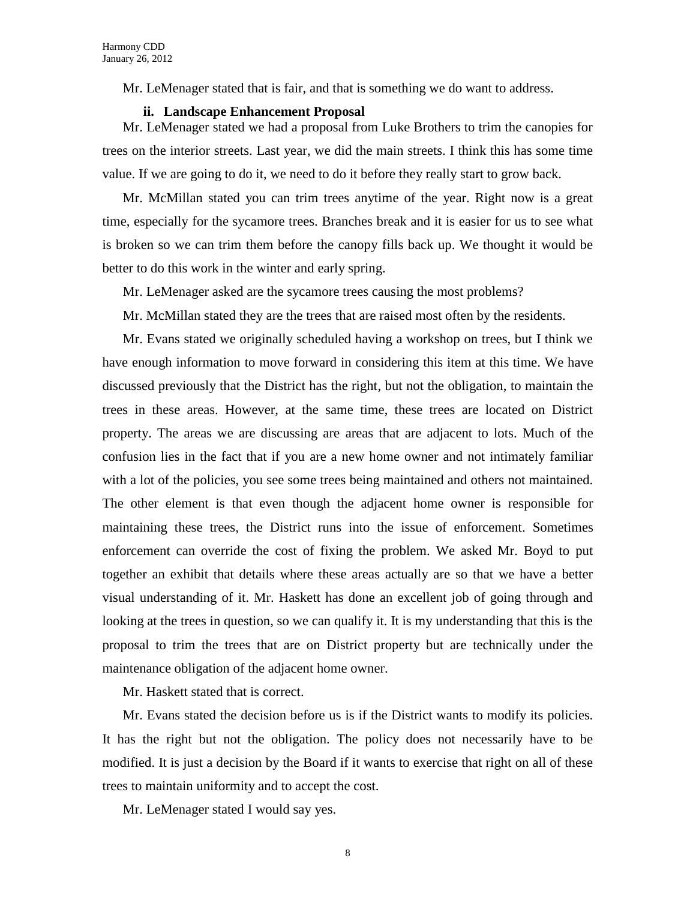Mr. LeMenager stated that is fair, and that is something we do want to address.

**ii. Landscape Enhancement Proposal**

Mr. LeMenager stated we had a proposal from Luke Brothers to trim the canopies for trees on the interior streets. Last year, we did the main streets. I think this has some time value. If we are going to do it, we need to do it before they really start to grow back.

Mr. McMillan stated you can trim trees anytime of the year. Right now is a great time, especially for the sycamore trees. Branches break and it is easier for us to see what is broken so we can trim them before the canopy fills back up. We thought it would be better to do this work in the winter and early spring.

Mr. LeMenager asked are the sycamore trees causing the most problems?

Mr. McMillan stated they are the trees that are raised most often by the residents.

Mr. Evans stated we originally scheduled having a workshop on trees, but I think we have enough information to move forward in considering this item at this time. We have discussed previously that the District has the right, but not the obligation, to maintain the trees in these areas. However, at the same time, these trees are located on District property. The areas we are discussing are areas that are adjacent to lots. Much of the confusion lies in the fact that if you are a new home owner and not intimately familiar with a lot of the policies, you see some trees being maintained and others not maintained. The other element is that even though the adjacent home owner is responsible for maintaining these trees, the District runs into the issue of enforcement. Sometimes enforcement can override the cost of fixing the problem. We asked Mr. Boyd to put together an exhibit that details where these areas actually are so that we have a better visual understanding of it. Mr. Haskett has done an excellent job of going through and looking at the trees in question, so we can qualify it. It is my understanding that this is the proposal to trim the trees that are on District property but are technically under the maintenance obligation of the adjacent home owner.

Mr. Haskett stated that is correct.

Mr. Evans stated the decision before us is if the District wants to modify its policies. It has the right but not the obligation. The policy does not necessarily have to be modified. It is just a decision by the Board if it wants to exercise that right on all of these trees to maintain uniformity and to accept the cost.

Mr. LeMenager stated I would say yes.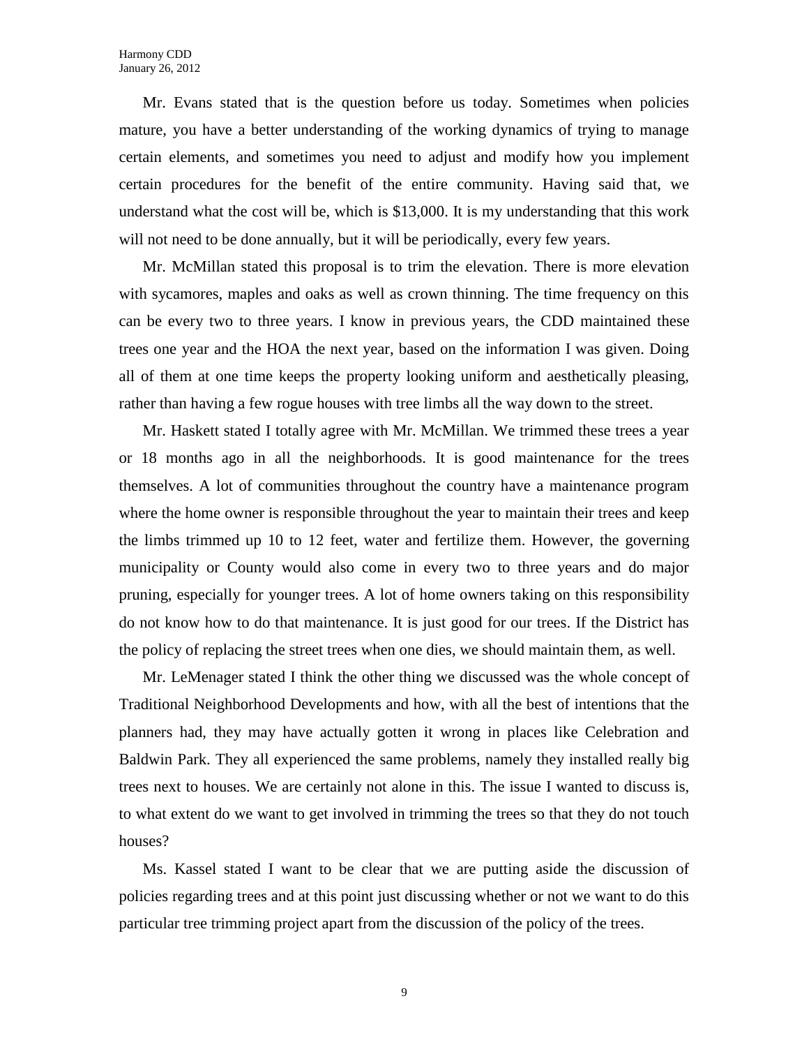Mr. Evans stated that is the question before us today. Sometimes when policies mature, you have a better understanding of the working dynamics of trying to manage certain elements, and sometimes you need to adjust and modify how you implement certain procedures for the benefit of the entire community. Having said that, we understand what the cost will be, which is $13,000. It is my understanding that this work will not need to be done annually, but it will be periodically, every few years.

Mr. McMillan stated this proposal is to trim the elevation. There is more elevation with sycamores, maples and oaks as well as crown thinning. The time frequency on this can be every two to three years. I know in previous years, the CDD maintained these trees one year and the HOA the next year, based on the information I was given. Doing all of them at one time keeps the property looking uniform and aesthetically pleasing, rather than having a few rogue houses with tree limbs all the way down to the street.

Mr. Haskett stated I totally agree with Mr. McMillan. We trimmed these trees a year or 18 months ago in all the neighborhoods. It is good maintenance for the trees themselves. A lot of communities throughout the country have a maintenance program where the home owner is responsible throughout the year to maintain their trees and keep the limbs trimmed up 10 to 12 feet, water and fertilize them. However, the governing municipality or County would also come in every two to three years and do major pruning, especially for younger trees. A lot of home owners taking on this responsibility do not know how to do that maintenance. It is just good for our trees. If the District has the policy of replacing the street trees when one dies, we should maintain them, as well.

Mr. LeMenager stated I think the other thing we discussed was the whole concept of Traditional Neighborhood Developments and how, with all the best of intentions that the planners had, they may have actually gotten it wrong in places like Celebration and Baldwin Park. They all experienced the same problems, namely they installed really big trees next to houses. We are certainly not alone in this. The issue I wanted to discuss is, to what extent do we want to get involved in trimming the trees so that they do not touch houses?

Ms. Kassel stated I want to be clear that we are putting aside the discussion of policies regarding trees and at this point just discussing whether or not we want to do this particular tree trimming project apart from the discussion of the policy of the trees.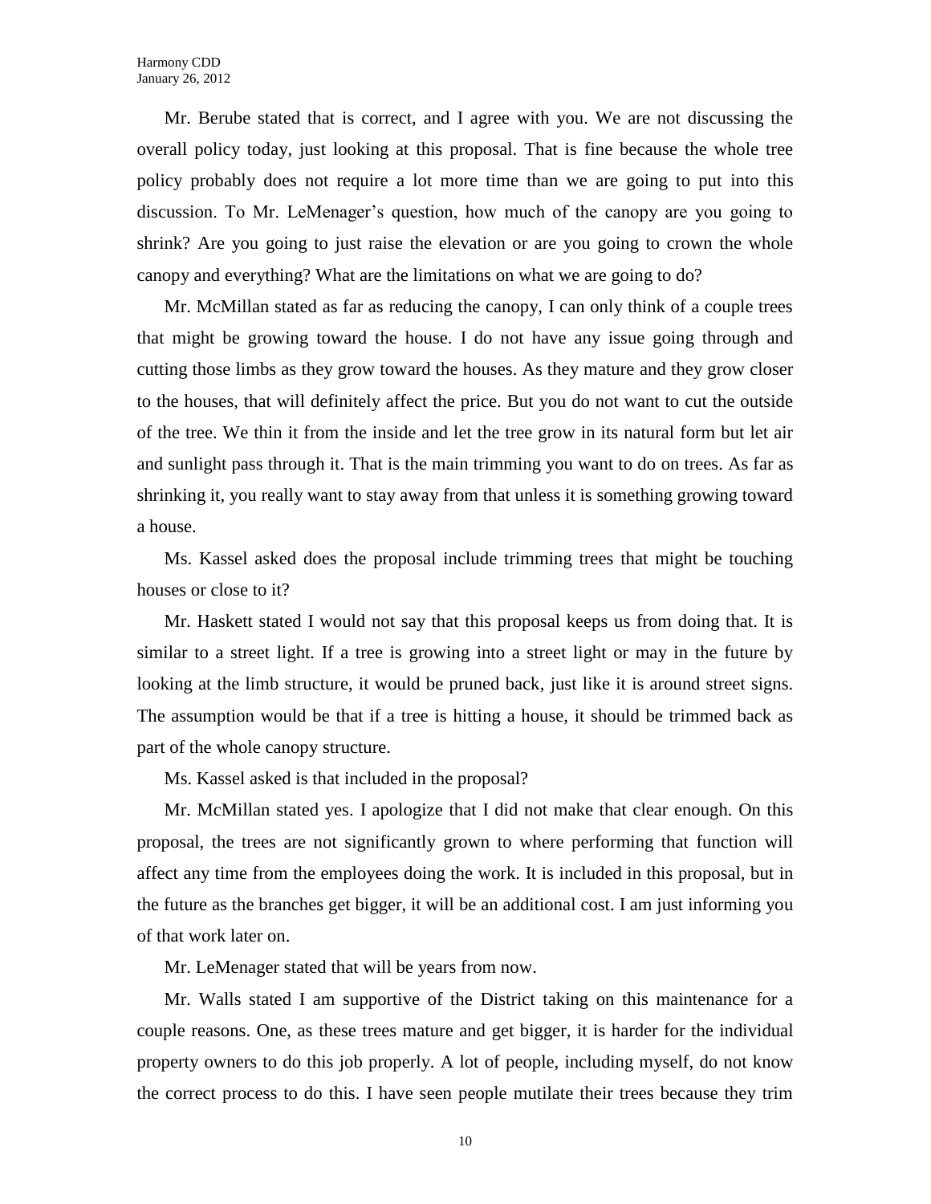Mr. Berube stated that is correct, and I agree with you. We are not discussing the overall policy today, just looking at this proposal. That is fine because the whole tree policy probably does not require a lot more time than we are going to put into this discussion. To Mr. LeMenager's question, how much of the canopy are you going to shrink? Are you going to just raise the elevation or are you going to crown the whole canopy and everything? What are the limitations on what we are going to do?

Mr. McMillan stated as far as reducing the canopy, I can only think of a couple trees that might be growing toward the house. I do not have any issue going through and cutting those limbs as they grow toward the houses. As they mature and they grow closer to the houses, that will definitely affect the price. But you do not want to cut the outside of the tree. We thin it from the inside and let the tree grow in its natural form but let air and sunlight pass through it. That is the main trimming you want to do on trees. As far as shrinking it, you really want to stay away from that unless it is something growing toward a house.

Ms. Kassel asked does the proposal include trimming trees that might be touching houses or close to it?

Mr. Haskett stated I would not say that this proposal keeps us from doing that. It is similar to a street light. If a tree is growing into a street light or may in the future by looking at the limb structure, it would be pruned back, just like it is around street signs. The assumption would be that if a tree is hitting a house, it should be trimmed back as part of the whole canopy structure.

Ms. Kassel asked is that included in the proposal?

Mr. McMillan stated yes. I apologize that I did not make that clear enough. On this proposal, the trees are not significantly grown to where performing that function will affect any time from the employees doing the work. It is included in this proposal, but in the future as the branches get bigger, it will be an additional cost. I am just informing you of that work later on.

Mr. LeMenager stated that will be years from now.

Mr. Walls stated I am supportive of the District taking on this maintenance for a couple reasons. One, as these trees mature and get bigger, it is harder for the individual property owners to do this job properly. A lot of people, including myself, do not know the correct process to do this. I have seen people mutilate their trees because they trim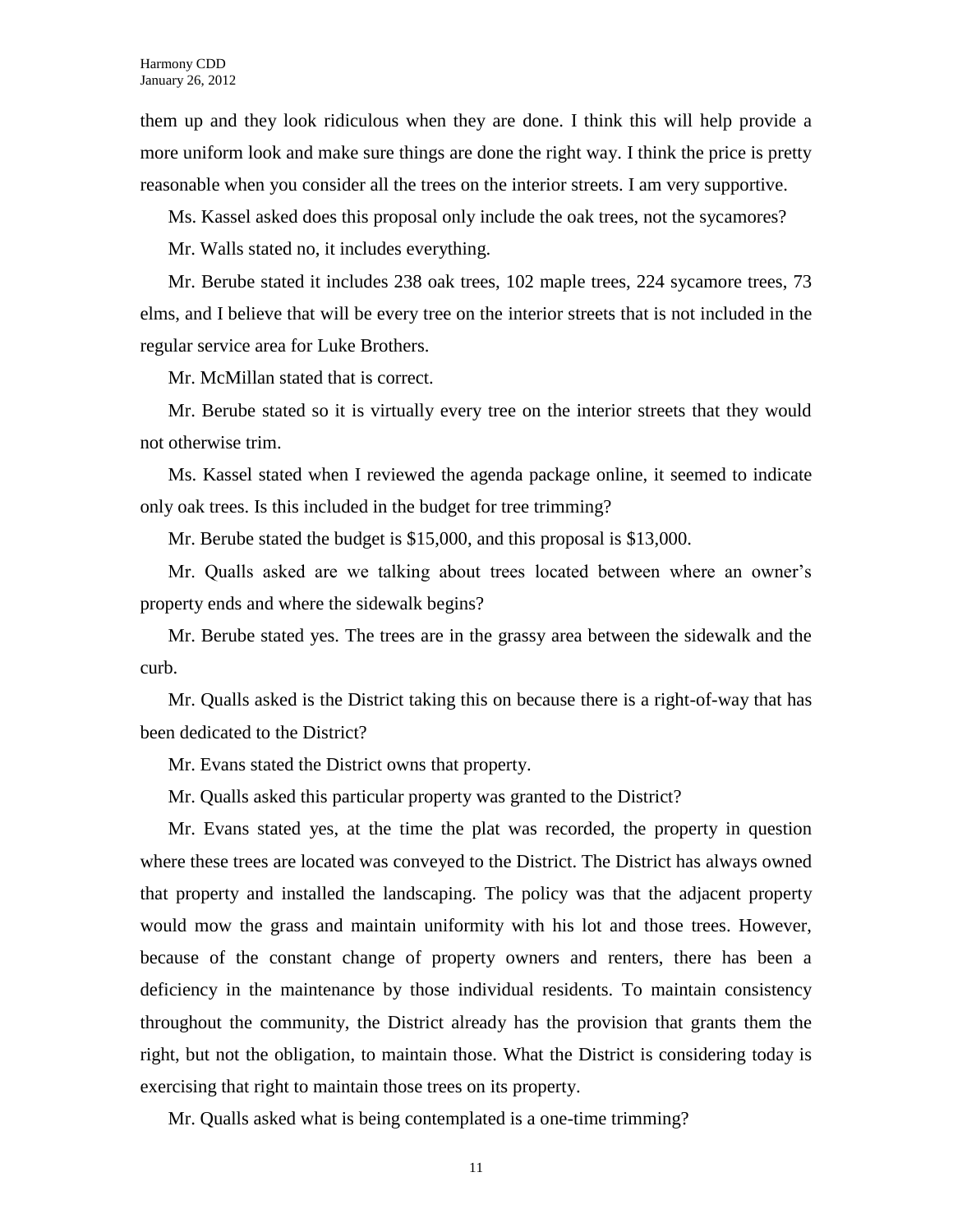them up and they look ridiculous when they are done. I think this will help provide a more uniform look and make sure things are done the right way. I think the price is pretty reasonable when you consider all the trees on the interior streets. I am very supportive.

Ms. Kassel asked does this proposal only include the oak trees, not the sycamores?

Mr. Walls stated no, it includes everything.

Mr. Berube stated it includes 238 oak trees, 102 maple trees, 224 sycamore trees, 73 elms, and I believe that will be every tree on the interior streets that is not included in the regular service area for Luke Brothers.

Mr. McMillan stated that is correct.

Mr. Berube stated so it is virtually every tree on the interior streets that they would not otherwise trim.

Ms. Kassel stated when I reviewed the agenda package online, it seemed to indicate only oak trees. Is this included in the budget for tree trimming?

Mr. Berube stated the budget is $15,000, and this proposal is $13,000.

Mr. Qualls asked are we talking about trees located between where an owner's property ends and where the sidewalk begins?

Mr. Berube stated yes. The trees are in the grassy area between the sidewalk and the curb.

Mr. Qualls asked is the District taking this on because there is a right-of-way that has been dedicated to the District?

Mr. Evans stated the District owns that property.

Mr. Qualls asked this particular property was granted to the District?

Mr. Evans stated yes, at the time the plat was recorded, the property in question where these trees are located was conveyed to the District. The District has always owned that property and installed the landscaping. The policy was that the adjacent property would mow the grass and maintain uniformity with his lot and those trees. However, because of the constant change of property owners and renters, there has been a deficiency in the maintenance by those individual residents. To maintain consistency throughout the community, the District already has the provision that grants them the right, but not the obligation, to maintain those. What the District is considering today is exercising that right to maintain those trees on its property.

Mr. Qualls asked what is being contemplated is a one-time trimming?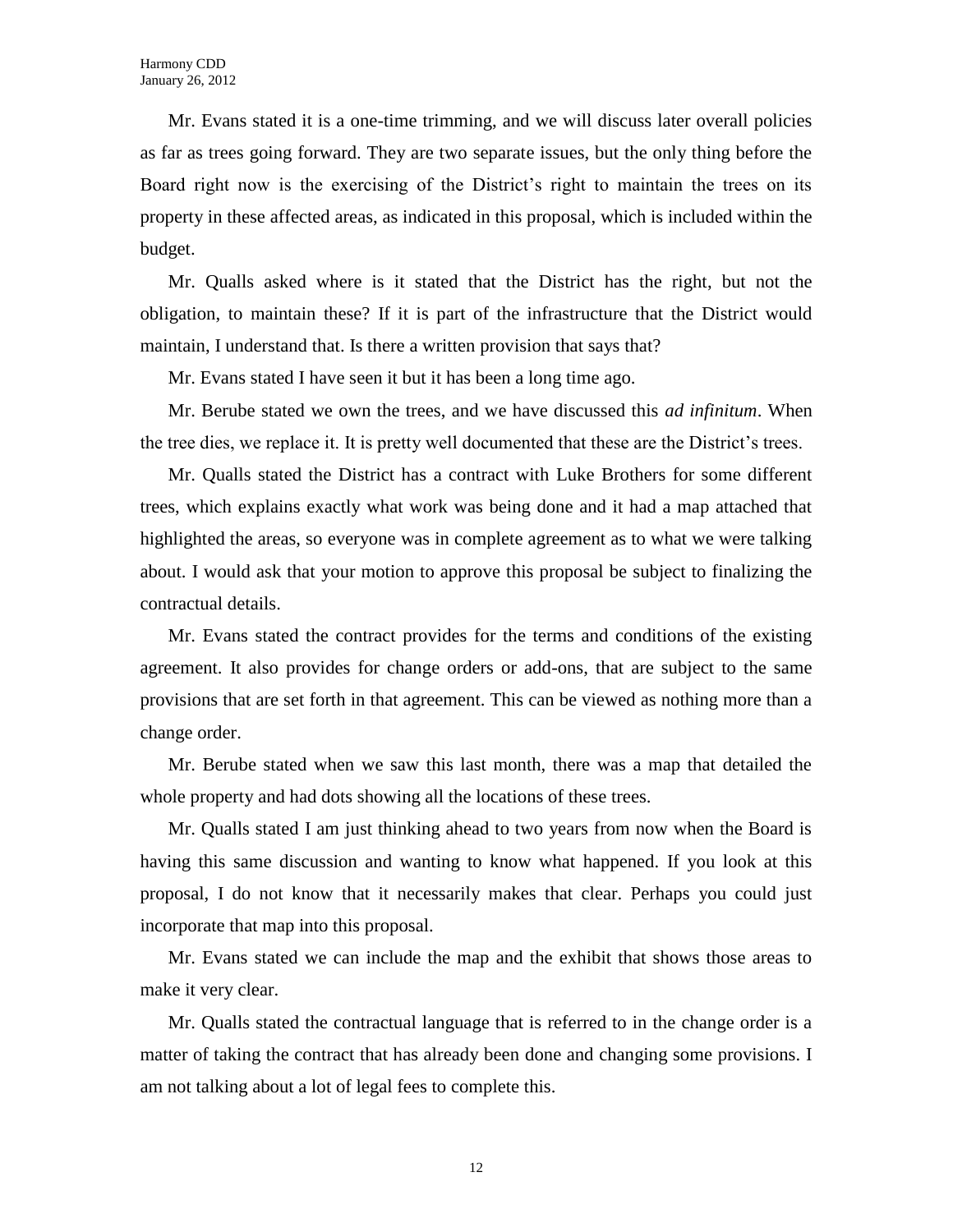Mr. Evans stated it is a one-time trimming, and we will discuss later overall policies as far as trees going forward. They are two separate issues, but the only thing before the Board right now is the exercising of the District's right to maintain the trees on its property in these affected areas, as indicated in this proposal, which is included within the budget.

Mr. Qualls asked where is it stated that the District has the right, but not the obligation, to maintain these? If it is part of the infrastructure that the District would maintain, I understand that. Is there a written provision that says that?

Mr. Evans stated I have seen it but it has been a long time ago.

Mr. Berube stated we own the trees, and we have discussed this *ad infinitum*. When the tree dies, we replace it. It is pretty well documented that these are the District's trees.

Mr. Qualls stated the District has a contract with Luke Brothers for some different trees, which explains exactly what work was being done and it had a map attached that highlighted the areas, so everyone was in complete agreement as to what we were talking about. I would ask that your motion to approve this proposal be subject to finalizing the contractual details.

Mr. Evans stated the contract provides for the terms and conditions of the existing agreement. It also provides for change orders or add-ons, that are subject to the same provisions that are set forth in that agreement. This can be viewed as nothing more than a change order.

Mr. Berube stated when we saw this last month, there was a map that detailed the whole property and had dots showing all the locations of these trees.

Mr. Qualls stated I am just thinking ahead to two years from now when the Board is having this same discussion and wanting to know what happened. If you look at this proposal, I do not know that it necessarily makes that clear. Perhaps you could just incorporate that map into this proposal.

Mr. Evans stated we can include the map and the exhibit that shows those areas to make it very clear.

Mr. Qualls stated the contractual language that is referred to in the change order is a matter of taking the contract that has already been done and changing some provisions. I am not talking about a lot of legal fees to complete this.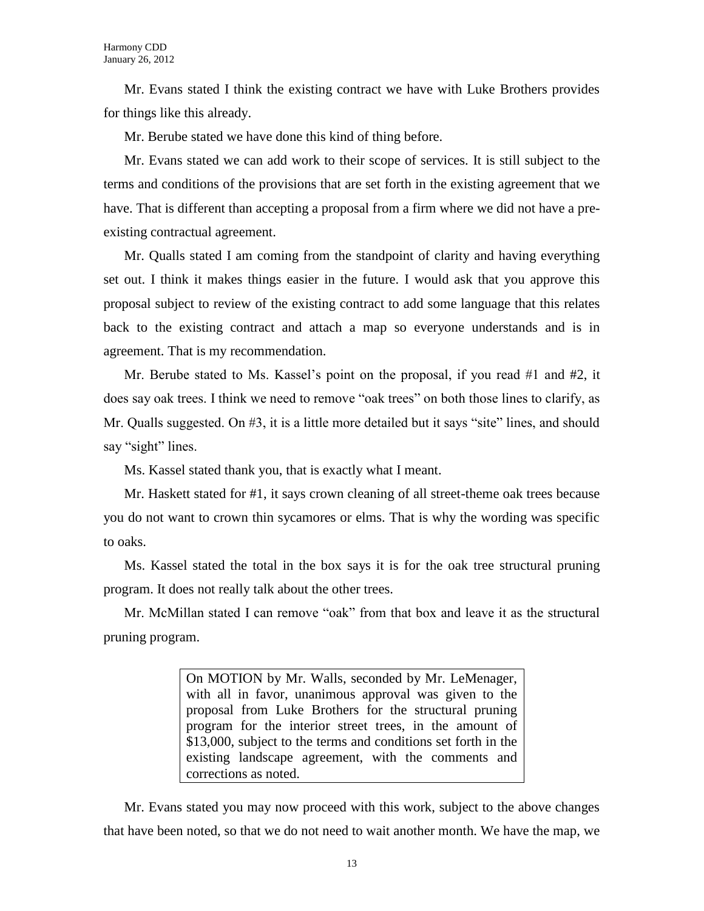Mr. Evans stated I think the existing contract we have with Luke Brothers provides for things like this already.

Mr. Berube stated we have done this kind of thing before.

Mr. Evans stated we can add work to their scope of services. It is still subject to the terms and conditions of the provisions that are set forth in the existing agreement that we have. That is different than accepting a proposal from a firm where we did not have a pre-existing contractual agreement.

Mr. Qualls stated I am coming from the standpoint of clarity and having everything set out. I think it makes things easier in the future. I would ask that you approve this proposal subject to review of the existing contract to add some language that this relates back to the existing contract and attach a map so everyone understands and is in agreement. That is my recommendation.

Mr. Berube stated to Ms. Kassel's point on the proposal, if you read #1 and #2, it does say oak trees. I think we need to remove "oak trees" on both those lines to clarify, as Mr. Qualls suggested. On #3, it is a little more detailed but it says "site" lines, and should say "sight" lines.

Ms. Kassel stated thank you, that is exactly what I meant.

Mr. Haskett stated for #1, it says crown cleaning of all street-theme oak trees because you do not want to crown thin sycamores or elms. That is why the wording was specific to oaks.

Ms. Kassel stated the total in the box says it is for the oak tree structural pruning program. It does not really talk about the other trees.

Mr. McMillan stated I can remove "oak" from that box and leave it as the structural pruning program.

> On MOTION by Mr. Walls, seconded by Mr. LeMenager, with all in favor, unanimous approval was given to the proposal from Luke Brothers for the structural pruning program for the interior street trees, in the amount of $13,000, subject to the terms and conditions set forth in the existing landscape agreement, with the comments and corrections as noted.

Mr. Evans stated you may now proceed with this work, subject to the above changes that have been noted, so that we do not need to wait another month. We have the map, we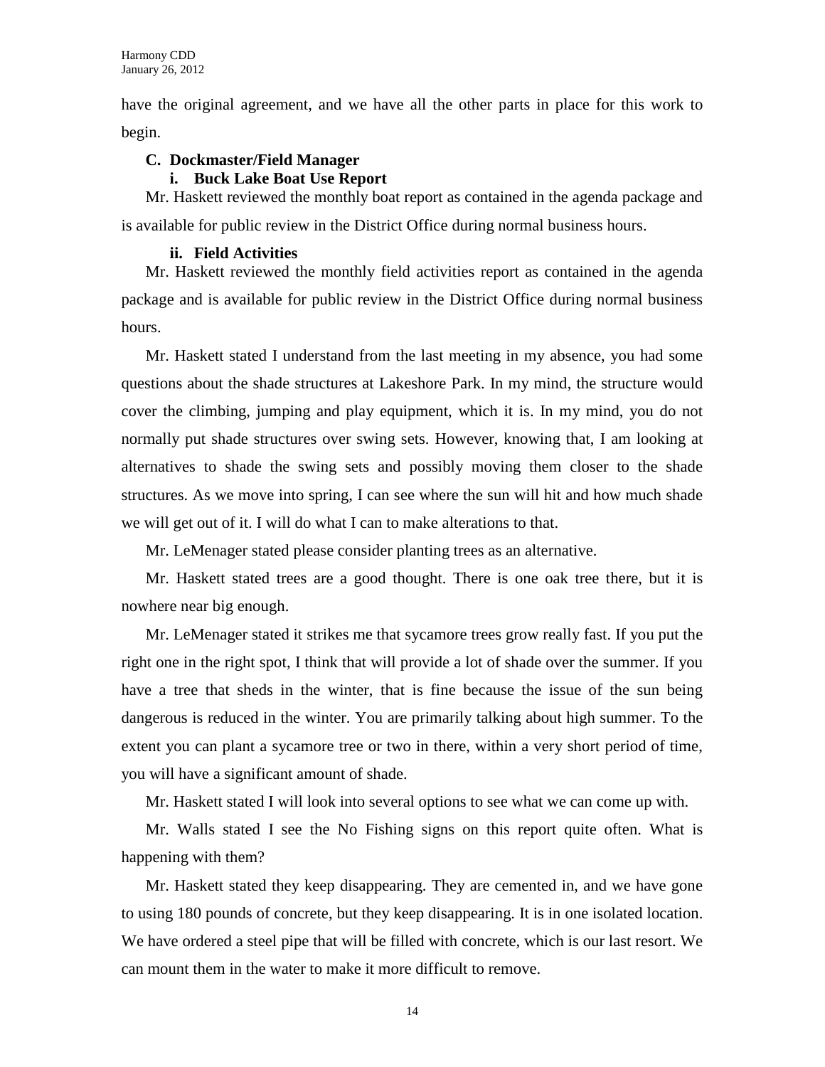have the original agreement, and we have all the other parts in place for this work to begin.

**C. Dockmaster/Field Manager**

**i. Buck Lake Boat Use Report**

Mr. Haskett reviewed the monthly boat report as contained in the agenda package and is available for public review in the District Office during normal business hours.

**ii. Field Activities**

Mr. Haskett reviewed the monthly field activities report as contained in the agenda package and is available for public review in the District Office during normal business hours.

Mr. Haskett stated I understand from the last meeting in my absence, you had some questions about the shade structures at Lakeshore Park. In my mind, the structure would cover the climbing, jumping and play equipment, which it is. In my mind, you do not normally put shade structures over swing sets. However, knowing that, I am looking at alternatives to shade the swing sets and possibly moving them closer to the shade structures. As we move into spring, I can see where the sun will hit and how much shade we will get out of it. I will do what I can to make alterations to that.

Mr. LeMenager stated please consider planting trees as an alternative.

Mr. Haskett stated trees are a good thought. There is one oak tree there, but it is nowhere near big enough.

Mr. LeMenager stated it strikes me that sycamore trees grow really fast. If you put the right one in the right spot, I think that will provide a lot of shade over the summer. If you have a tree that sheds in the winter, that is fine because the issue of the sun being dangerous is reduced in the winter. You are primarily talking about high summer. To the extent you can plant a sycamore tree or two in there, within a very short period of time, you will have a significant amount of shade.

Mr. Haskett stated I will look into several options to see what we can come up with.

Mr. Walls stated I see the No Fishing signs on this report quite often. What is happening with them?

Mr. Haskett stated they keep disappearing. They are cemented in, and we have gone to using 180 pounds of concrete, but they keep disappearing. It is in one isolated location. We have ordered a steel pipe that will be filled with concrete, which is our last resort. We can mount them in the water to make it more difficult to remove.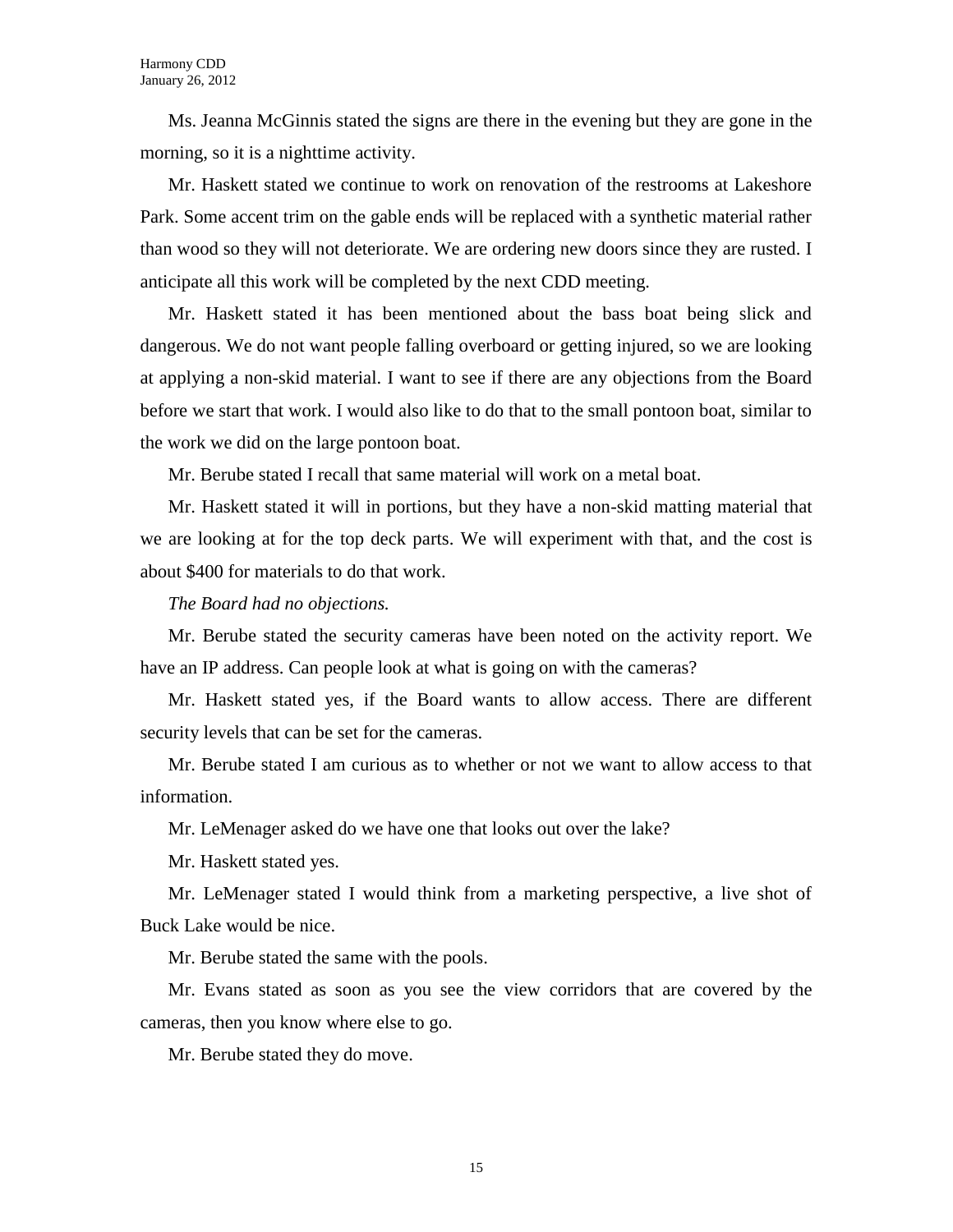Ms. Jeanna McGinnis stated the signs are there in the evening but they are gone in the morning, so it is a nighttime activity.

Mr. Haskett stated we continue to work on renovation of the restrooms at Lakeshore Park. Some accent trim on the gable ends will be replaced with a synthetic material rather than wood so they will not deteriorate. We are ordering new doors since they are rusted. I anticipate all this work will be completed by the next CDD meeting.

Mr. Haskett stated it has been mentioned about the bass boat being slick and dangerous. We do not want people falling overboard or getting injured, so we are looking at applying a non-skid material. I want to see if there are any objections from the Board before we start that work. I would also like to do that to the small pontoon boat, similar to the work we did on the large pontoon boat.

Mr. Berube stated I recall that same material will work on a metal boat.

Mr. Haskett stated it will in portions, but they have a non-skid matting material that we are looking at for the top deck parts. We will experiment with that, and the cost is about $400 for materials to do that work.

*The Board had no objections.*

Mr. Berube stated the security cameras have been noted on the activity report. We have an IP address. Can people look at what is going on with the cameras?

Mr. Haskett stated yes, if the Board wants to allow access. There are different security levels that can be set for the cameras.

Mr. Berube stated I am curious as to whether or not we want to allow access to that information.

Mr. LeMenager asked do we have one that looks out over the lake?

Mr. Haskett stated yes.

Mr. LeMenager stated I would think from a marketing perspective, a live shot of Buck Lake would be nice.

Mr. Berube stated the same with the pools.

Mr. Evans stated as soon as you see the view corridors that are covered by the cameras, then you know where else to go.

Mr. Berube stated they do move.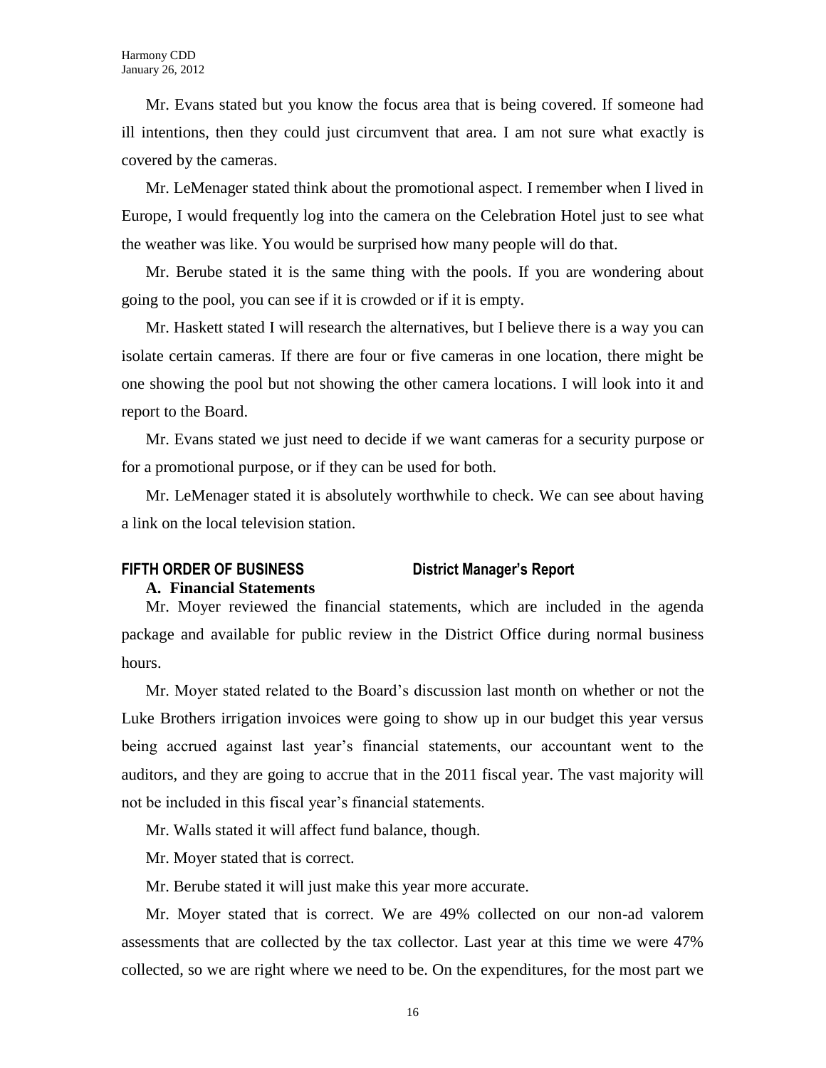Mr. Evans stated but you know the focus area that is being covered. If someone had ill intentions, then they could just circumvent that area. I am not sure what exactly is covered by the cameras.

Mr. LeMenager stated think about the promotional aspect. I remember when I lived in Europe, I would frequently log into the camera on the Celebration Hotel just to see what the weather was like. You would be surprised how many people will do that.

Mr. Berube stated it is the same thing with the pools. If you are wondering about going to the pool, you can see if it is crowded or if it is empty.

Mr. Haskett stated I will research the alternatives, but I believe there is a way you can isolate certain cameras. If there are four or five cameras in one location, there might be one showing the pool but not showing the other camera locations. I will look into it and report to the Board.

Mr. Evans stated we just need to decide if we want cameras for a security purpose or for a promotional purpose, or if they can be used for both.

Mr. LeMenager stated it is absolutely worthwhile to check. We can see about having a link on the local television station.

## FIFTH ORDER OF BUSINESS — District Manager's Report

### A. Financial Statements

Mr. Moyer reviewed the financial statements, which are included in the agenda package and available for public review in the District Office during normal business hours.

Mr. Moyer stated related to the Board's discussion last month on whether or not the Luke Brothers irrigation invoices were going to show up in our budget this year versus being accrued against last year's financial statements, our accountant went to the auditors, and they are going to accrue that in the 2011 fiscal year. The vast majority will not be included in this fiscal year's financial statements.

Mr. Walls stated it will affect fund balance, though.

Mr. Moyer stated that is correct.

Mr. Berube stated it will just make this year more accurate.

Mr. Moyer stated that is correct. We are 49% collected on our non-ad valorem assessments that are collected by the tax collector. Last year at this time we were 47% collected, so we are right where we need to be. On the expenditures, for the most part we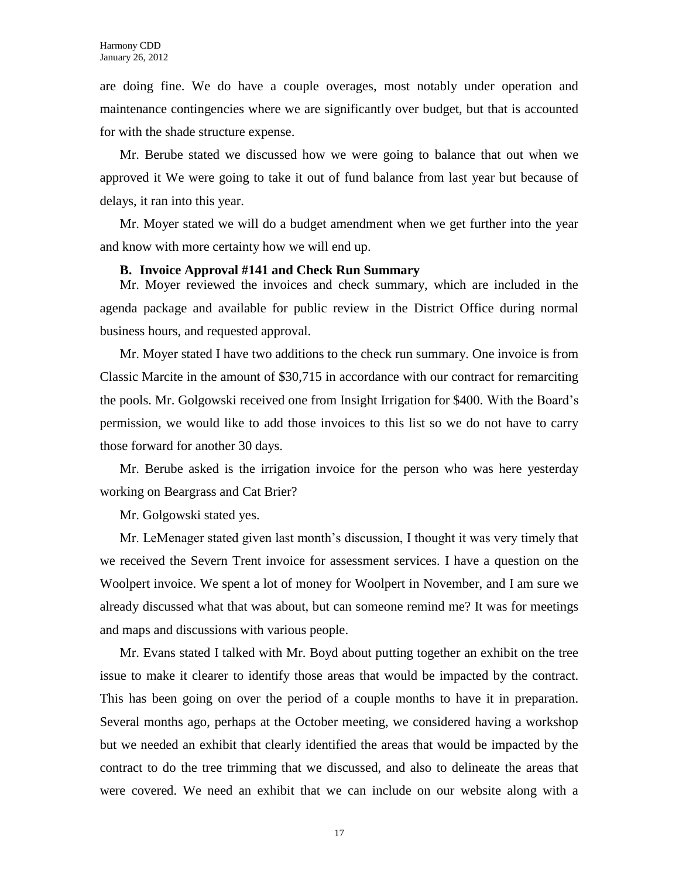are doing fine. We do have a couple overages, most notably under operation and maintenance contingencies where we are significantly over budget, but that is accounted for with the shade structure expense.

Mr. Berube stated we discussed how we were going to balance that out when we approved it We were going to take it out of fund balance from last year but because of delays, it ran into this year.

Mr. Moyer stated we will do a budget amendment when we get further into the year and know with more certainty how we will end up.

**B. Invoice Approval #141 and Check Run Summary**

Mr. Moyer reviewed the invoices and check summary, which are included in the agenda package and available for public review in the District Office during normal business hours, and requested approval.

Mr. Moyer stated I have two additions to the check run summary. One invoice is from Classic Marcite in the amount of $30,715 in accordance with our contract for remarciting the pools. Mr. Golgowski received one from Insight Irrigation for $400. With the Board's permission, we would like to add those invoices to this list so we do not have to carry those forward for another 30 days.

Mr. Berube asked is the irrigation invoice for the person who was here yesterday working on Beargrass and Cat Brier?

Mr. Golgowski stated yes.

Mr. LeMenager stated given last month's discussion, I thought it was very timely that we received the Severn Trent invoice for assessment services. I have a question on the Woolpert invoice. We spent a lot of money for Woolpert in November, and I am sure we already discussed what that was about, but can someone remind me? It was for meetings and maps and discussions with various people.

Mr. Evans stated I talked with Mr. Boyd about putting together an exhibit on the tree issue to make it clearer to identify those areas that would be impacted by the contract. This has been going on over the period of a couple months to have it in preparation. Several months ago, perhaps at the October meeting, we considered having a workshop but we needed an exhibit that clearly identified the areas that would be impacted by the contract to do the tree trimming that we discussed, and also to delineate the areas that were covered. We need an exhibit that we can include on our website along with a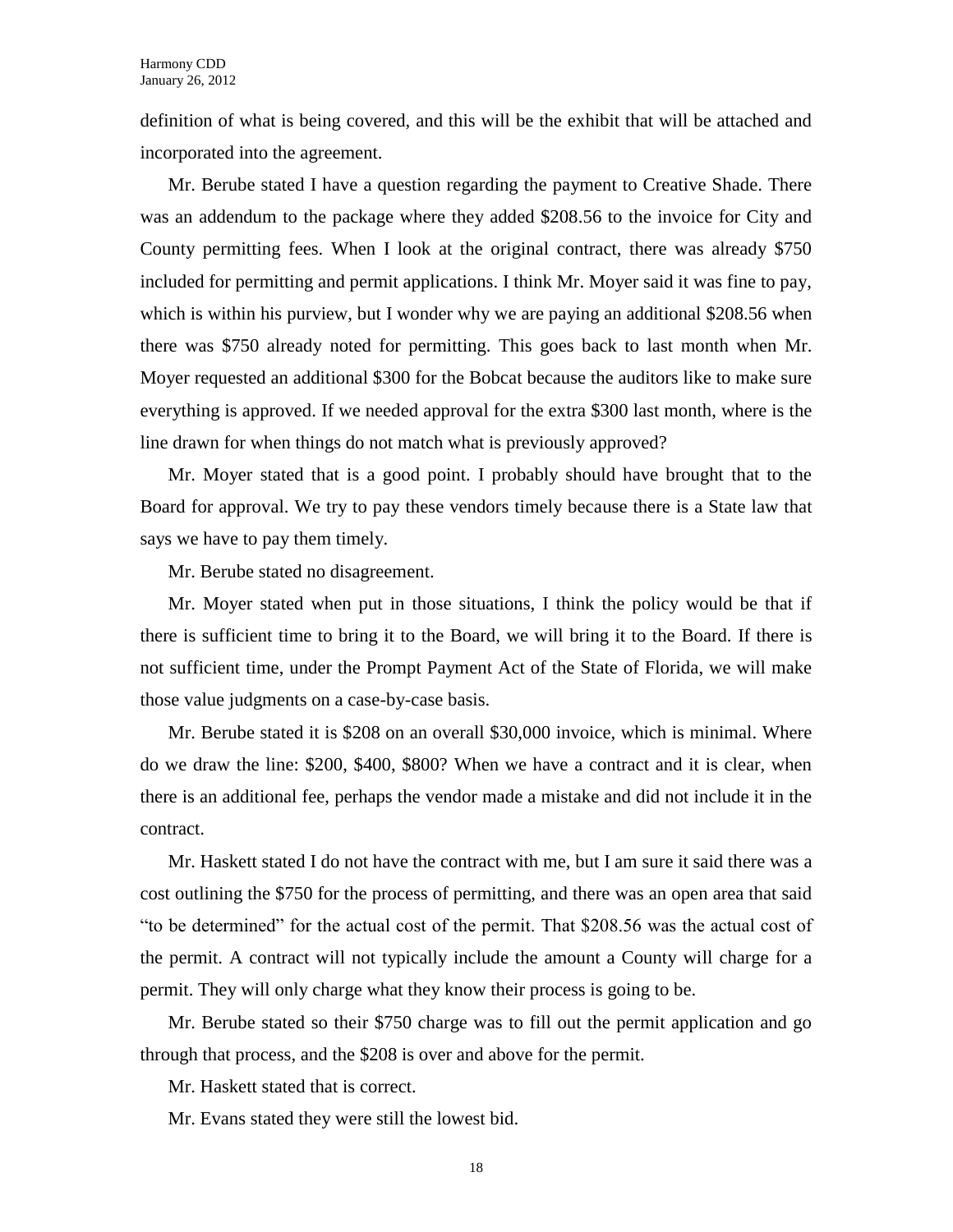definition of what is being covered, and this will be the exhibit that will be attached and incorporated into the agreement.

Mr. Berube stated I have a question regarding the payment to Creative Shade. There was an addendum to the package where they added $208.56 to the invoice for City and County permitting fees. When I look at the original contract, there was already $750 included for permitting and permit applications. I think Mr. Moyer said it was fine to pay, which is within his purview, but I wonder why we are paying an additional $208.56 when there was $750 already noted for permitting. This goes back to last month when Mr. Moyer requested an additional $300 for the Bobcat because the auditors like to make sure everything is approved. If we needed approval for the extra $300 last month, where is the line drawn for when things do not match what is previously approved?

Mr. Moyer stated that is a good point. I probably should have brought that to the Board for approval. We try to pay these vendors timely because there is a State law that says we have to pay them timely.

Mr. Berube stated no disagreement.

Mr. Moyer stated when put in those situations, I think the policy would be that if there is sufficient time to bring it to the Board, we will bring it to the Board. If there is not sufficient time, under the Prompt Payment Act of the State of Florida, we will make those value judgments on a case-by-case basis.

Mr. Berube stated it is $208 on an overall $30,000 invoice, which is minimal. Where do we draw the line: $200, $400, $800? When we have a contract and it is clear, when there is an additional fee, perhaps the vendor made a mistake and did not include it in the contract.

Mr. Haskett stated I do not have the contract with me, but I am sure it said there was a cost outlining the $750 for the process of permitting, and there was an open area that said "to be determined" for the actual cost of the permit. That $208.56 was the actual cost of the permit. A contract will not typically include the amount a County will charge for a permit. They will only charge what they know their process is going to be.

Mr. Berube stated so their $750 charge was to fill out the permit application and go through that process, and the $208 is over and above for the permit.

Mr. Haskett stated that is correct.

Mr. Evans stated they were still the lowest bid.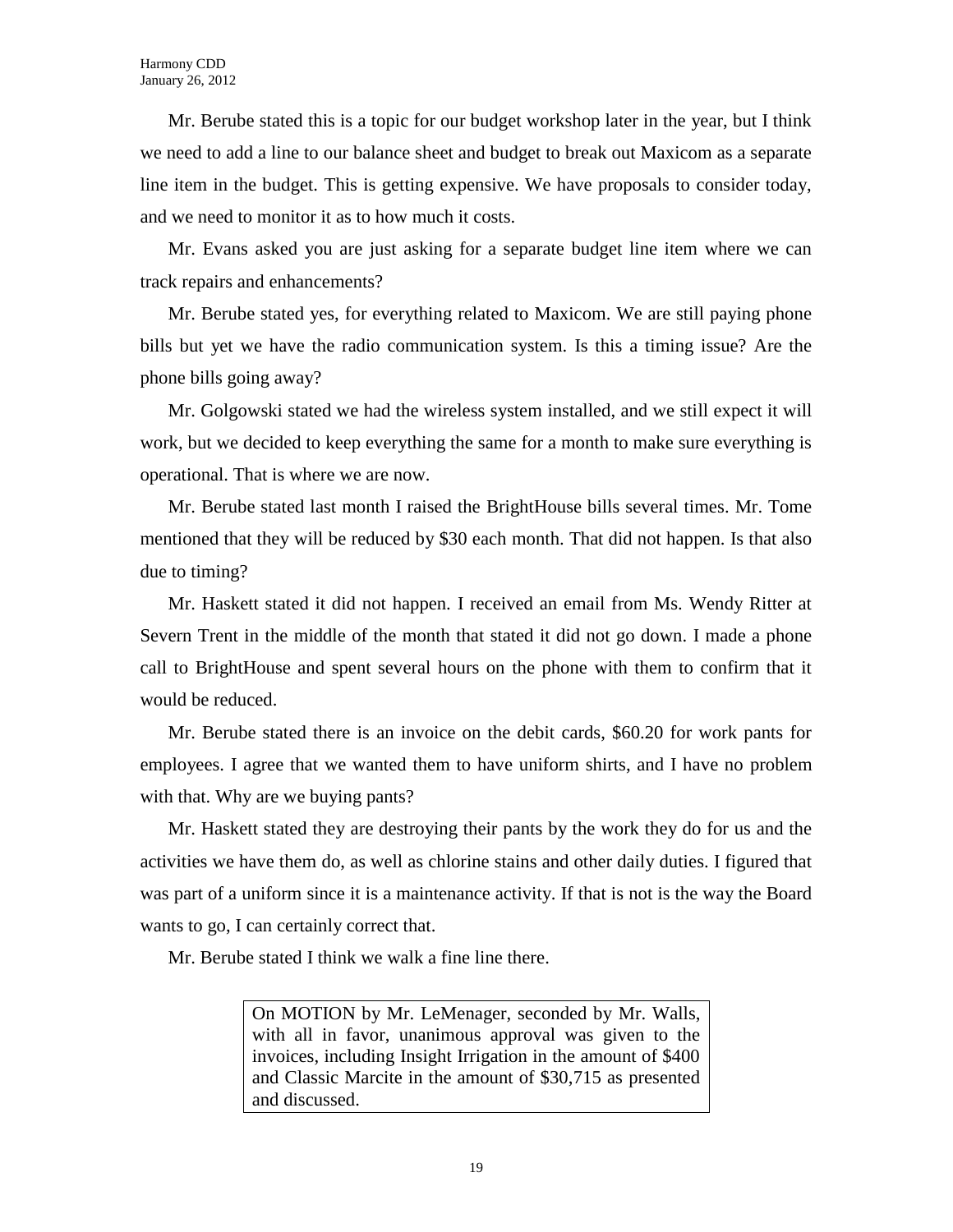Mr. Berube stated this is a topic for our budget workshop later in the year, but I think we need to add a line to our balance sheet and budget to break out Maxicom as a separate line item in the budget. This is getting expensive. We have proposals to consider today, and we need to monitor it as to how much it costs.

Mr. Evans asked you are just asking for a separate budget line item where we can track repairs and enhancements?

Mr. Berube stated yes, for everything related to Maxicom. We are still paying phone bills but yet we have the radio communication system. Is this a timing issue? Are the phone bills going away?

Mr. Golgowski stated we had the wireless system installed, and we still expect it will work, but we decided to keep everything the same for a month to make sure everything is operational. That is where we are now.

Mr. Berube stated last month I raised the BrightHouse bills several times. Mr. Tome mentioned that they will be reduced by $30 each month. That did not happen. Is that also due to timing?

Mr. Haskett stated it did not happen. I received an email from Ms. Wendy Ritter at Severn Trent in the middle of the month that stated it did not go down. I made a phone call to BrightHouse and spent several hours on the phone with them to confirm that it would be reduced.

Mr. Berube stated there is an invoice on the debit cards, $60.20 for work pants for employees. I agree that we wanted them to have uniform shirts, and I have no problem with that. Why are we buying pants?

Mr. Haskett stated they are destroying their pants by the work they do for us and the activities we have them do, as well as chlorine stains and other daily duties. I figured that was part of a uniform since it is a maintenance activity. If that is not is the way the Board wants to go, I can certainly correct that.

Mr. Berube stated I think we walk a fine line there.

> On MOTION by Mr. LeMenager, seconded by Mr. Walls, with all in favor, unanimous approval was given to the invoices, including Insight Irrigation in the amount of $400 and Classic Marcite in the amount of $30,715 as presented and discussed.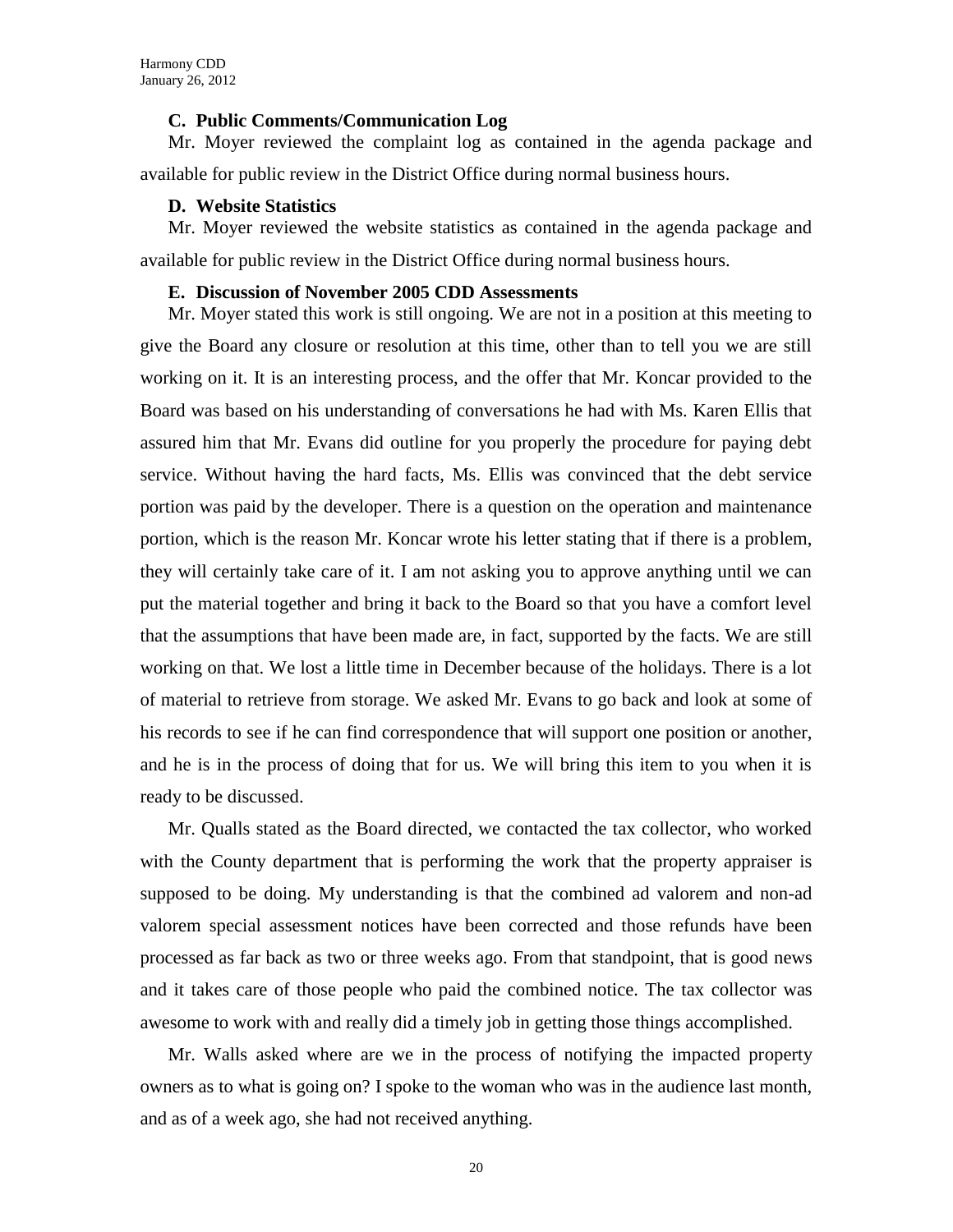### C. Public Comments/Communication Log

Mr. Moyer reviewed the complaint log as contained in the agenda package and available for public review in the District Office during normal business hours.

### D. Website Statistics

Mr. Moyer reviewed the website statistics as contained in the agenda package and available for public review in the District Office during normal business hours.

### E. Discussion of November 2005 CDD Assessments

Mr. Moyer stated this work is still ongoing. We are not in a position at this meeting to give the Board any closure or resolution at this time, other than to tell you we are still working on it. It is an interesting process, and the offer that Mr. Koncar provided to the Board was based on his understanding of conversations he had with Ms. Karen Ellis that assured him that Mr. Evans did outline for you properly the procedure for paying debt service. Without having the hard facts, Ms. Ellis was convinced that the debt service portion was paid by the developer. There is a question on the operation and maintenance portion, which is the reason Mr. Koncar wrote his letter stating that if there is a problem, they will certainly take care of it. I am not asking you to approve anything until we can put the material together and bring it back to the Board so that you have a comfort level that the assumptions that have been made are, in fact, supported by the facts. We are still working on that. We lost a little time in December because of the holidays. There is a lot of material to retrieve from storage. We asked Mr. Evans to go back and look at some of his records to see if he can find correspondence that will support one position or another, and he is in the process of doing that for us. We will bring this item to you when it is ready to be discussed.

Mr. Qualls stated as the Board directed, we contacted the tax collector, who worked with the County department that is performing the work that the property appraiser is supposed to be doing. My understanding is that the combined ad valorem and non-ad valorem special assessment notices have been corrected and those refunds have been processed as far back as two or three weeks ago. From that standpoint, that is good news and it takes care of those people who paid the combined notice. The tax collector was awesome to work with and really did a timely job in getting those things accomplished.

Mr. Walls asked where are we in the process of notifying the impacted property owners as to what is going on? I spoke to the woman who was in the audience last month, and as of a week ago, she had not received anything.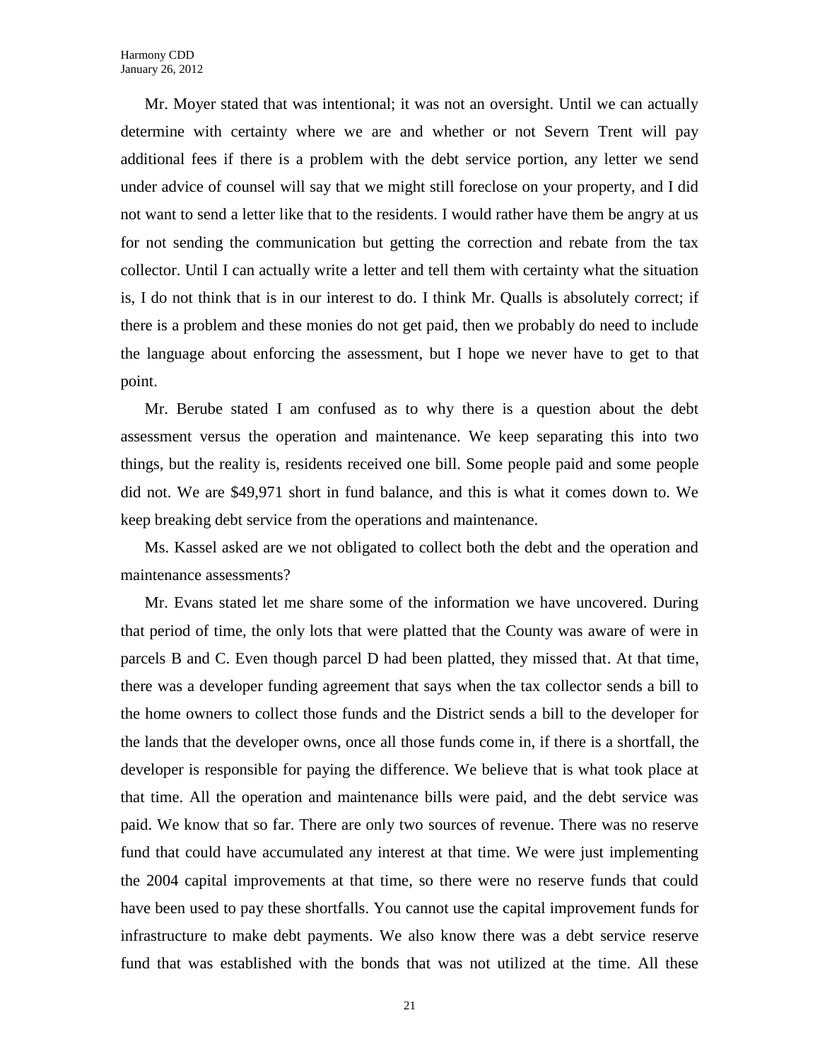Mr. Moyer stated that was intentional; it was not an oversight. Until we can actually determine with certainty where we are and whether or not Severn Trent will pay additional fees if there is a problem with the debt service portion, any letter we send under advice of counsel will say that we might still foreclose on your property, and I did not want to send a letter like that to the residents. I would rather have them be angry at us for not sending the communication but getting the correction and rebate from the tax collector. Until I can actually write a letter and tell them with certainty what the situation is, I do not think that is in our interest to do. I think Mr. Qualls is absolutely correct; if there is a problem and these monies do not get paid, then we probably do need to include the language about enforcing the assessment, but I hope we never have to get to that point.

Mr. Berube stated I am confused as to why there is a question about the debt assessment versus the operation and maintenance. We keep separating this into two things, but the reality is, residents received one bill. Some people paid and some people did not. We are $49,971 short in fund balance, and this is what it comes down to. We keep breaking debt service from the operations and maintenance.

Ms. Kassel asked are we not obligated to collect both the debt and the operation and maintenance assessments?

Mr. Evans stated let me share some of the information we have uncovered. During that period of time, the only lots that were platted that the County was aware of were in parcels B and C. Even though parcel D had been platted, they missed that. At that time, there was a developer funding agreement that says when the tax collector sends a bill to the home owners to collect those funds and the District sends a bill to the developer for the lands that the developer owns, once all those funds come in, if there is a shortfall, the developer is responsible for paying the difference. We believe that is what took place at that time. All the operation and maintenance bills were paid, and the debt service was paid. We know that so far. There are only two sources of revenue. There was no reserve fund that could have accumulated any interest at that time. We were just implementing the 2004 capital improvements at that time, so there were no reserve funds that could have been used to pay these shortfalls. You cannot use the capital improvement funds for infrastructure to make debt payments. We also know there was a debt service reserve fund that was established with the bonds that was not utilized at the time. All these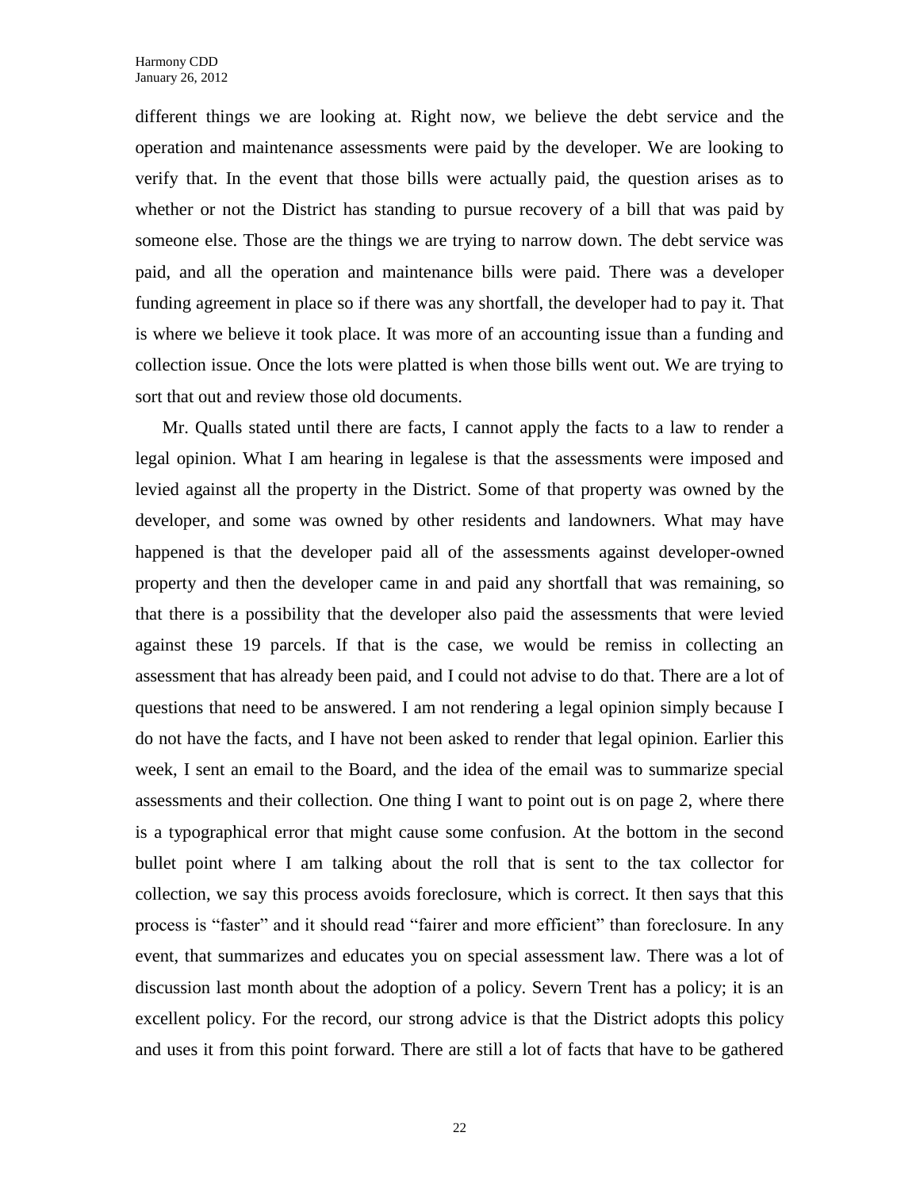different things we are looking at. Right now, we believe the debt service and the operation and maintenance assessments were paid by the developer. We are looking to verify that. In the event that those bills were actually paid, the question arises as to whether or not the District has standing to pursue recovery of a bill that was paid by someone else. Those are the things we are trying to narrow down. The debt service was paid, and all the operation and maintenance bills were paid. There was a developer funding agreement in place so if there was any shortfall, the developer had to pay it. That is where we believe it took place. It was more of an accounting issue than a funding and collection issue. Once the lots were platted is when those bills went out. We are trying to sort that out and review those old documents.

Mr. Qualls stated until there are facts, I cannot apply the facts to a law to render a legal opinion. What I am hearing in legalese is that the assessments were imposed and levied against all the property in the District. Some of that property was owned by the developer, and some was owned by other residents and landowners. What may have happened is that the developer paid all of the assessments against developer-owned property and then the developer came in and paid any shortfall that was remaining, so that there is a possibility that the developer also paid the assessments that were levied against these 19 parcels. If that is the case, we would be remiss in collecting an assessment that has already been paid, and I could not advise to do that. There are a lot of questions that need to be answered. I am not rendering a legal opinion simply because I do not have the facts, and I have not been asked to render that legal opinion. Earlier this week, I sent an email to the Board, and the idea of the email was to summarize special assessments and their collection. One thing I want to point out is on page 2, where there is a typographical error that might cause some confusion. At the bottom in the second bullet point where I am talking about the roll that is sent to the tax collector for collection, we say this process avoids foreclosure, which is correct. It then says that this process is "faster" and it should read "fairer and more efficient" than foreclosure. In any event, that summarizes and educates you on special assessment law. There was a lot of discussion last month about the adoption of a policy. Severn Trent has a policy; it is an excellent policy. For the record, our strong advice is that the District adopts this policy and uses it from this point forward. There are still a lot of facts that have to be gathered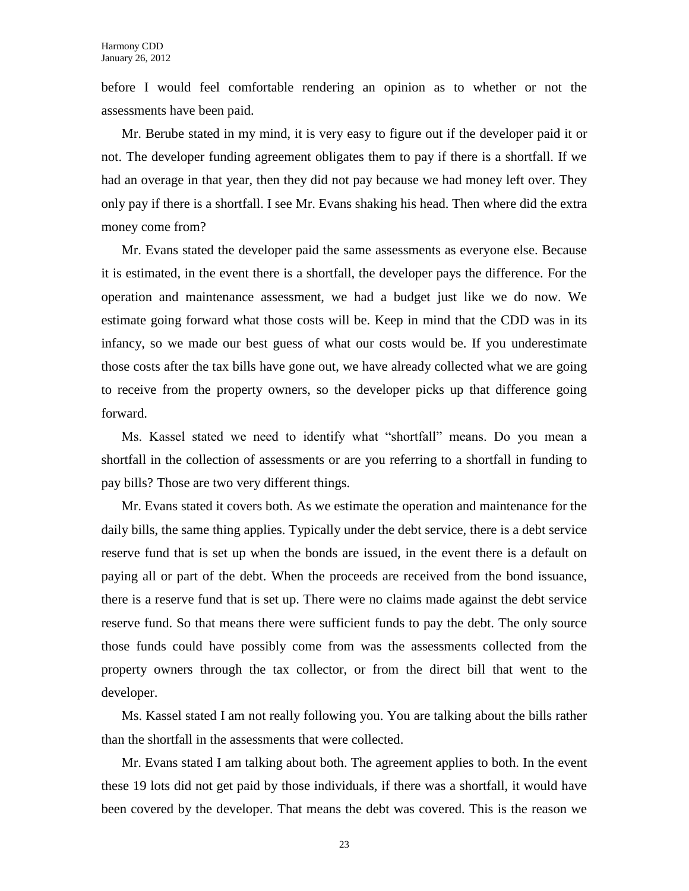before I would feel comfortable rendering an opinion as to whether or not the assessments have been paid.

Mr. Berube stated in my mind, it is very easy to figure out if the developer paid it or not. The developer funding agreement obligates them to pay if there is a shortfall. If we had an overage in that year, then they did not pay because we had money left over. They only pay if there is a shortfall. I see Mr. Evans shaking his head. Then where did the extra money come from?

Mr. Evans stated the developer paid the same assessments as everyone else. Because it is estimated, in the event there is a shortfall, the developer pays the difference. For the operation and maintenance assessment, we had a budget just like we do now. We estimate going forward what those costs will be. Keep in mind that the CDD was in its infancy, so we made our best guess of what our costs would be. If you underestimate those costs after the tax bills have gone out, we have already collected what we are going to receive from the property owners, so the developer picks up that difference going forward.

Ms. Kassel stated we need to identify what "shortfall" means. Do you mean a shortfall in the collection of assessments or are you referring to a shortfall in funding to pay bills? Those are two very different things.

Mr. Evans stated it covers both. As we estimate the operation and maintenance for the daily bills, the same thing applies. Typically under the debt service, there is a debt service reserve fund that is set up when the bonds are issued, in the event there is a default on paying all or part of the debt. When the proceeds are received from the bond issuance, there is a reserve fund that is set up. There were no claims made against the debt service reserve fund. So that means there were sufficient funds to pay the debt. The only source those funds could have possibly come from was the assessments collected from the property owners through the tax collector, or from the direct bill that went to the developer.

Ms. Kassel stated I am not really following you. You are talking about the bills rather than the shortfall in the assessments that were collected.

Mr. Evans stated I am talking about both. The agreement applies to both. In the event these 19 lots did not get paid by those individuals, if there was a shortfall, it would have been covered by the developer. That means the debt was covered. This is the reason we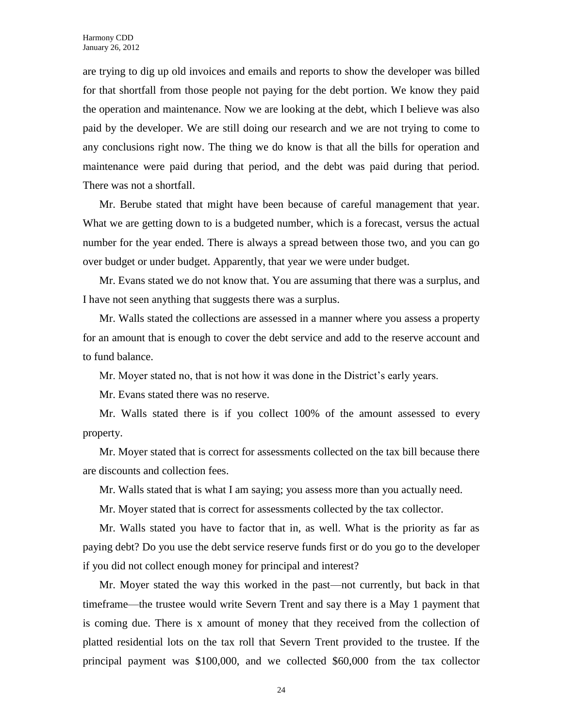are trying to dig up old invoices and emails and reports to show the developer was billed for that shortfall from those people not paying for the debt portion. We know they paid the operation and maintenance. Now we are looking at the debt, which I believe was also paid by the developer. We are still doing our research and we are not trying to come to any conclusions right now. The thing we do know is that all the bills for operation and maintenance were paid during that period, and the debt was paid during that period. There was not a shortfall.

Mr. Berube stated that might have been because of careful management that year. What we are getting down to is a budgeted number, which is a forecast, versus the actual number for the year ended. There is always a spread between those two, and you can go over budget or under budget. Apparently, that year we were under budget.

Mr. Evans stated we do not know that. You are assuming that there was a surplus, and I have not seen anything that suggests there was a surplus.

Mr. Walls stated the collections are assessed in a manner where you assess a property for an amount that is enough to cover the debt service and add to the reserve account and to fund balance.

Mr. Moyer stated no, that is not how it was done in the District's early years.

Mr. Evans stated there was no reserve.

Mr. Walls stated there is if you collect 100% of the amount assessed to every property.

Mr. Moyer stated that is correct for assessments collected on the tax bill because there are discounts and collection fees.

Mr. Walls stated that is what I am saying; you assess more than you actually need.

Mr. Moyer stated that is correct for assessments collected by the tax collector.

Mr. Walls stated you have to factor that in, as well. What is the priority as far as paying debt? Do you use the debt service reserve funds first or do you go to the developer if you did not collect enough money for principal and interest?

Mr. Moyer stated the way this worked in the past—not currently, but back in that timeframe—the trustee would write Severn Trent and say there is a May 1 payment that is coming due. There is x amount of money that they received from the collection of platted residential lots on the tax roll that Severn Trent provided to the trustee. If the principal payment was $100,000, and we collected $60,000 from the tax collector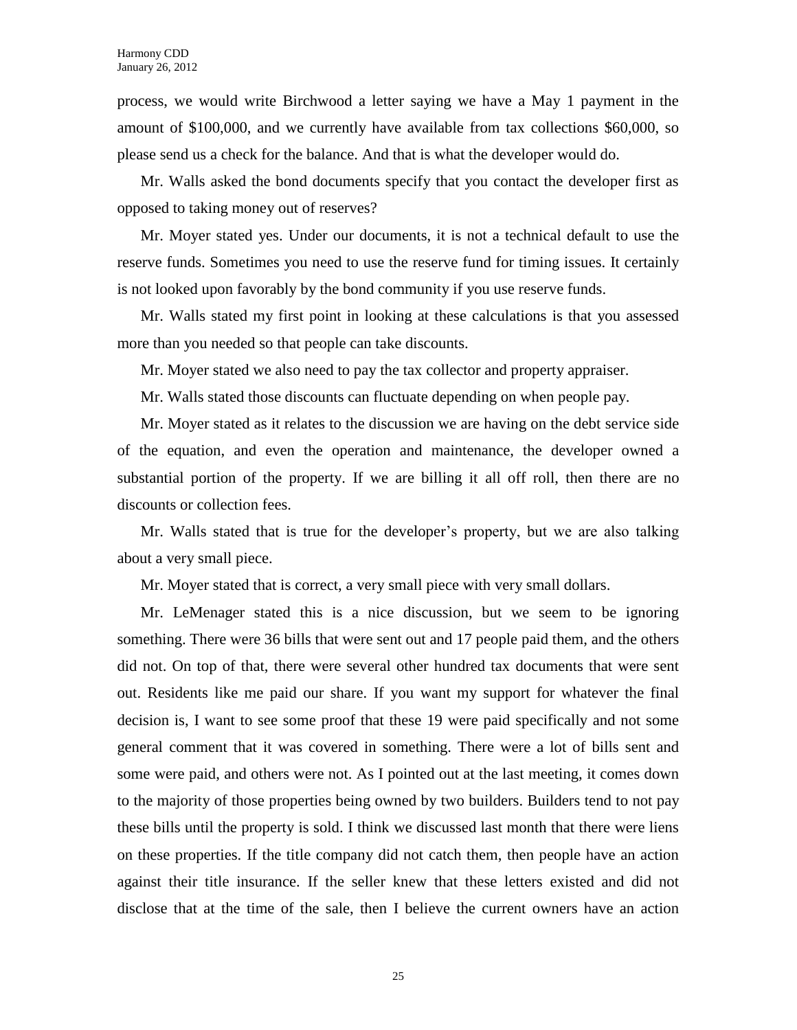process, we would write Birchwood a letter saying we have a May 1 payment in the amount of $100,000, and we currently have available from tax collections $60,000, so please send us a check for the balance. And that is what the developer would do.

Mr. Walls asked the bond documents specify that you contact the developer first as opposed to taking money out of reserves?

Mr. Moyer stated yes. Under our documents, it is not a technical default to use the reserve funds. Sometimes you need to use the reserve fund for timing issues. It certainly is not looked upon favorably by the bond community if you use reserve funds.

Mr. Walls stated my first point in looking at these calculations is that you assessed more than you needed so that people can take discounts.

Mr. Moyer stated we also need to pay the tax collector and property appraiser.

Mr. Walls stated those discounts can fluctuate depending on when people pay.

Mr. Moyer stated as it relates to the discussion we are having on the debt service side of the equation, and even the operation and maintenance, the developer owned a substantial portion of the property. If we are billing it all off roll, then there are no discounts or collection fees.

Mr. Walls stated that is true for the developer's property, but we are also talking about a very small piece.

Mr. Moyer stated that is correct, a very small piece with very small dollars.

Mr. LeMenager stated this is a nice discussion, but we seem to be ignoring something. There were 36 bills that were sent out and 17 people paid them, and the others did not. On top of that, there were several other hundred tax documents that were sent out. Residents like me paid our share. If you want my support for whatever the final decision is, I want to see some proof that these 19 were paid specifically and not some general comment that it was covered in something. There were a lot of bills sent and some were paid, and others were not. As I pointed out at the last meeting, it comes down to the majority of those properties being owned by two builders. Builders tend to not pay these bills until the property is sold. I think we discussed last month that there were liens on these properties. If the title company did not catch them, then people have an action against their title insurance. If the seller knew that these letters existed and did not disclose that at the time of the sale, then I believe the current owners have an action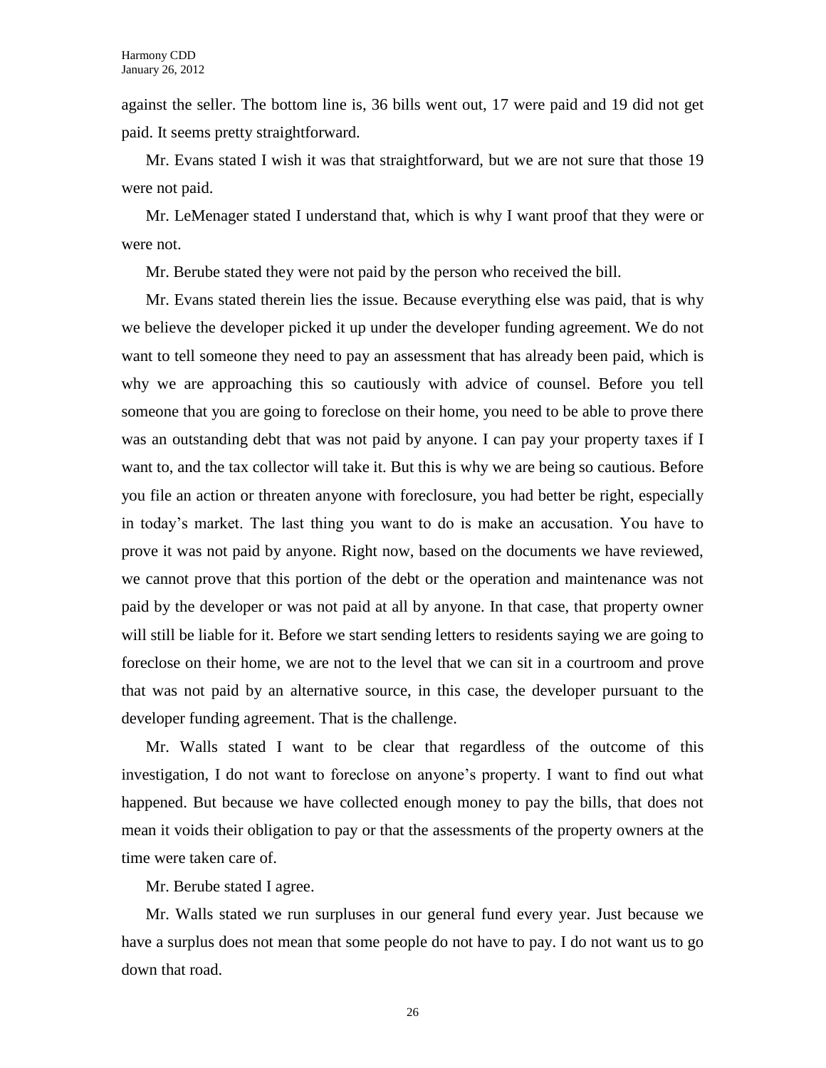against the seller. The bottom line is, 36 bills went out, 17 were paid and 19 did not get paid. It seems pretty straightforward.

Mr. Evans stated I wish it was that straightforward, but we are not sure that those 19 were not paid.

Mr. LeMenager stated I understand that, which is why I want proof that they were or were not.

Mr. Berube stated they were not paid by the person who received the bill.

Mr. Evans stated therein lies the issue. Because everything else was paid, that is why we believe the developer picked it up under the developer funding agreement. We do not want to tell someone they need to pay an assessment that has already been paid, which is why we are approaching this so cautiously with advice of counsel. Before you tell someone that you are going to foreclose on their home, you need to be able to prove there was an outstanding debt that was not paid by anyone. I can pay your property taxes if I want to, and the tax collector will take it. But this is why we are being so cautious. Before you file an action or threaten anyone with foreclosure, you had better be right, especially in today's market. The last thing you want to do is make an accusation. You have to prove it was not paid by anyone. Right now, based on the documents we have reviewed, we cannot prove that this portion of the debt or the operation and maintenance was not paid by the developer or was not paid at all by anyone. In that case, that property owner will still be liable for it. Before we start sending letters to residents saying we are going to foreclose on their home, we are not to the level that we can sit in a courtroom and prove that was not paid by an alternative source, in this case, the developer pursuant to the developer funding agreement. That is the challenge.

Mr. Walls stated I want to be clear that regardless of the outcome of this investigation, I do not want to foreclose on anyone's property. I want to find out what happened. But because we have collected enough money to pay the bills, that does not mean it voids their obligation to pay or that the assessments of the property owners at the time were taken care of.

Mr. Berube stated I agree.

Mr. Walls stated we run surpluses in our general fund every year. Just because we have a surplus does not mean that some people do not have to pay. I do not want us to go down that road.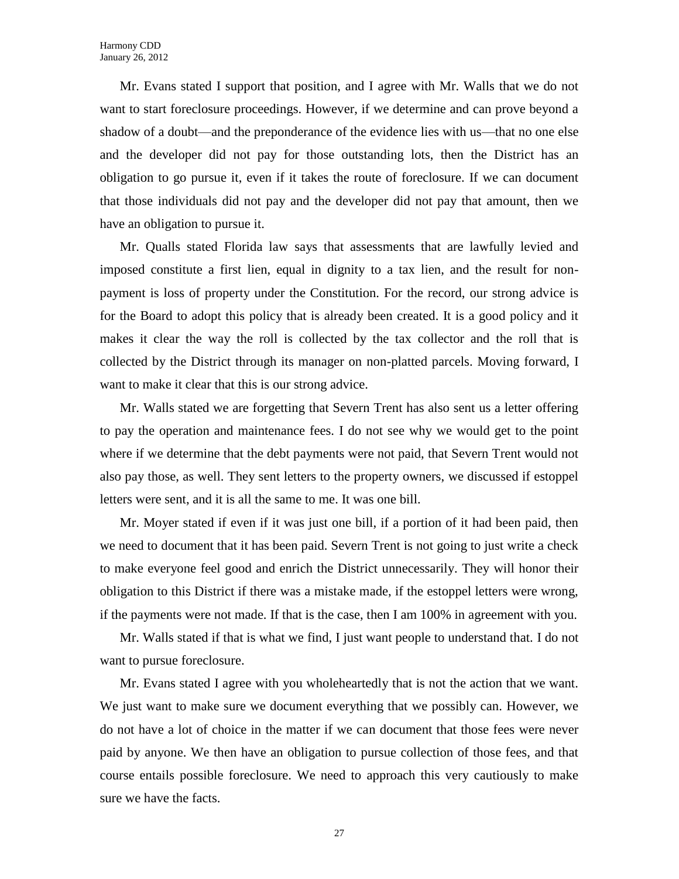Mr. Evans stated I support that position, and I agree with Mr. Walls that we do not want to start foreclosure proceedings. However, if we determine and can prove beyond a shadow of a doubt—and the preponderance of the evidence lies with us—that no one else and the developer did not pay for those outstanding lots, then the District has an obligation to go pursue it, even if it takes the route of foreclosure. If we can document that those individuals did not pay and the developer did not pay that amount, then we have an obligation to pursue it.

Mr. Qualls stated Florida law says that assessments that are lawfully levied and imposed constitute a first lien, equal in dignity to a tax lien, and the result for non-payment is loss of property under the Constitution. For the record, our strong advice is for the Board to adopt this policy that is already been created. It is a good policy and it makes it clear the way the roll is collected by the tax collector and the roll that is collected by the District through its manager on non-platted parcels. Moving forward, I want to make it clear that this is our strong advice.

Mr. Walls stated we are forgetting that Severn Trent has also sent us a letter offering to pay the operation and maintenance fees. I do not see why we would get to the point where if we determine that the debt payments were not paid, that Severn Trent would not also pay those, as well. They sent letters to the property owners, we discussed if estoppel letters were sent, and it is all the same to me. It was one bill.

Mr. Moyer stated if even if it was just one bill, if a portion of it had been paid, then we need to document that it has been paid. Severn Trent is not going to just write a check to make everyone feel good and enrich the District unnecessarily. They will honor their obligation to this District if there was a mistake made, if the estoppel letters were wrong, if the payments were not made. If that is the case, then I am 100% in agreement with you.

Mr. Walls stated if that is what we find, I just want people to understand that. I do not want to pursue foreclosure.

Mr. Evans stated I agree with you wholeheartedly that is not the action that we want. We just want to make sure we document everything that we possibly can. However, we do not have a lot of choice in the matter if we can document that those fees were never paid by anyone. We then have an obligation to pursue collection of those fees, and that course entails possible foreclosure. We need to approach this very cautiously to make sure we have the facts.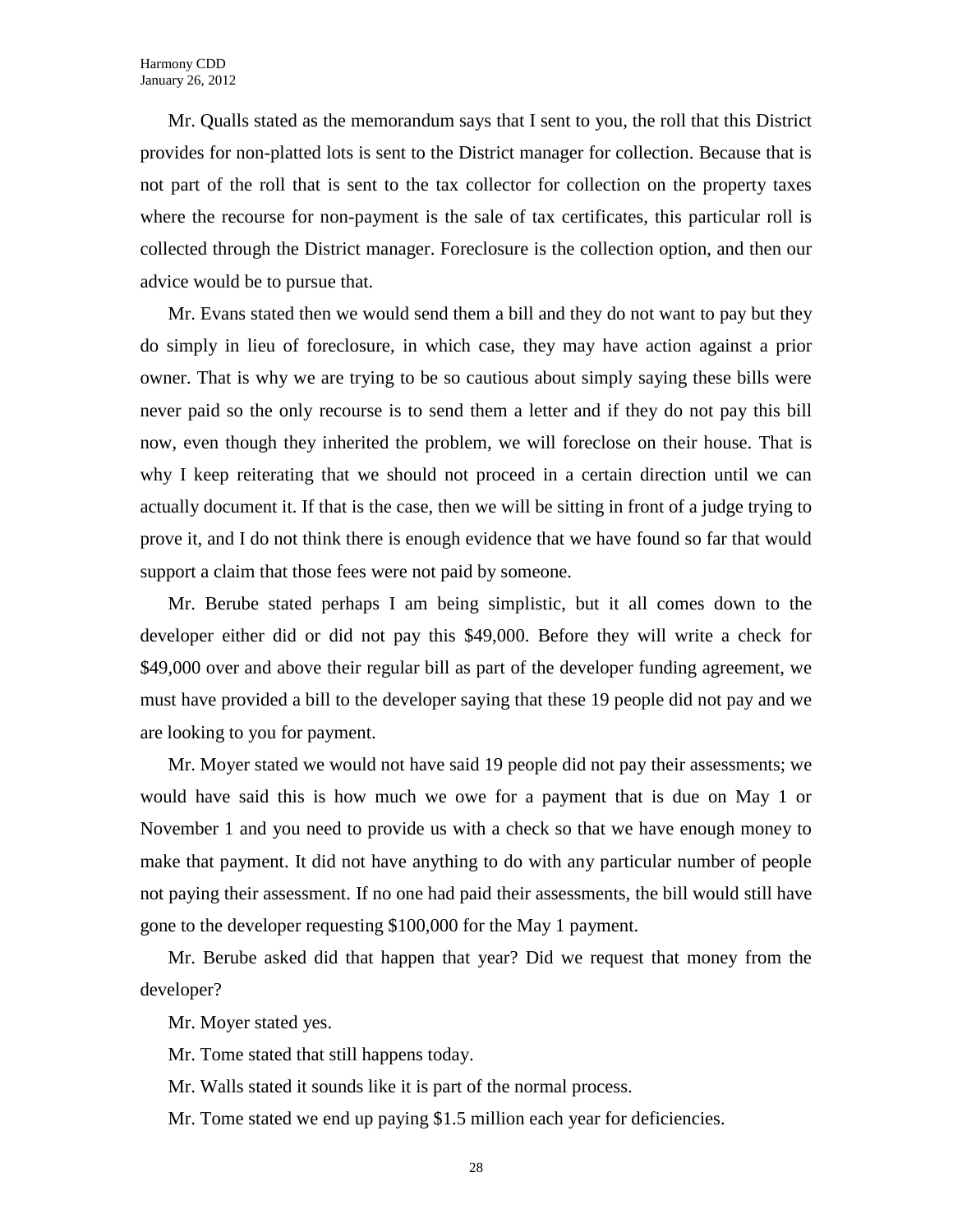Mr. Qualls stated as the memorandum says that I sent to you, the roll that this District provides for non-platted lots is sent to the District manager for collection. Because that is not part of the roll that is sent to the tax collector for collection on the property taxes where the recourse for non-payment is the sale of tax certificates, this particular roll is collected through the District manager. Foreclosure is the collection option, and then our advice would be to pursue that.

Mr. Evans stated then we would send them a bill and they do not want to pay but they do simply in lieu of foreclosure, in which case, they may have action against a prior owner. That is why we are trying to be so cautious about simply saying these bills were never paid so the only recourse is to send them a letter and if they do not pay this bill now, even though they inherited the problem, we will foreclose on their house. That is why I keep reiterating that we should not proceed in a certain direction until we can actually document it. If that is the case, then we will be sitting in front of a judge trying to prove it, and I do not think there is enough evidence that we have found so far that would support a claim that those fees were not paid by someone.

Mr. Berube stated perhaps I am being simplistic, but it all comes down to the developer either did or did not pay this $49,000. Before they will write a check for $49,000 over and above their regular bill as part of the developer funding agreement, we must have provided a bill to the developer saying that these 19 people did not pay and we are looking to you for payment.

Mr. Moyer stated we would not have said 19 people did not pay their assessments; we would have said this is how much we owe for a payment that is due on May 1 or November 1 and you need to provide us with a check so that we have enough money to make that payment. It did not have anything to do with any particular number of people not paying their assessment. If no one had paid their assessments, the bill would still have gone to the developer requesting $100,000 for the May 1 payment.

Mr. Berube asked did that happen that year? Did we request that money from the developer?

Mr. Moyer stated yes.

Mr. Tome stated that still happens today.

Mr. Walls stated it sounds like it is part of the normal process.

Mr. Tome stated we end up paying $1.5 million each year for deficiencies.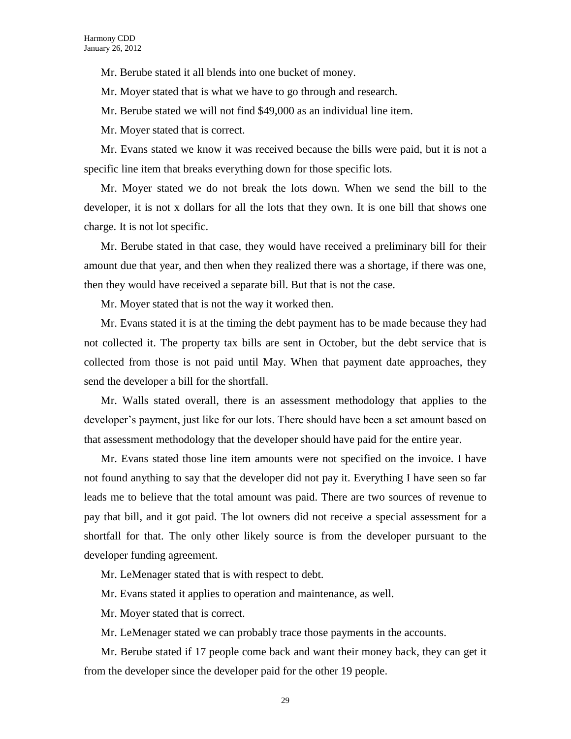Mr. Berube stated it all blends into one bucket of money.

Mr. Moyer stated that is what we have to go through and research.

Mr. Berube stated we will not find $49,000 as an individual line item.

Mr. Moyer stated that is correct.

Mr. Evans stated we know it was received because the bills were paid, but it is not a specific line item that breaks everything down for those specific lots.

Mr. Moyer stated we do not break the lots down. When we send the bill to the developer, it is not x dollars for all the lots that they own. It is one bill that shows one charge. It is not lot specific.

Mr. Berube stated in that case, they would have received a preliminary bill for their amount due that year, and then when they realized there was a shortage, if there was one, then they would have received a separate bill. But that is not the case.

Mr. Moyer stated that is not the way it worked then.

Mr. Evans stated it is at the timing the debt payment has to be made because they had not collected it. The property tax bills are sent in October, but the debt service that is collected from those is not paid until May. When that payment date approaches, they send the developer a bill for the shortfall.

Mr. Walls stated overall, there is an assessment methodology that applies to the developer's payment, just like for our lots. There should have been a set amount based on that assessment methodology that the developer should have paid for the entire year.

Mr. Evans stated those line item amounts were not specified on the invoice. I have not found anything to say that the developer did not pay it. Everything I have seen so far leads me to believe that the total amount was paid. There are two sources of revenue to pay that bill, and it got paid. The lot owners did not receive a special assessment for a shortfall for that. The only other likely source is from the developer pursuant to the developer funding agreement.

Mr. LeMenager stated that is with respect to debt.

Mr. Evans stated it applies to operation and maintenance, as well.

Mr. Moyer stated that is correct.

Mr. LeMenager stated we can probably trace those payments in the accounts.

Mr. Berube stated if 17 people come back and want their money back, they can get it from the developer since the developer paid for the other 19 people.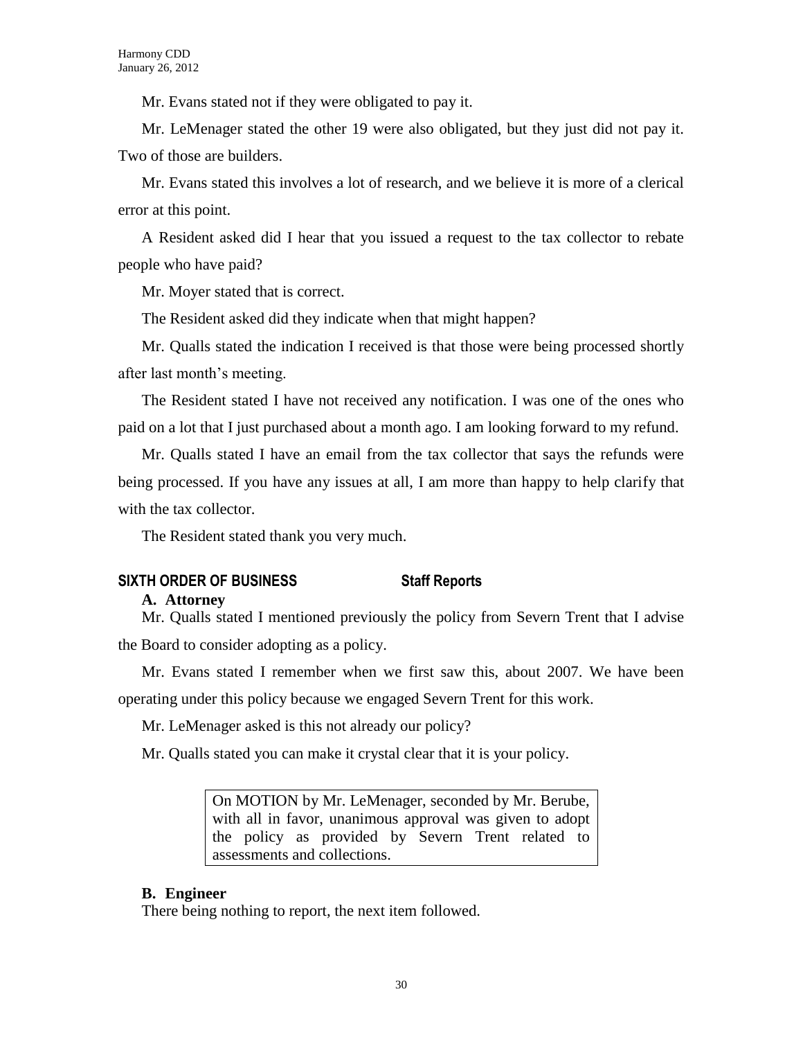Mr. Evans stated not if they were obligated to pay it.

Mr. LeMenager stated the other 19 were also obligated, but they just did not pay it. Two of those are builders.

Mr. Evans stated this involves a lot of research, and we believe it is more of a clerical error at this point.

A Resident asked did I hear that you issued a request to the tax collector to rebate people who have paid?

Mr. Moyer stated that is correct.

The Resident asked did they indicate when that might happen?

Mr. Qualls stated the indication I received is that those were being processed shortly after last month's meeting.

The Resident stated I have not received any notification. I was one of the ones who paid on a lot that I just purchased about a month ago. I am looking forward to my refund.

Mr. Qualls stated I have an email from the tax collector that says the refunds were being processed. If you have any issues at all, I am more than happy to help clarify that with the tax collector.

The Resident stated thank you very much.

## SIXTH ORDER OF BUSINESS — Staff Reports

**A. Attorney**

Mr. Qualls stated I mentioned previously the policy from Severn Trent that I advise the Board to consider adopting as a policy.

Mr. Evans stated I remember when we first saw this, about 2007. We have been operating under this policy because we engaged Severn Trent for this work.

Mr. LeMenager asked is this not already our policy?

Mr. Qualls stated you can make it crystal clear that it is your policy.

> On MOTION by Mr. LeMenager, seconded by Mr. Berube, with all in favor, unanimous approval was given to adopt the policy as provided by Severn Trent related to assessments and collections.

**B. Engineer**

There being nothing to report, the next item followed.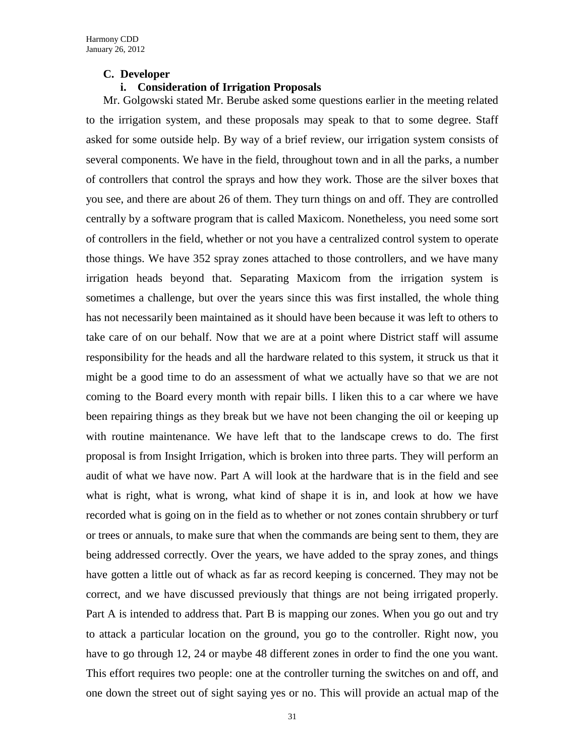### C. Developer

#### i. Consideration of Irrigation Proposals

Mr. Golgowski stated Mr. Berube asked some questions earlier in the meeting related to the irrigation system, and these proposals may speak to that to some degree. Staff asked for some outside help. By way of a brief review, our irrigation system consists of several components. We have in the field, throughout town and in all the parks, a number of controllers that control the sprays and how they work. Those are the silver boxes that you see, and there are about 26 of them. They turn things on and off. They are controlled centrally by a software program that is called Maxicom. Nonetheless, you need some sort of controllers in the field, whether or not you have a centralized control system to operate those things. We have 352 spray zones attached to those controllers, and we have many irrigation heads beyond that. Separating Maxicom from the irrigation system is sometimes a challenge, but over the years since this was first installed, the whole thing has not necessarily been maintained as it should have been because it was left to others to take care of on our behalf. Now that we are at a point where District staff will assume responsibility for the heads and all the hardware related to this system, it struck us that it might be a good time to do an assessment of what we actually have so that we are not coming to the Board every month with repair bills. I liken this to a car where we have been repairing things as they break but we have not been changing the oil or keeping up with routine maintenance. We have left that to the landscape crews to do. The first proposal is from Insight Irrigation, which is broken into three parts. They will perform an audit of what we have now. Part A will look at the hardware that is in the field and see what is right, what is wrong, what kind of shape it is in, and look at how we have recorded what is going on in the field as to whether or not zones contain shrubbery or turf or trees or annuals, to make sure that when the commands are being sent to them, they are being addressed correctly. Over the years, we have added to the spray zones, and things have gotten a little out of whack as far as record keeping is concerned. They may not be correct, and we have discussed previously that things are not being irrigated properly. Part A is intended to address that. Part B is mapping our zones. When you go out and try to attack a particular location on the ground, you go to the controller. Right now, you have to go through 12, 24 or maybe 48 different zones in order to find the one you want. This effort requires two people: one at the controller turning the switches on and off, and one down the street out of sight saying yes or no. This will provide an actual map of the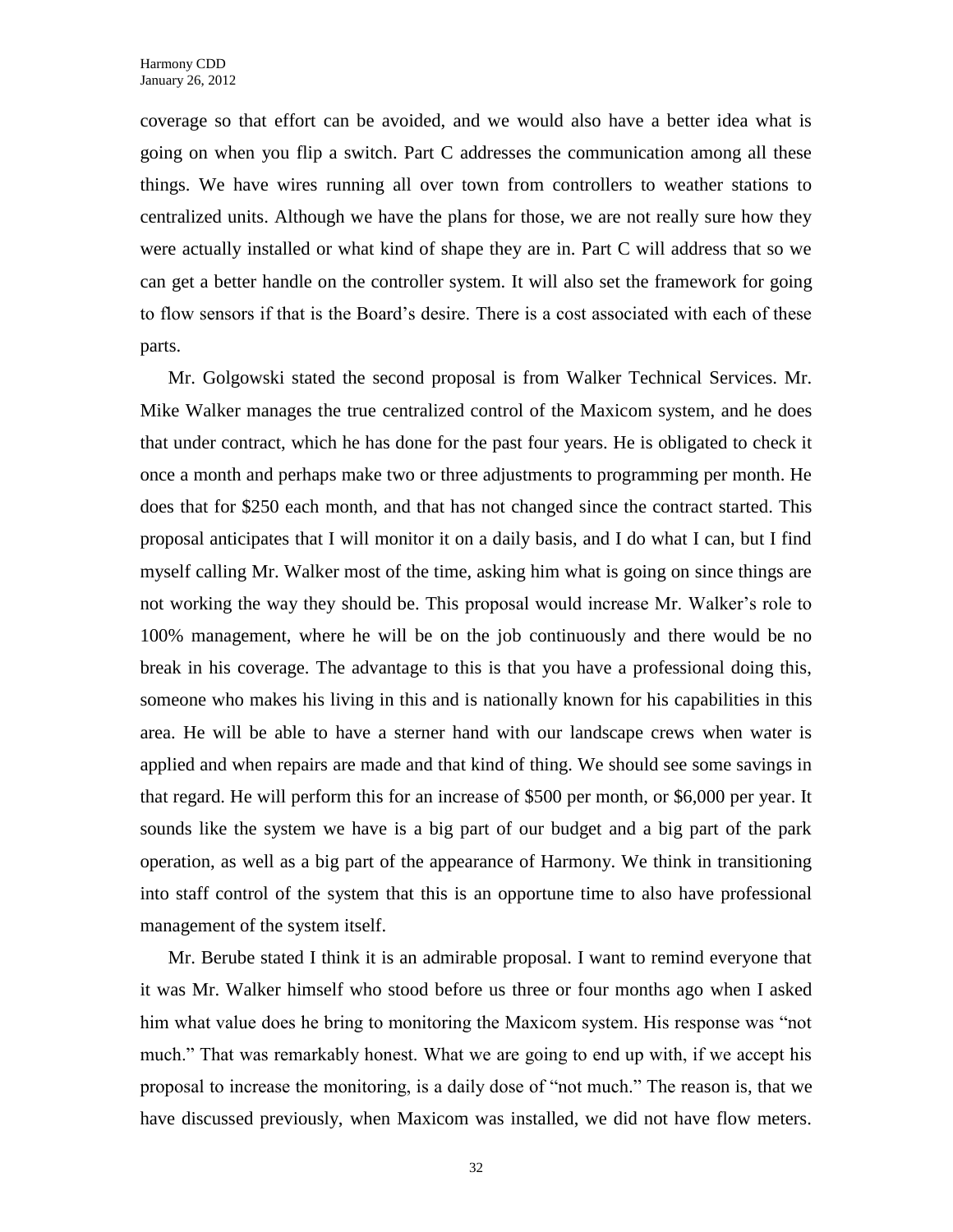coverage so that effort can be avoided, and we would also have a better idea what is going on when you flip a switch. Part C addresses the communication among all these things. We have wires running all over town from controllers to weather stations to centralized units. Although we have the plans for those, we are not really sure how they were actually installed or what kind of shape they are in. Part C will address that so we can get a better handle on the controller system. It will also set the framework for going to flow sensors if that is the Board's desire. There is a cost associated with each of these parts.

Mr. Golgowski stated the second proposal is from Walker Technical Services. Mr. Mike Walker manages the true centralized control of the Maxicom system, and he does that under contract, which he has done for the past four years. He is obligated to check it once a month and perhaps make two or three adjustments to programming per month. He does that for $250 each month, and that has not changed since the contract started. This proposal anticipates that I will monitor it on a daily basis, and I do what I can, but I find myself calling Mr. Walker most of the time, asking him what is going on since things are not working the way they should be. This proposal would increase Mr. Walker's role to 100% management, where he will be on the job continuously and there would be no break in his coverage. The advantage to this is that you have a professional doing this, someone who makes his living in this and is nationally known for his capabilities in this area. He will be able to have a sterner hand with our landscape crews when water is applied and when repairs are made and that kind of thing. We should see some savings in that regard. He will perform this for an increase of $500 per month, or $6,000 per year. It sounds like the system we have is a big part of our budget and a big part of the park operation, as well as a big part of the appearance of Harmony. We think in transitioning into staff control of the system that this is an opportune time to also have professional management of the system itself.

Mr. Berube stated I think it is an admirable proposal. I want to remind everyone that it was Mr. Walker himself who stood before us three or four months ago when I asked him what value does he bring to monitoring the Maxicom system. His response was "not much." That was remarkably honest. What we are going to end up with, if we accept his proposal to increase the monitoring, is a daily dose of "not much." The reason is, that we have discussed previously, when Maxicom was installed, we did not have flow meters.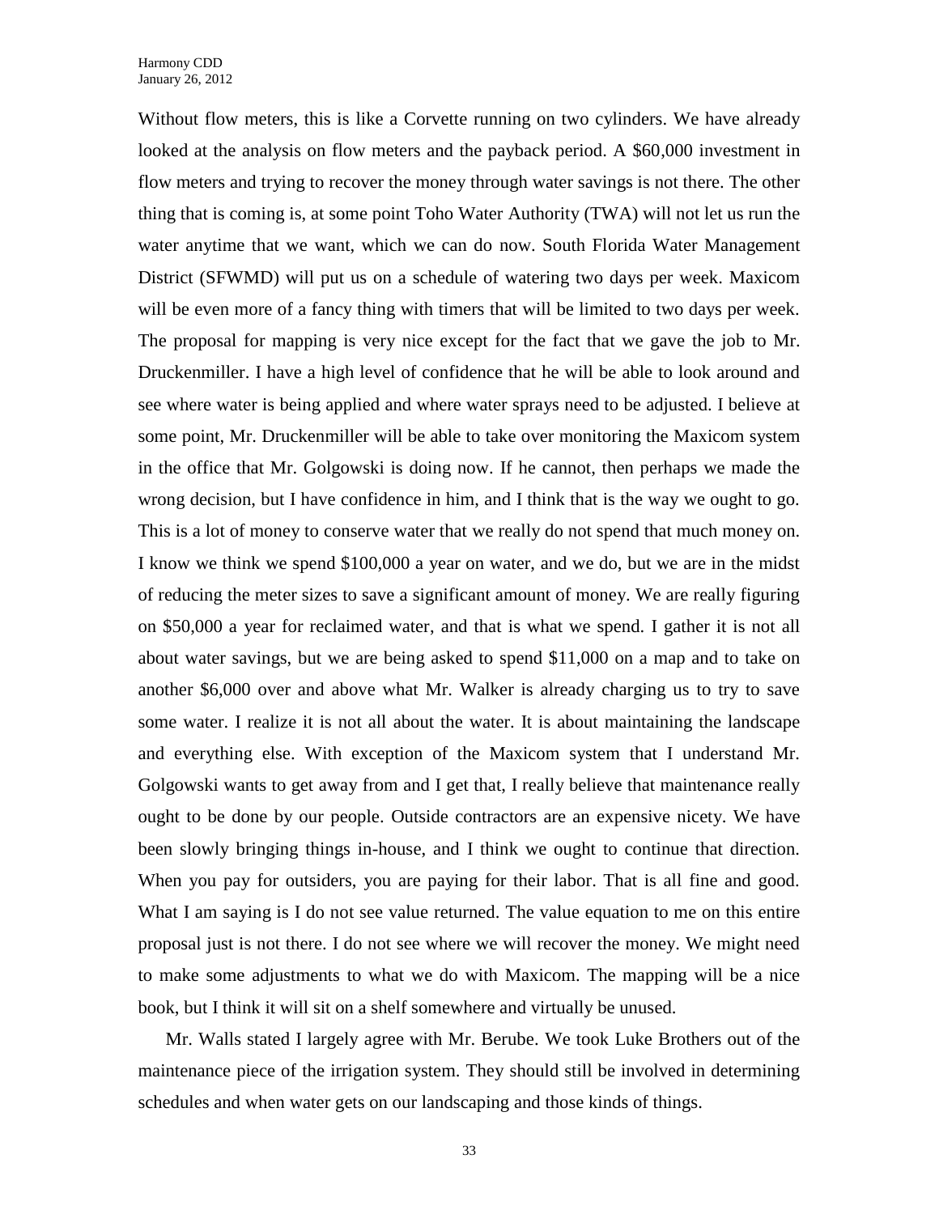Without flow meters, this is like a Corvette running on two cylinders. We have already looked at the analysis on flow meters and the payback period. A $60,000 investment in flow meters and trying to recover the money through water savings is not there. The other thing that is coming is, at some point Toho Water Authority (TWA) will not let us run the water anytime that we want, which we can do now. South Florida Water Management District (SFWMD) will put us on a schedule of watering two days per week. Maxicom will be even more of a fancy thing with timers that will be limited to two days per week. The proposal for mapping is very nice except for the fact that we gave the job to Mr. Druckenmiller. I have a high level of confidence that he will be able to look around and see where water is being applied and where water sprays need to be adjusted. I believe at some point, Mr. Druckenmiller will be able to take over monitoring the Maxicom system in the office that Mr. Golgowski is doing now. If he cannot, then perhaps we made the wrong decision, but I have confidence in him, and I think that is the way we ought to go. This is a lot of money to conserve water that we really do not spend that much money on. I know we think we spend $100,000 a year on water, and we do, but we are in the midst of reducing the meter sizes to save a significant amount of money. We are really figuring on $50,000 a year for reclaimed water, and that is what we spend. I gather it is not all about water savings, but we are being asked to spend $11,000 on a map and to take on another $6,000 over and above what Mr. Walker is already charging us to try to save some water. I realize it is not all about the water. It is about maintaining the landscape and everything else. With exception of the Maxicom system that I understand Mr. Golgowski wants to get away from and I get that, I really believe that maintenance really ought to be done by our people. Outside contractors are an expensive nicety. We have been slowly bringing things in-house, and I think we ought to continue that direction. When you pay for outsiders, you are paying for their labor. That is all fine and good. What I am saying is I do not see value returned. The value equation to me on this entire proposal just is not there. I do not see where we will recover the money. We might need to make some adjustments to what we do with Maxicom. The mapping will be a nice book, but I think it will sit on a shelf somewhere and virtually be unused.

Mr. Walls stated I largely agree with Mr. Berube. We took Luke Brothers out of the maintenance piece of the irrigation system. They should still be involved in determining schedules and when water gets on our landscaping and those kinds of things.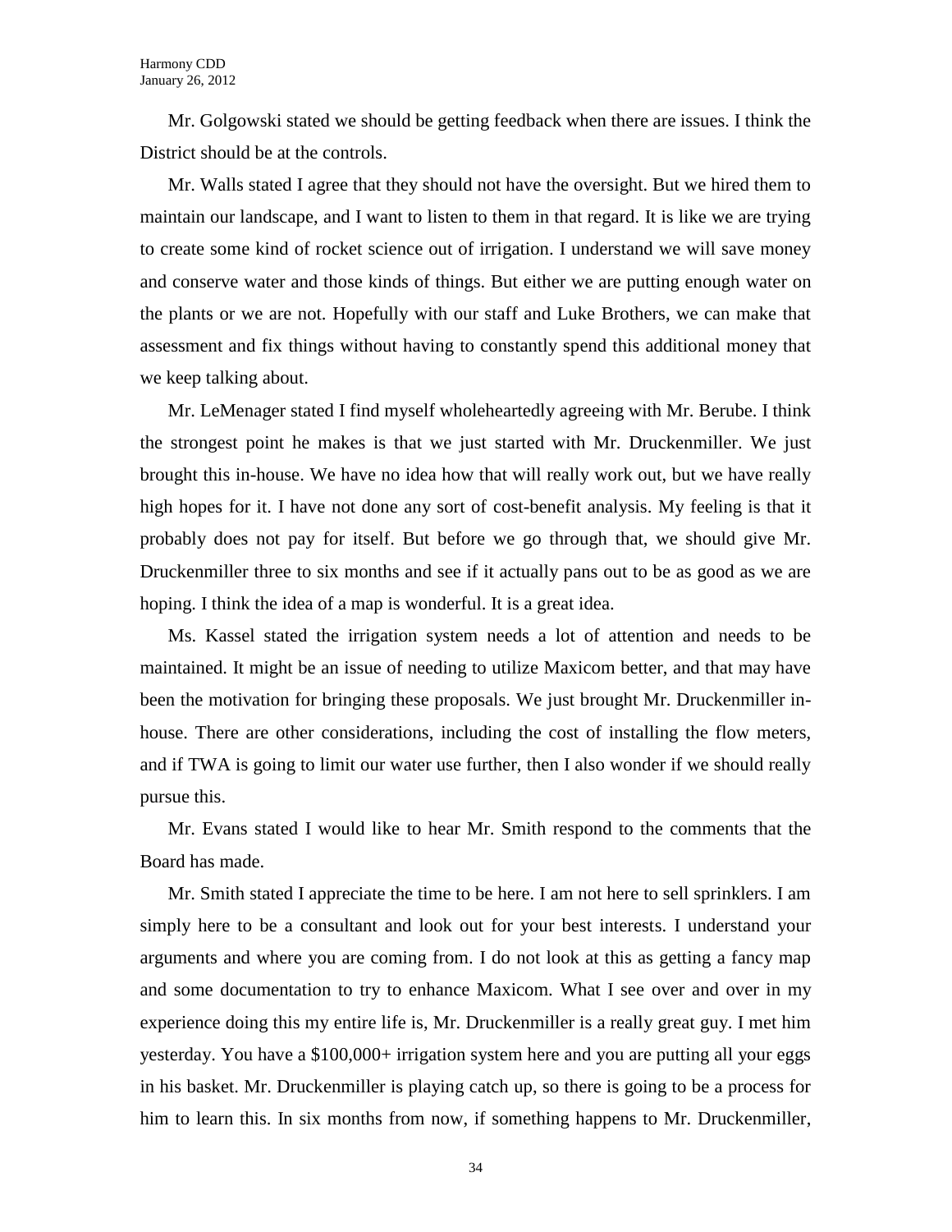Mr. Golgowski stated we should be getting feedback when there are issues. I think the District should be at the controls.

Mr. Walls stated I agree that they should not have the oversight. But we hired them to maintain our landscape, and I want to listen to them in that regard. It is like we are trying to create some kind of rocket science out of irrigation. I understand we will save money and conserve water and those kinds of things. But either we are putting enough water on the plants or we are not. Hopefully with our staff and Luke Brothers, we can make that assessment and fix things without having to constantly spend this additional money that we keep talking about.

Mr. LeMenager stated I find myself wholeheartedly agreeing with Mr. Berube. I think the strongest point he makes is that we just started with Mr. Druckenmiller. We just brought this in-house. We have no idea how that will really work out, but we have really high hopes for it. I have not done any sort of cost-benefit analysis. My feeling is that it probably does not pay for itself. But before we go through that, we should give Mr. Druckenmiller three to six months and see if it actually pans out to be as good as we are hoping. I think the idea of a map is wonderful. It is a great idea.

Ms. Kassel stated the irrigation system needs a lot of attention and needs to be maintained. It might be an issue of needing to utilize Maxicom better, and that may have been the motivation for bringing these proposals. We just brought Mr. Druckenmiller in-house. There are other considerations, including the cost of installing the flow meters, and if TWA is going to limit our water use further, then I also wonder if we should really pursue this.

Mr. Evans stated I would like to hear Mr. Smith respond to the comments that the Board has made.

Mr. Smith stated I appreciate the time to be here. I am not here to sell sprinklers. I am simply here to be a consultant and look out for your best interests. I understand your arguments and where you are coming from. I do not look at this as getting a fancy map and some documentation to try to enhance Maxicom. What I see over and over in my experience doing this my entire life is, Mr. Druckenmiller is a really great guy. I met him yesterday. You have a $100,000+ irrigation system here and you are putting all your eggs in his basket. Mr. Druckenmiller is playing catch up, so there is going to be a process for him to learn this. In six months from now, if something happens to Mr. Druckenmiller,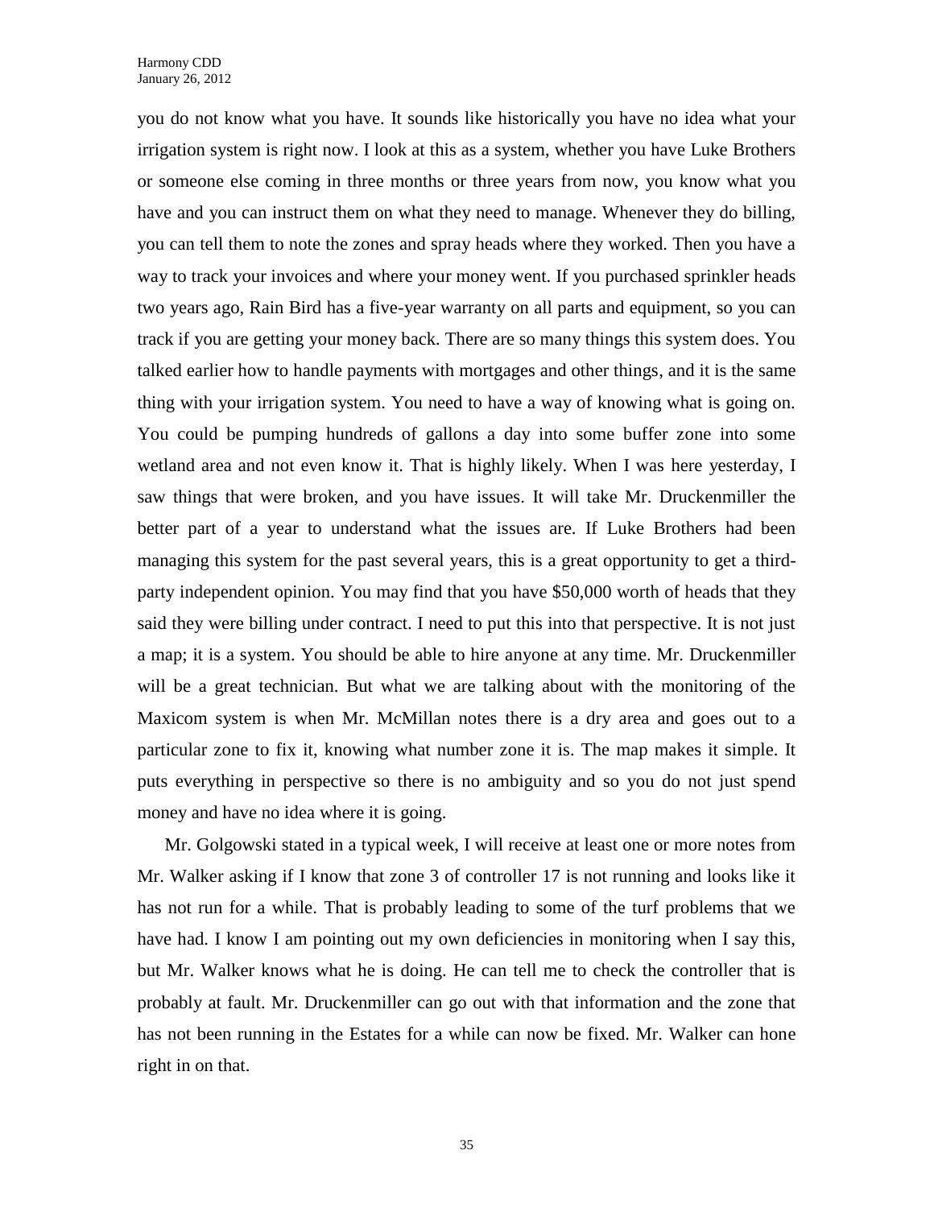you do not know what you have. It sounds like historically you have no idea what your irrigation system is right now. I look at this as a system, whether you have Luke Brothers or someone else coming in three months or three years from now, you know what you have and you can instruct them on what they need to manage. Whenever they do billing, you can tell them to note the zones and spray heads where they worked. Then you have a way to track your invoices and where your money went. If you purchased sprinkler heads two years ago, Rain Bird has a five-year warranty on all parts and equipment, so you can track if you are getting your money back. There are so many things this system does. You talked earlier how to handle payments with mortgages and other things, and it is the same thing with your irrigation system. You need to have a way of knowing what is going on. You could be pumping hundreds of gallons a day into some buffer zone into some wetland area and not even know it. That is highly likely. When I was here yesterday, I saw things that were broken, and you have issues. It will take Mr. Druckenmiller the better part of a year to understand what the issues are. If Luke Brothers had been managing this system for the past several years, this is a great opportunity to get a third-party independent opinion. You may find that you have $50,000 worth of heads that they said they were billing under contract. I need to put this into that perspective. It is not just a map; it is a system. You should be able to hire anyone at any time. Mr. Druckenmiller will be a great technician. But what we are talking about with the monitoring of the Maxicom system is when Mr. McMillan notes there is a dry area and goes out to a particular zone to fix it, knowing what number zone it is. The map makes it simple. It puts everything in perspective so there is no ambiguity and so you do not just spend money and have no idea where it is going.

Mr. Golgowski stated in a typical week, I will receive at least one or more notes from Mr. Walker asking if I know that zone 3 of controller 17 is not running and looks like it has not run for a while. That is probably leading to some of the turf problems that we have had. I know I am pointing out my own deficiencies in monitoring when I say this, but Mr. Walker knows what he is doing. He can tell me to check the controller that is probably at fault. Mr. Druckenmiller can go out with that information and the zone that has not been running in the Estates for a while can now be fixed. Mr. Walker can hone right in on that.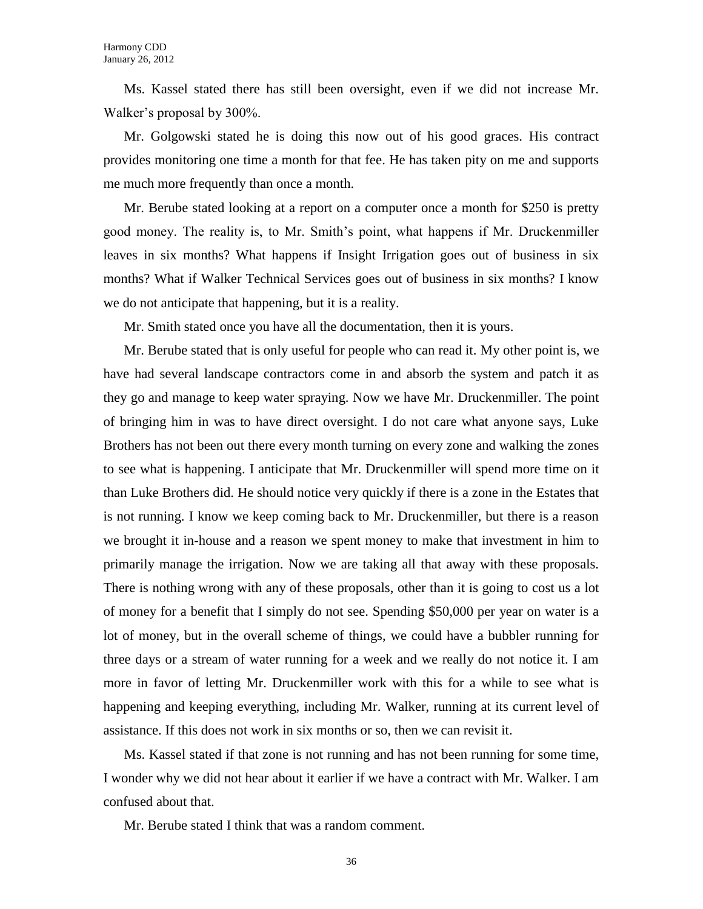Ms. Kassel stated there has still been oversight, even if we did not increase Mr. Walker's proposal by 300%.

Mr. Golgowski stated he is doing this now out of his good graces. His contract provides monitoring one time a month for that fee. He has taken pity on me and supports me much more frequently than once a month.

Mr. Berube stated looking at a report on a computer once a month for $250 is pretty good money. The reality is, to Mr. Smith's point, what happens if Mr. Druckenmiller leaves in six months? What happens if Insight Irrigation goes out of business in six months? What if Walker Technical Services goes out of business in six months? I know we do not anticipate that happening, but it is a reality.

Mr. Smith stated once you have all the documentation, then it is yours.

Mr. Berube stated that is only useful for people who can read it. My other point is, we have had several landscape contractors come in and absorb the system and patch it as they go and manage to keep water spraying. Now we have Mr. Druckenmiller. The point of bringing him in was to have direct oversight. I do not care what anyone says, Luke Brothers has not been out there every month turning on every zone and walking the zones to see what is happening. I anticipate that Mr. Druckenmiller will spend more time on it than Luke Brothers did. He should notice very quickly if there is a zone in the Estates that is not running. I know we keep coming back to Mr. Druckenmiller, but there is a reason we brought it in-house and a reason we spent money to make that investment in him to primarily manage the irrigation. Now we are taking all that away with these proposals. There is nothing wrong with any of these proposals, other than it is going to cost us a lot of money for a benefit that I simply do not see. Spending $50,000 per year on water is a lot of money, but in the overall scheme of things, we could have a bubbler running for three days or a stream of water running for a week and we really do not notice it. I am more in favor of letting Mr. Druckenmiller work with this for a while to see what is happening and keeping everything, including Mr. Walker, running at its current level of assistance. If this does not work in six months or so, then we can revisit it.

Ms. Kassel stated if that zone is not running and has not been running for some time, I wonder why we did not hear about it earlier if we have a contract with Mr. Walker. I am confused about that.

Mr. Berube stated I think that was a random comment.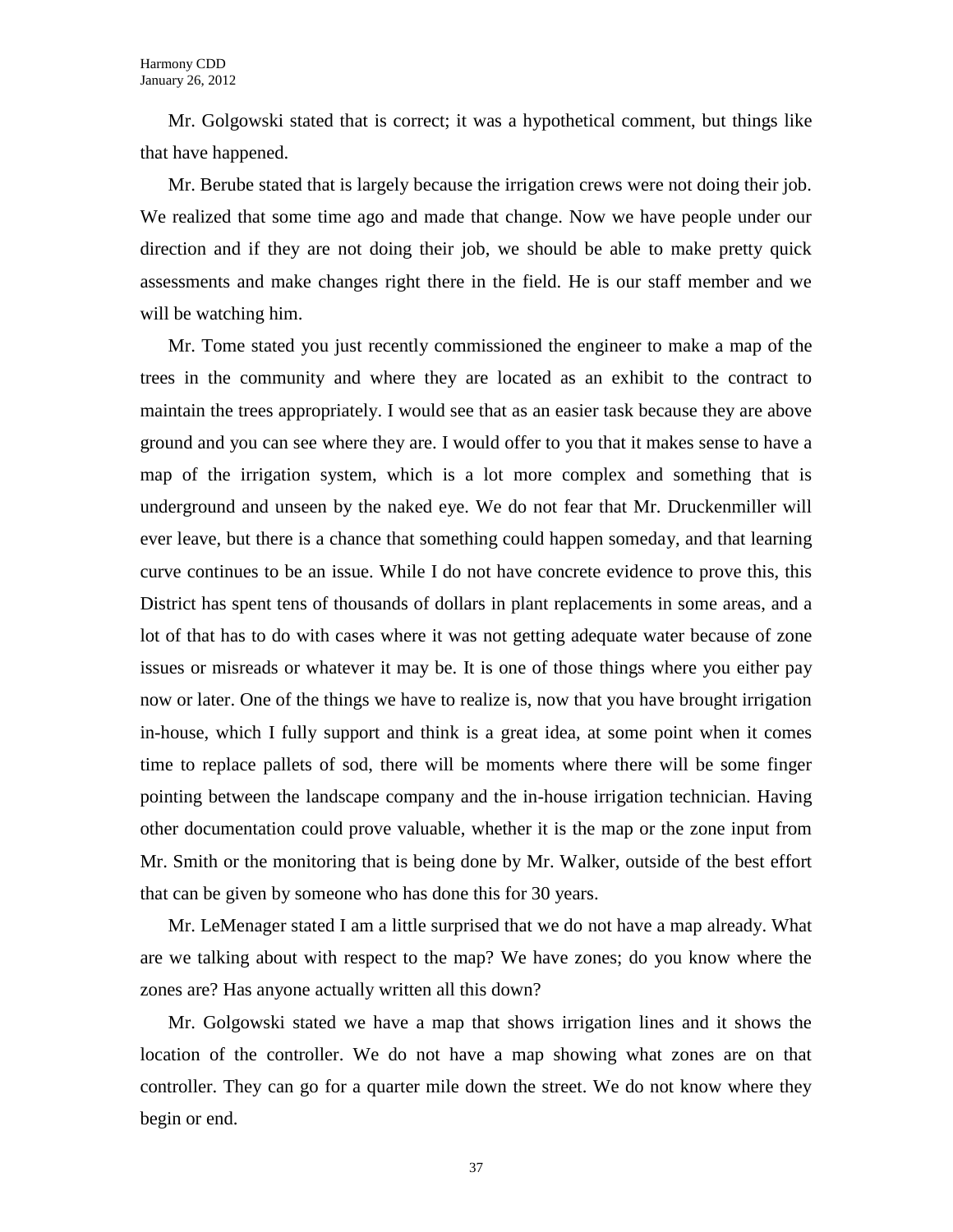Mr. Golgowski stated that is correct; it was a hypothetical comment, but things like that have happened.

Mr. Berube stated that is largely because the irrigation crews were not doing their job. We realized that some time ago and made that change. Now we have people under our direction and if they are not doing their job, we should be able to make pretty quick assessments and make changes right there in the field. He is our staff member and we will be watching him.

Mr. Tome stated you just recently commissioned the engineer to make a map of the trees in the community and where they are located as an exhibit to the contract to maintain the trees appropriately. I would see that as an easier task because they are above ground and you can see where they are. I would offer to you that it makes sense to have a map of the irrigation system, which is a lot more complex and something that is underground and unseen by the naked eye. We do not fear that Mr. Druckenmiller will ever leave, but there is a chance that something could happen someday, and that learning curve continues to be an issue. While I do not have concrete evidence to prove this, this District has spent tens of thousands of dollars in plant replacements in some areas, and a lot of that has to do with cases where it was not getting adequate water because of zone issues or misreads or whatever it may be. It is one of those things where you either pay now or later. One of the things we have to realize is, now that you have brought irrigation in-house, which I fully support and think is a great idea, at some point when it comes time to replace pallets of sod, there will be moments where there will be some finger pointing between the landscape company and the in-house irrigation technician. Having other documentation could prove valuable, whether it is the map or the zone input from Mr. Smith or the monitoring that is being done by Mr. Walker, outside of the best effort that can be given by someone who has done this for 30 years.

Mr. LeMenager stated I am a little surprised that we do not have a map already. What are we talking about with respect to the map? We have zones; do you know where the zones are? Has anyone actually written all this down?

Mr. Golgowski stated we have a map that shows irrigation lines and it shows the location of the controller. We do not have a map showing what zones are on that controller. They can go for a quarter mile down the street. We do not know where they begin or end.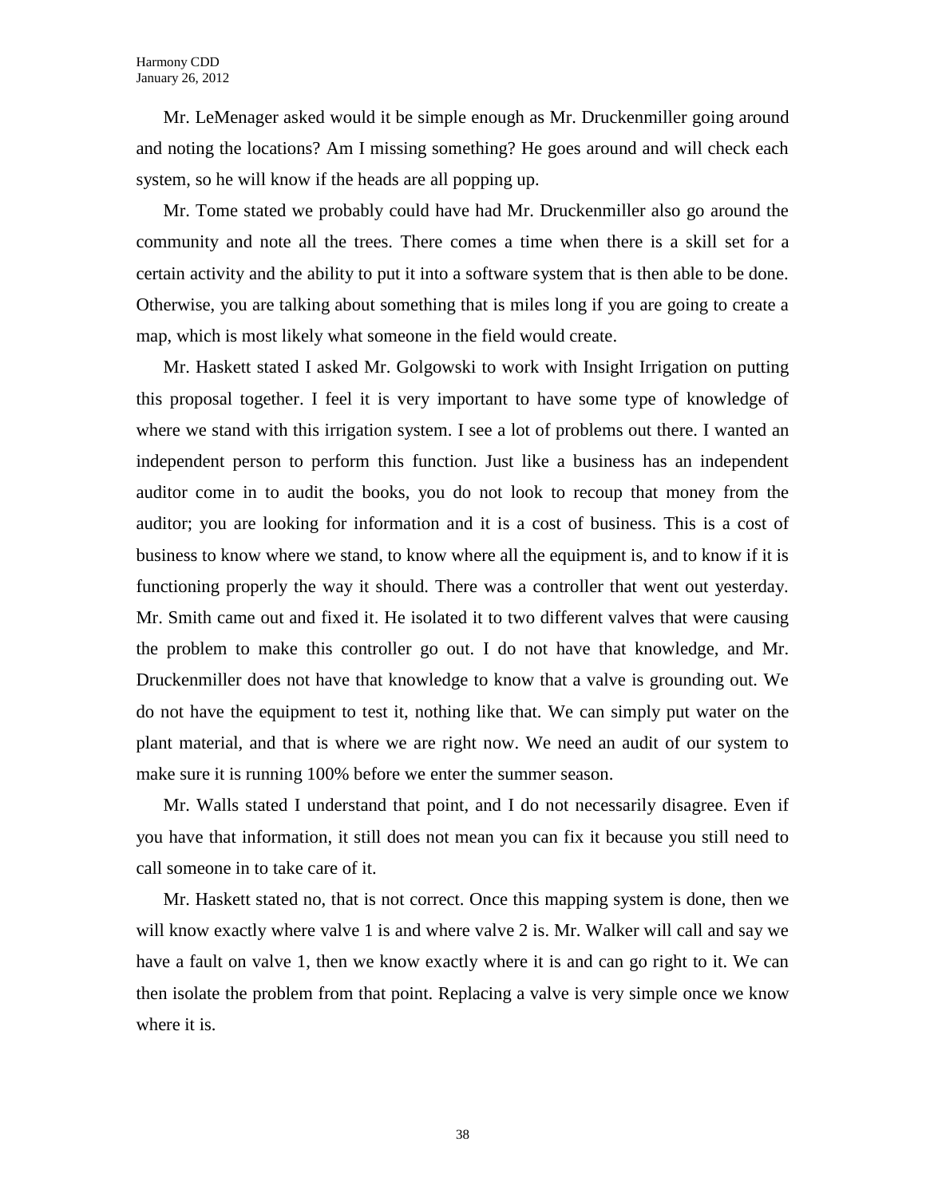Mr. LeMenager asked would it be simple enough as Mr. Druckenmiller going around and noting the locations? Am I missing something? He goes around and will check each system, so he will know if the heads are all popping up.

Mr. Tome stated we probably could have had Mr. Druckenmiller also go around the community and note all the trees. There comes a time when there is a skill set for a certain activity and the ability to put it into a software system that is then able to be done. Otherwise, you are talking about something that is miles long if you are going to create a map, which is most likely what someone in the field would create.

Mr. Haskett stated I asked Mr. Golgowski to work with Insight Irrigation on putting this proposal together. I feel it is very important to have some type of knowledge of where we stand with this irrigation system. I see a lot of problems out there. I wanted an independent person to perform this function. Just like a business has an independent auditor come in to audit the books, you do not look to recoup that money from the auditor; you are looking for information and it is a cost of business. This is a cost of business to know where we stand, to know where all the equipment is, and to know if it is functioning properly the way it should. There was a controller that went out yesterday. Mr. Smith came out and fixed it. He isolated it to two different valves that were causing the problem to make this controller go out. I do not have that knowledge, and Mr. Druckenmiller does not have that knowledge to know that a valve is grounding out. We do not have the equipment to test it, nothing like that. We can simply put water on the plant material, and that is where we are right now. We need an audit of our system to make sure it is running 100% before we enter the summer season.

Mr. Walls stated I understand that point, and I do not necessarily disagree. Even if you have that information, it still does not mean you can fix it because you still need to call someone in to take care of it.

Mr. Haskett stated no, that is not correct. Once this mapping system is done, then we will know exactly where valve 1 is and where valve 2 is. Mr. Walker will call and say we have a fault on valve 1, then we know exactly where it is and can go right to it. We can then isolate the problem from that point. Replacing a valve is very simple once we know where it is.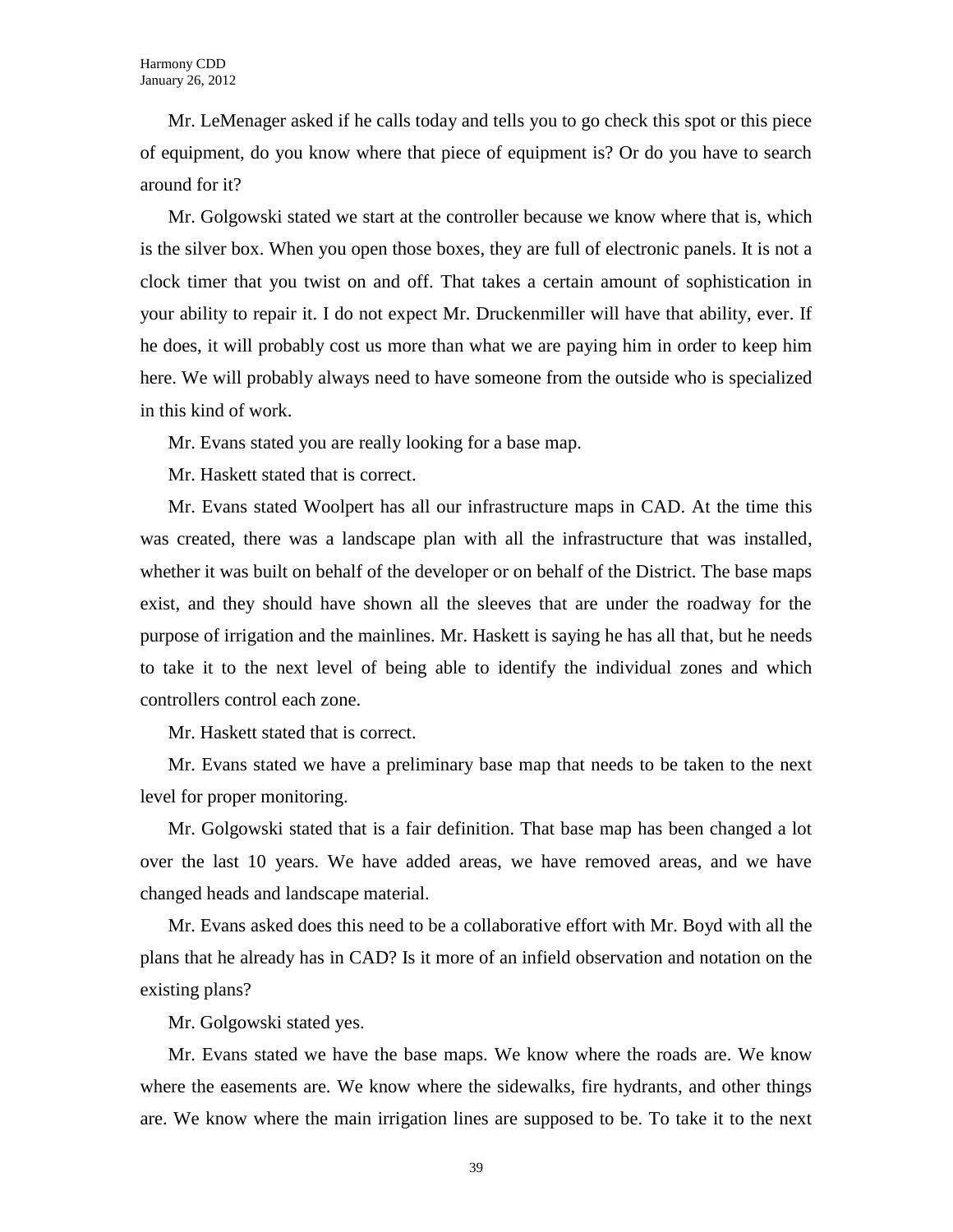Mr. LeMenager asked if he calls today and tells you to go check this spot or this piece of equipment, do you know where that piece of equipment is? Or do you have to search around for it?

Mr. Golgowski stated we start at the controller because we know where that is, which is the silver box. When you open those boxes, they are full of electronic panels. It is not a clock timer that you twist on and off. That takes a certain amount of sophistication in your ability to repair it. I do not expect Mr. Druckenmiller will have that ability, ever. If he does, it will probably cost us more than what we are paying him in order to keep him here. We will probably always need to have someone from the outside who is specialized in this kind of work.

Mr. Evans stated you are really looking for a base map.

Mr. Haskett stated that is correct.

Mr. Evans stated Woolpert has all our infrastructure maps in CAD. At the time this was created, there was a landscape plan with all the infrastructure that was installed, whether it was built on behalf of the developer or on behalf of the District. The base maps exist, and they should have shown all the sleeves that are under the roadway for the purpose of irrigation and the mainlines. Mr. Haskett is saying he has all that, but he needs to take it to the next level of being able to identify the individual zones and which controllers control each zone.

Mr. Haskett stated that is correct.

Mr. Evans stated we have a preliminary base map that needs to be taken to the next level for proper monitoring.

Mr. Golgowski stated that is a fair definition. That base map has been changed a lot over the last 10 years. We have added areas, we have removed areas, and we have changed heads and landscape material.

Mr. Evans asked does this need to be a collaborative effort with Mr. Boyd with all the plans that he already has in CAD? Is it more of an infield observation and notation on the existing plans?

Mr. Golgowski stated yes.

Mr. Evans stated we have the base maps. We know where the roads are. We know where the easements are. We know where the sidewalks, fire hydrants, and other things are. We know where the main irrigation lines are supposed to be. To take it to the next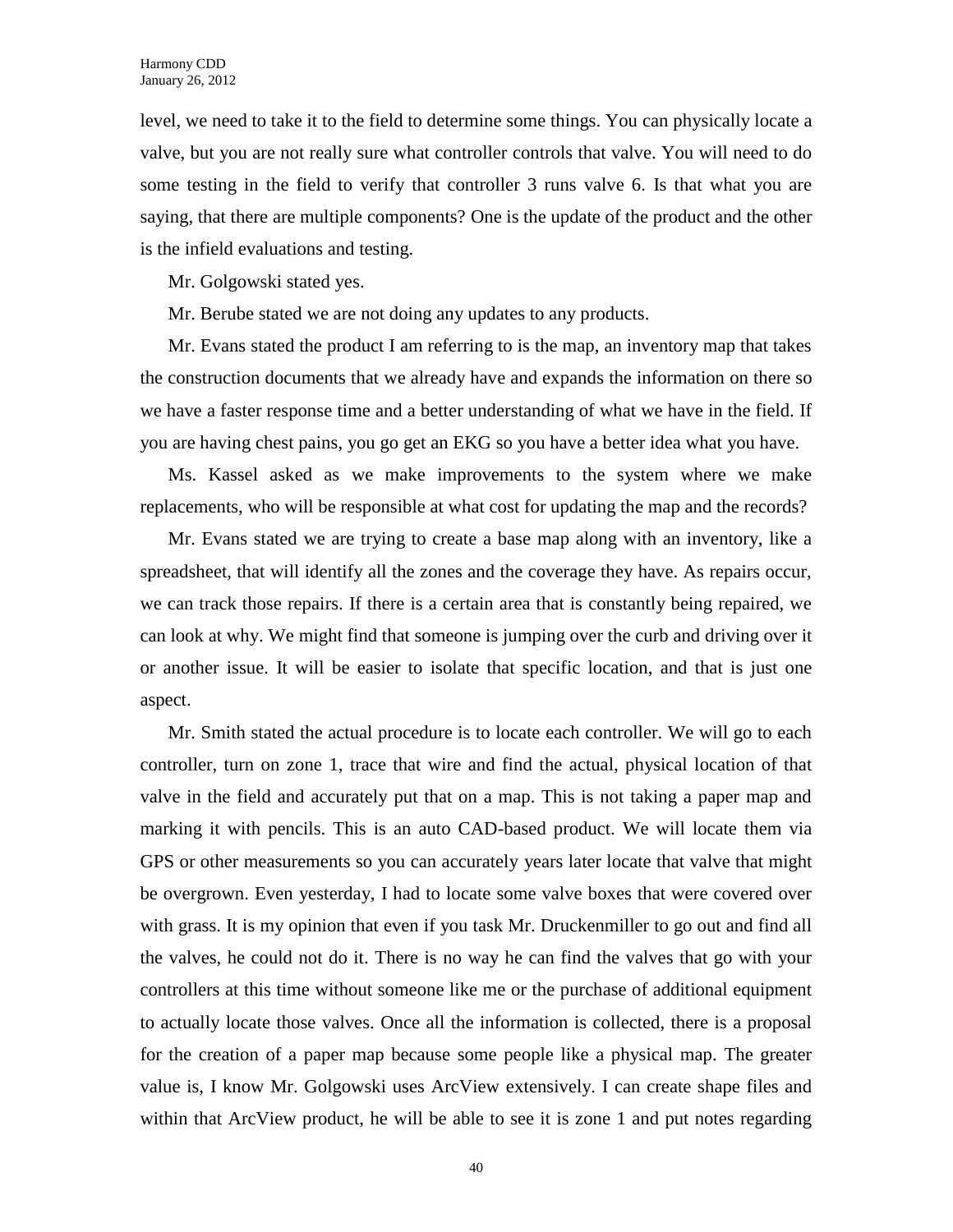level, we need to take it to the field to determine some things. You can physically locate a valve, but you are not really sure what controller controls that valve. You will need to do some testing in the field to verify that controller 3 runs valve 6. Is that what you are saying, that there are multiple components? One is the update of the product and the other is the infield evaluations and testing.

Mr. Golgowski stated yes.

Mr. Berube stated we are not doing any updates to any products.

Mr. Evans stated the product I am referring to is the map, an inventory map that takes the construction documents that we already have and expands the information on there so we have a faster response time and a better understanding of what we have in the field. If you are having chest pains, you go get an EKG so you have a better idea what you have.

Ms. Kassel asked as we make improvements to the system where we make replacements, who will be responsible at what cost for updating the map and the records?

Mr. Evans stated we are trying to create a base map along with an inventory, like a spreadsheet, that will identify all the zones and the coverage they have. As repairs occur, we can track those repairs. If there is a certain area that is constantly being repaired, we can look at why. We might find that someone is jumping over the curb and driving over it or another issue. It will be easier to isolate that specific location, and that is just one aspect.

Mr. Smith stated the actual procedure is to locate each controller. We will go to each controller, turn on zone 1, trace that wire and find the actual, physical location of that valve in the field and accurately put that on a map. This is not taking a paper map and marking it with pencils. This is an auto CAD-based product. We will locate them via GPS or other measurements so you can accurately years later locate that valve that might be overgrown. Even yesterday, I had to locate some valve boxes that were covered over with grass. It is my opinion that even if you task Mr. Druckenmiller to go out and find all the valves, he could not do it. There is no way he can find the valves that go with your controllers at this time without someone like me or the purchase of additional equipment to actually locate those valves. Once all the information is collected, there is a proposal for the creation of a paper map because some people like a physical map. The greater value is, I know Mr. Golgowski uses ArcView extensively. I can create shape files and within that ArcView product, he will be able to see it is zone 1 and put notes regarding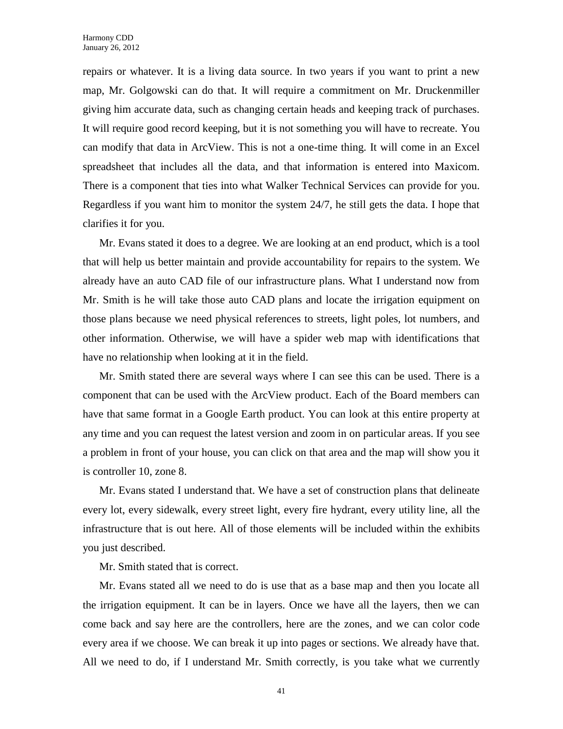repairs or whatever. It is a living data source. In two years if you want to print a new map, Mr. Golgowski can do that. It will require a commitment on Mr. Druckenmiller giving him accurate data, such as changing certain heads and keeping track of purchases. It will require good record keeping, but it is not something you will have to recreate. You can modify that data in ArcView. This is not a one-time thing. It will come in an Excel spreadsheet that includes all the data, and that information is entered into Maxicom. There is a component that ties into what Walker Technical Services can provide for you. Regardless if you want him to monitor the system 24/7, he still gets the data. I hope that clarifies it for you.

Mr. Evans stated it does to a degree. We are looking at an end product, which is a tool that will help us better maintain and provide accountability for repairs to the system. We already have an auto CAD file of our infrastructure plans. What I understand now from Mr. Smith is he will take those auto CAD plans and locate the irrigation equipment on those plans because we need physical references to streets, light poles, lot numbers, and other information. Otherwise, we will have a spider web map with identifications that have no relationship when looking at it in the field.

Mr. Smith stated there are several ways where I can see this can be used. There is a component that can be used with the ArcView product. Each of the Board members can have that same format in a Google Earth product. You can look at this entire property at any time and you can request the latest version and zoom in on particular areas. If you see a problem in front of your house, you can click on that area and the map will show you it is controller 10, zone 8.

Mr. Evans stated I understand that. We have a set of construction plans that delineate every lot, every sidewalk, every street light, every fire hydrant, every utility line, all the infrastructure that is out here. All of those elements will be included within the exhibits you just described.

Mr. Smith stated that is correct.

Mr. Evans stated all we need to do is use that as a base map and then you locate all the irrigation equipment. It can be in layers. Once we have all the layers, then we can come back and say here are the controllers, here are the zones, and we can color code every area if we choose. We can break it up into pages or sections. We already have that. All we need to do, if I understand Mr. Smith correctly, is you take what we currently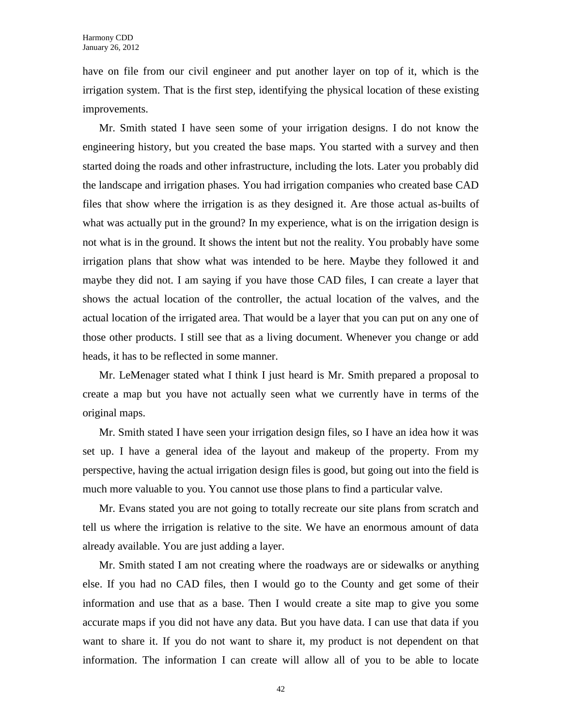have on file from our civil engineer and put another layer on top of it, which is the irrigation system. That is the first step, identifying the physical location of these existing improvements.

Mr. Smith stated I have seen some of your irrigation designs. I do not know the engineering history, but you created the base maps. You started with a survey and then started doing the roads and other infrastructure, including the lots. Later you probably did the landscape and irrigation phases. You had irrigation companies who created base CAD files that show where the irrigation is as they designed it. Are those actual as-builts of what was actually put in the ground? In my experience, what is on the irrigation design is not what is in the ground. It shows the intent but not the reality. You probably have some irrigation plans that show what was intended to be here. Maybe they followed it and maybe they did not. I am saying if you have those CAD files, I can create a layer that shows the actual location of the controller, the actual location of the valves, and the actual location of the irrigated area. That would be a layer that you can put on any one of those other products. I still see that as a living document. Whenever you change or add heads, it has to be reflected in some manner.

Mr. LeMenager stated what I think I just heard is Mr. Smith prepared a proposal to create a map but you have not actually seen what we currently have in terms of the original maps.

Mr. Smith stated I have seen your irrigation design files, so I have an idea how it was set up. I have a general idea of the layout and makeup of the property. From my perspective, having the actual irrigation design files is good, but going out into the field is much more valuable to you. You cannot use those plans to find a particular valve.

Mr. Evans stated you are not going to totally recreate our site plans from scratch and tell us where the irrigation is relative to the site. We have an enormous amount of data already available. You are just adding a layer.

Mr. Smith stated I am not creating where the roadways are or sidewalks or anything else. If you had no CAD files, then I would go to the County and get some of their information and use that as a base. Then I would create a site map to give you some accurate maps if you did not have any data. But you have data. I can use that data if you want to share it. If you do not want to share it, my product is not dependent on that information. The information I can create will allow all of you to be able to locate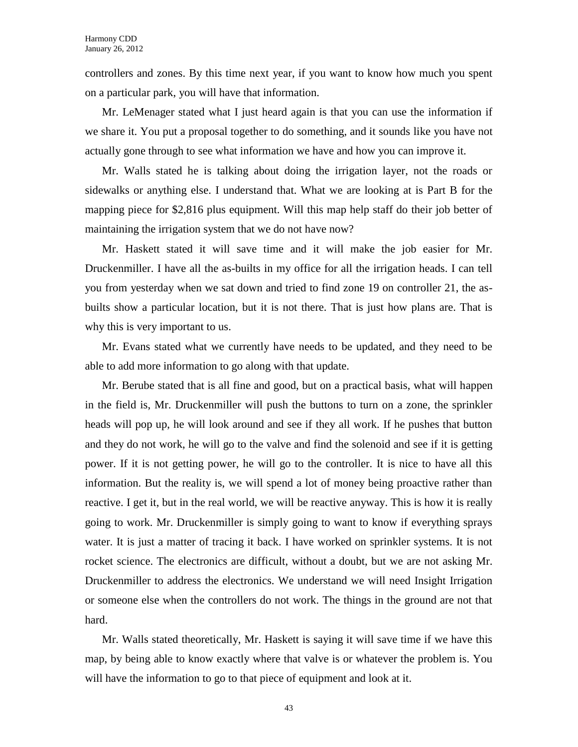controllers and zones. By this time next year, if you want to know how much you spent on a particular park, you will have that information.

Mr. LeMenager stated what I just heard again is that you can use the information if we share it. You put a proposal together to do something, and it sounds like you have not actually gone through to see what information we have and how you can improve it.

Mr. Walls stated he is talking about doing the irrigation layer, not the roads or sidewalks or anything else. I understand that. What we are looking at is Part B for the mapping piece for $2,816 plus equipment. Will this map help staff do their job better of maintaining the irrigation system that we do not have now?

Mr. Haskett stated it will save time and it will make the job easier for Mr. Druckenmiller. I have all the as-builts in my office for all the irrigation heads. I can tell you from yesterday when we sat down and tried to find zone 19 on controller 21, the as-builts show a particular location, but it is not there. That is just how plans are. That is why this is very important to us.

Mr. Evans stated what we currently have needs to be updated, and they need to be able to add more information to go along with that update.

Mr. Berube stated that is all fine and good, but on a practical basis, what will happen in the field is, Mr. Druckenmiller will push the buttons to turn on a zone, the sprinkler heads will pop up, he will look around and see if they all work. If he pushes that button and they do not work, he will go to the valve and find the solenoid and see if it is getting power. If it is not getting power, he will go to the controller. It is nice to have all this information. But the reality is, we will spend a lot of money being proactive rather than reactive. I get it, but in the real world, we will be reactive anyway. This is how it is really going to work. Mr. Druckenmiller is simply going to want to know if everything sprays water. It is just a matter of tracing it back. I have worked on sprinkler systems. It is not rocket science. The electronics are difficult, without a doubt, but we are not asking Mr. Druckenmiller to address the electronics. We understand we will need Insight Irrigation or someone else when the controllers do not work. The things in the ground are not that hard.

Mr. Walls stated theoretically, Mr. Haskett is saying it will save time if we have this map, by being able to know exactly where that valve is or whatever the problem is. You will have the information to go to that piece of equipment and look at it.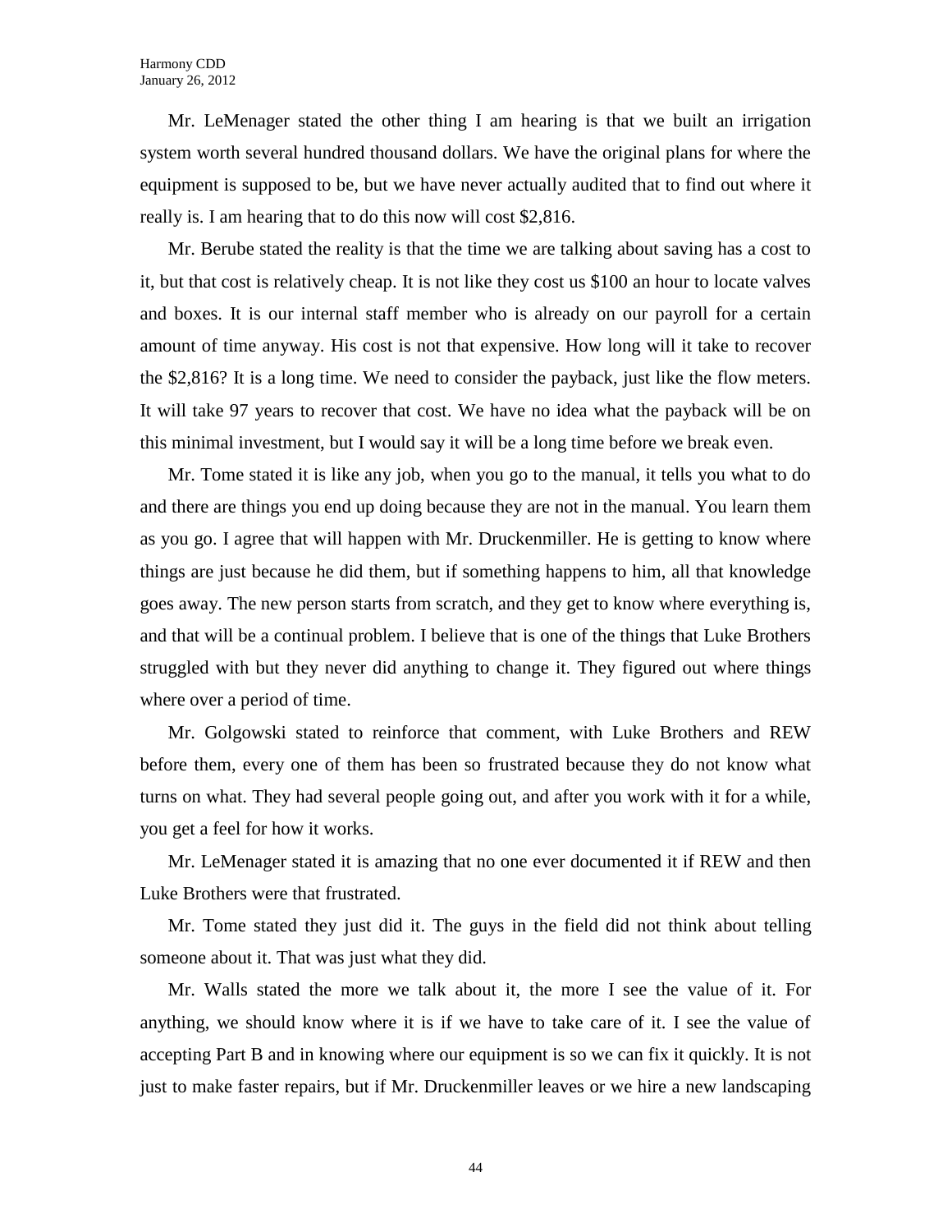Mr. LeMenager stated the other thing I am hearing is that we built an irrigation system worth several hundred thousand dollars. We have the original plans for where the equipment is supposed to be, but we have never actually audited that to find out where it really is. I am hearing that to do this now will cost $2,816.

Mr. Berube stated the reality is that the time we are talking about saving has a cost to it, but that cost is relatively cheap. It is not like they cost us $100 an hour to locate valves and boxes. It is our internal staff member who is already on our payroll for a certain amount of time anyway. His cost is not that expensive. How long will it take to recover the $2,816? It is a long time. We need to consider the payback, just like the flow meters. It will take 97 years to recover that cost. We have no idea what the payback will be on this minimal investment, but I would say it will be a long time before we break even.

Mr. Tome stated it is like any job, when you go to the manual, it tells you what to do and there are things you end up doing because they are not in the manual. You learn them as you go. I agree that will happen with Mr. Druckenmiller. He is getting to know where things are just because he did them, but if something happens to him, all that knowledge goes away. The new person starts from scratch, and they get to know where everything is, and that will be a continual problem. I believe that is one of the things that Luke Brothers struggled with but they never did anything to change it. They figured out where things where over a period of time.

Mr. Golgowski stated to reinforce that comment, with Luke Brothers and REW before them, every one of them has been so frustrated because they do not know what turns on what. They had several people going out, and after you work with it for a while, you get a feel for how it works.

Mr. LeMenager stated it is amazing that no one ever documented it if REW and then Luke Brothers were that frustrated.

Mr. Tome stated they just did it. The guys in the field did not think about telling someone about it. That was just what they did.

Mr. Walls stated the more we talk about it, the more I see the value of it. For anything, we should know where it is if we have to take care of it. I see the value of accepting Part B and in knowing where our equipment is so we can fix it quickly. It is not just to make faster repairs, but if Mr. Druckenmiller leaves or we hire a new landscaping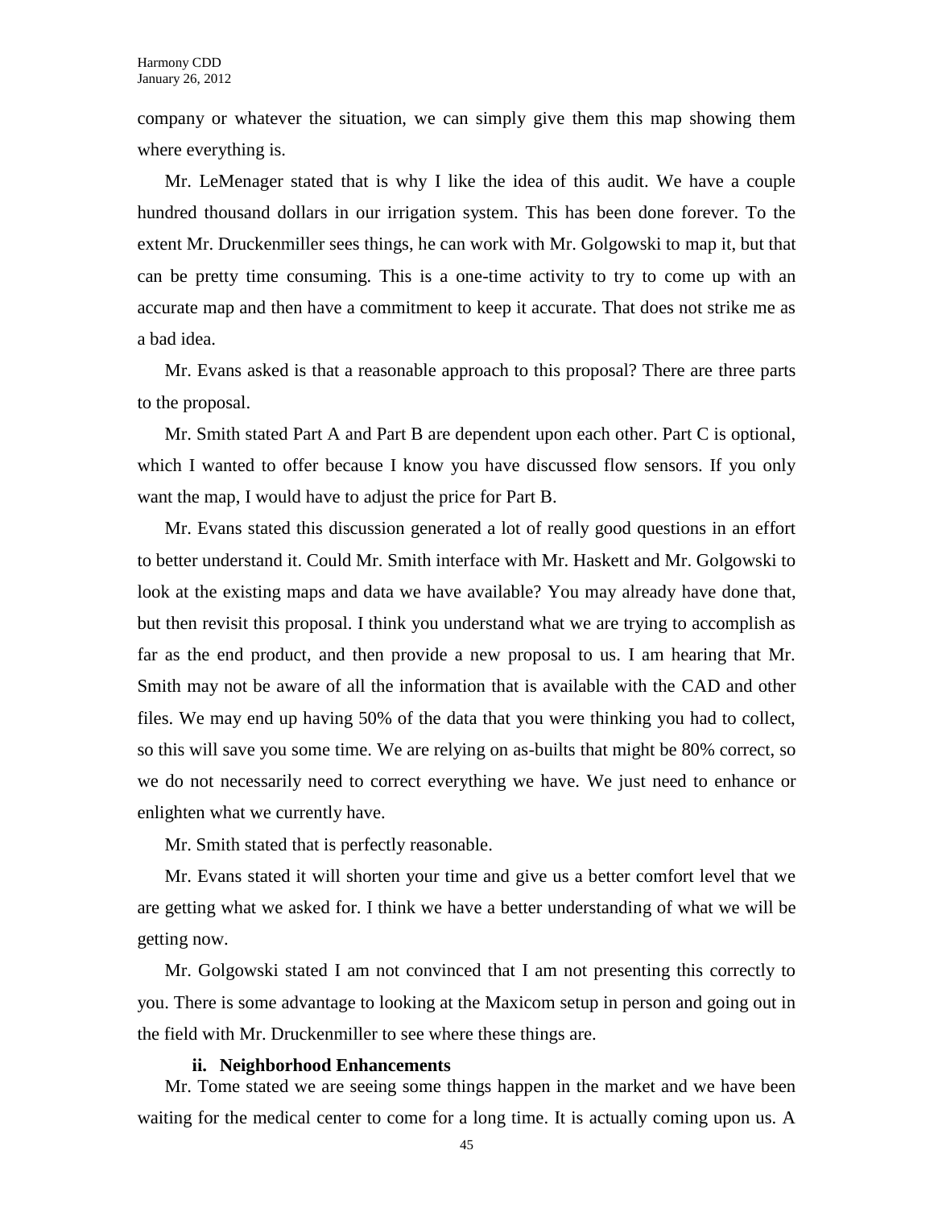company or whatever the situation, we can simply give them this map showing them where everything is.

Mr. LeMenager stated that is why I like the idea of this audit. We have a couple hundred thousand dollars in our irrigation system. This has been done forever. To the extent Mr. Druckenmiller sees things, he can work with Mr. Golgowski to map it, but that can be pretty time consuming. This is a one-time activity to try to come up with an accurate map and then have a commitment to keep it accurate. That does not strike me as a bad idea.

Mr. Evans asked is that a reasonable approach to this proposal? There are three parts to the proposal.

Mr. Smith stated Part A and Part B are dependent upon each other. Part C is optional, which I wanted to offer because I know you have discussed flow sensors. If you only want the map, I would have to adjust the price for Part B.

Mr. Evans stated this discussion generated a lot of really good questions in an effort to better understand it. Could Mr. Smith interface with Mr. Haskett and Mr. Golgowski to look at the existing maps and data we have available? You may already have done that, but then revisit this proposal. I think you understand what we are trying to accomplish as far as the end product, and then provide a new proposal to us. I am hearing that Mr. Smith may not be aware of all the information that is available with the CAD and other files. We may end up having 50% of the data that you were thinking you had to collect, so this will save you some time. We are relying on as-builts that might be 80% correct, so we do not necessarily need to correct everything we have. We just need to enhance or enlighten what we currently have.

Mr. Smith stated that is perfectly reasonable.

Mr. Evans stated it will shorten your time and give us a better comfort level that we are getting what we asked for. I think we have a better understanding of what we will be getting now.

Mr. Golgowski stated I am not convinced that I am not presenting this correctly to you. There is some advantage to looking at the Maxicom setup in person and going out in the field with Mr. Druckenmiller to see where these things are.

**ii. Neighborhood Enhancements**

Mr. Tome stated we are seeing some things happen in the market and we have been waiting for the medical center to come for a long time. It is actually coming upon us. A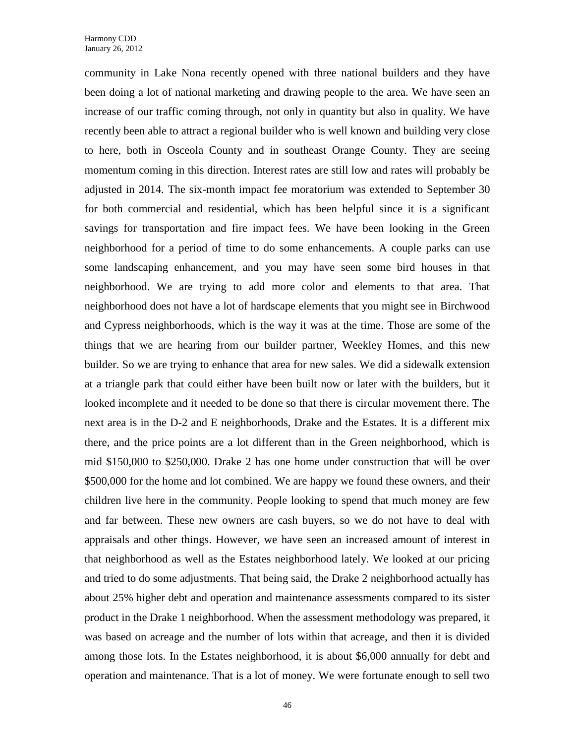community in Lake Nona recently opened with three national builders and they have been doing a lot of national marketing and drawing people to the area. We have seen an increase of our traffic coming through, not only in quantity but also in quality. We have recently been able to attract a regional builder who is well known and building very close to here, both in Osceola County and in southeast Orange County. They are seeing momentum coming in this direction. Interest rates are still low and rates will probably be adjusted in 2014. The six-month impact fee moratorium was extended to September 30 for both commercial and residential, which has been helpful since it is a significant savings for transportation and fire impact fees. We have been looking in the Green neighborhood for a period of time to do some enhancements. A couple parks can use some landscaping enhancement, and you may have seen some bird houses in that neighborhood. We are trying to add more color and elements to that area. That neighborhood does not have a lot of hardscape elements that you might see in Birchwood and Cypress neighborhoods, which is the way it was at the time. Those are some of the things that we are hearing from our builder partner, Weekley Homes, and this new builder. So we are trying to enhance that area for new sales. We did a sidewalk extension at a triangle park that could either have been built now or later with the builders, but it looked incomplete and it needed to be done so that there is circular movement there. The next area is in the D-2 and E neighborhoods, Drake and the Estates. It is a different mix there, and the price points are a lot different than in the Green neighborhood, which is mid $150,000 to $250,000. Drake 2 has one home under construction that will be over $500,000 for the home and lot combined. We are happy we found these owners, and their children live here in the community. People looking to spend that much money are few and far between. These new owners are cash buyers, so we do not have to deal with appraisals and other things. However, we have seen an increased amount of interest in that neighborhood as well as the Estates neighborhood lately. We looked at our pricing and tried to do some adjustments. That being said, the Drake 2 neighborhood actually has about 25% higher debt and operation and maintenance assessments compared to its sister product in the Drake 1 neighborhood. When the assessment methodology was prepared, it was based on acreage and the number of lots within that acreage, and then it is divided among those lots. In the Estates neighborhood, it is about $6,000 annually for debt and operation and maintenance. That is a lot of money. We were fortunate enough to sell two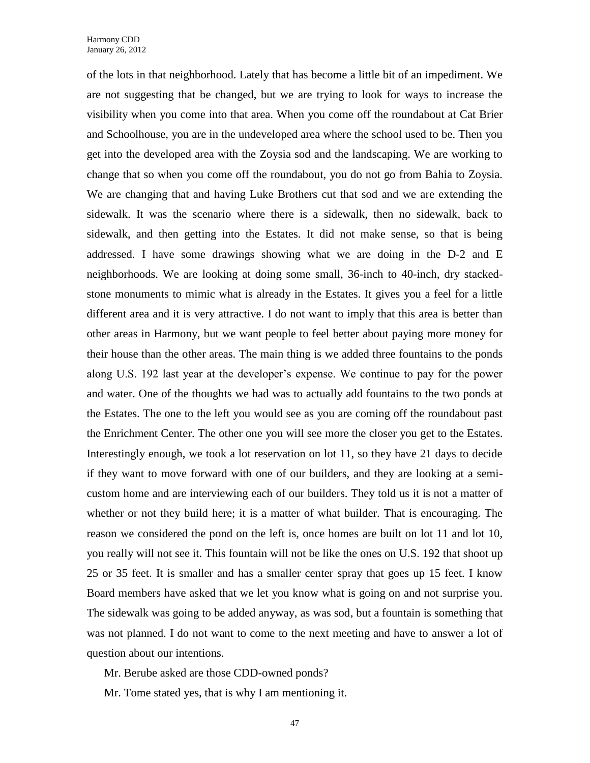of the lots in that neighborhood. Lately that has become a little bit of an impediment. We are not suggesting that be changed, but we are trying to look for ways to increase the visibility when you come into that area. When you come off the roundabout at Cat Brier and Schoolhouse, you are in the undeveloped area where the school used to be. Then you get into the developed area with the Zoysia sod and the landscaping. We are working to change that so when you come off the roundabout, you do not go from Bahia to Zoysia. We are changing that and having Luke Brothers cut that sod and we are extending the sidewalk. It was the scenario where there is a sidewalk, then no sidewalk, back to sidewalk, and then getting into the Estates. It did not make sense, so that is being addressed. I have some drawings showing what we are doing in the D-2 and E neighborhoods. We are looking at doing some small, 36-inch to 40-inch, dry stacked-stone monuments to mimic what is already in the Estates. It gives you a feel for a little different area and it is very attractive. I do not want to imply that this area is better than other areas in Harmony, but we want people to feel better about paying more money for their house than the other areas. The main thing is we added three fountains to the ponds along U.S. 192 last year at the developer's expense. We continue to pay for the power and water. One of the thoughts we had was to actually add fountains to the two ponds at the Estates. The one to the left you would see as you are coming off the roundabout past the Enrichment Center. The other one you will see more the closer you get to the Estates. Interestingly enough, we took a lot reservation on lot 11, so they have 21 days to decide if they want to move forward with one of our builders, and they are looking at a semi-custom home and are interviewing each of our builders. They told us it is not a matter of whether or not they build here; it is a matter of what builder. That is encouraging. The reason we considered the pond on the left is, once homes are built on lot 11 and lot 10, you really will not see it. This fountain will not be like the ones on U.S. 192 that shoot up 25 or 35 feet. It is smaller and has a smaller center spray that goes up 15 feet. I know Board members have asked that we let you know what is going on and not surprise you. The sidewalk was going to be added anyway, as was sod, but a fountain is something that was not planned. I do not want to come to the next meeting and have to answer a lot of question about our intentions.

Mr. Berube asked are those CDD-owned ponds?

Mr. Tome stated yes, that is why I am mentioning it.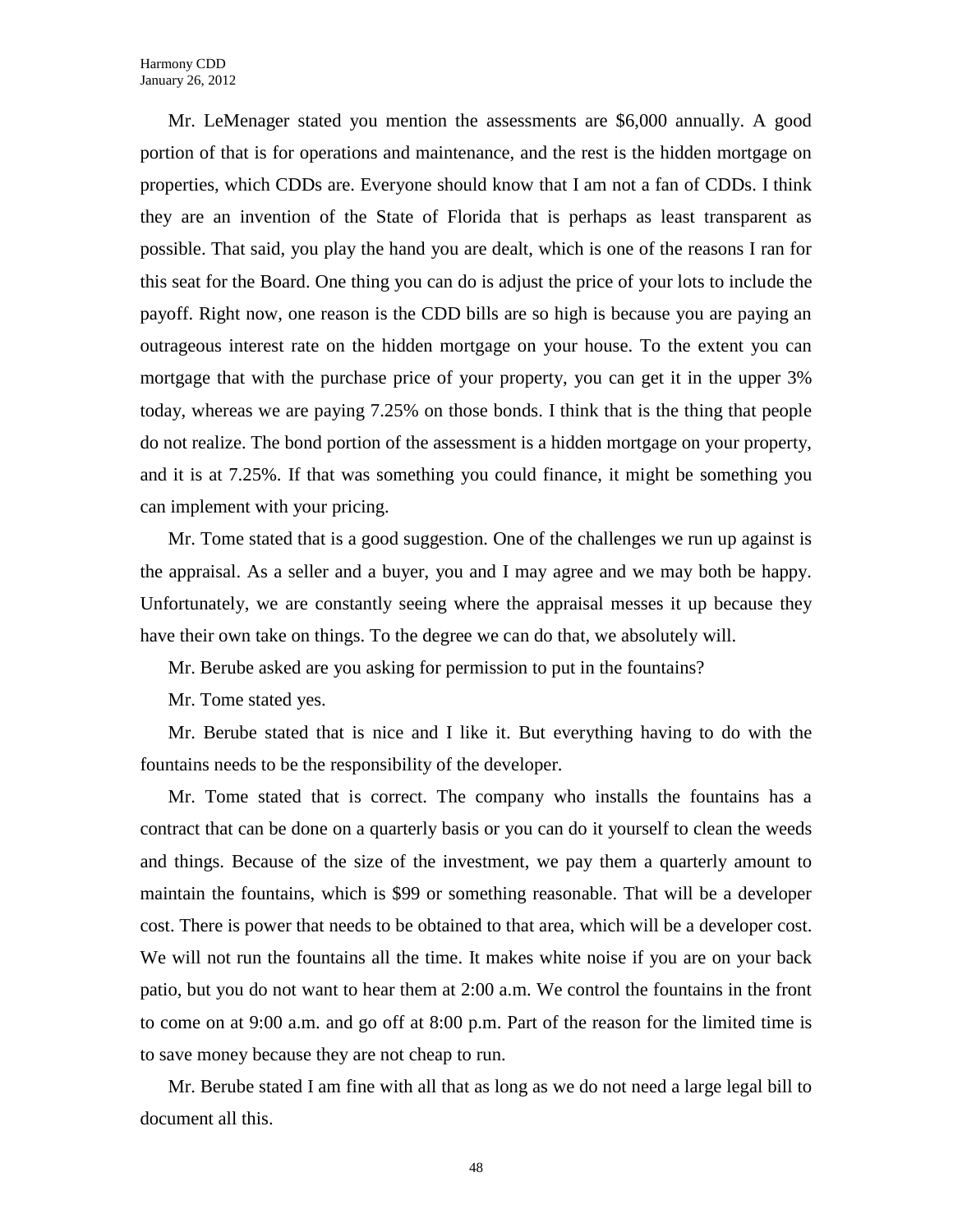Mr. LeMenager stated you mention the assessments are $6,000 annually. A good portion of that is for operations and maintenance, and the rest is the hidden mortgage on properties, which CDDs are. Everyone should know that I am not a fan of CDDs. I think they are an invention of the State of Florida that is perhaps as least transparent as possible. That said, you play the hand you are dealt, which is one of the reasons I ran for this seat for the Board. One thing you can do is adjust the price of your lots to include the payoff. Right now, one reason is the CDD bills are so high is because you are paying an outrageous interest rate on the hidden mortgage on your house. To the extent you can mortgage that with the purchase price of your property, you can get it in the upper 3% today, whereas we are paying 7.25% on those bonds. I think that is the thing that people do not realize. The bond portion of the assessment is a hidden mortgage on your property, and it is at 7.25%. If that was something you could finance, it might be something you can implement with your pricing.

Mr. Tome stated that is a good suggestion. One of the challenges we run up against is the appraisal. As a seller and a buyer, you and I may agree and we may both be happy. Unfortunately, we are constantly seeing where the appraisal messes it up because they have their own take on things. To the degree we can do that, we absolutely will.

Mr. Berube asked are you asking for permission to put in the fountains?

Mr. Tome stated yes.

Mr. Berube stated that is nice and I like it. But everything having to do with the fountains needs to be the responsibility of the developer.

Mr. Tome stated that is correct. The company who installs the fountains has a contract that can be done on a quarterly basis or you can do it yourself to clean the weeds and things. Because of the size of the investment, we pay them a quarterly amount to maintain the fountains, which is $99 or something reasonable. That will be a developer cost. There is power that needs to be obtained to that area, which will be a developer cost. We will not run the fountains all the time. It makes white noise if you are on your back patio, but you do not want to hear them at 2:00 a.m. We control the fountains in the front to come on at 9:00 a.m. and go off at 8:00 p.m. Part of the reason for the limited time is to save money because they are not cheap to run.

Mr. Berube stated I am fine with all that as long as we do not need a large legal bill to document all this.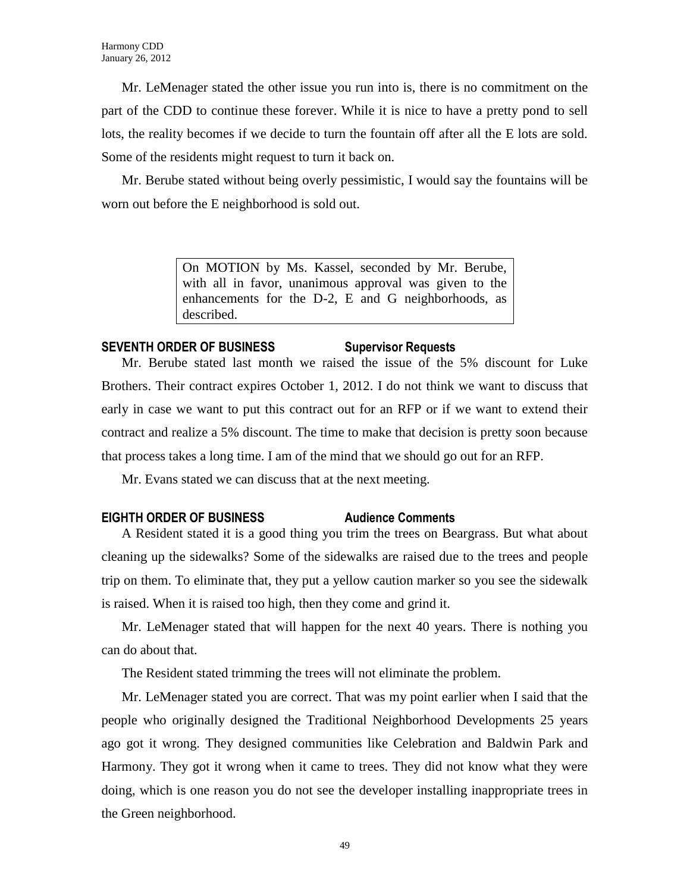Mr. LeMenager stated the other issue you run into is, there is no commitment on the part of the CDD to continue these forever. While it is nice to have a pretty pond to sell lots, the reality becomes if we decide to turn the fountain off after all the E lots are sold. Some of the residents might request to turn it back on.

Mr. Berube stated without being overly pessimistic, I would say the fountains will be worn out before the E neighborhood is sold out.

> On MOTION by Ms. Kassel, seconded by Mr. Berube, with all in favor, unanimous approval was given to the enhancements for the D-2, E and G neighborhoods, as described.

**SEVENTH ORDER OF BUSINESS Supervisor Requests**

Mr. Berube stated last month we raised the issue of the 5% discount for Luke Brothers. Their contract expires October 1, 2012. I do not think we want to discuss that early in case we want to put this contract out for an RFP or if we want to extend their contract and realize a 5% discount. The time to make that decision is pretty soon because that process takes a long time. I am of the mind that we should go out for an RFP.

Mr. Evans stated we can discuss that at the next meeting.

**EIGHTH ORDER OF BUSINESS Audience Comments**

A Resident stated it is a good thing you trim the trees on Beargrass. But what about cleaning up the sidewalks? Some of the sidewalks are raised due to the trees and people trip on them. To eliminate that, they put a yellow caution marker so you see the sidewalk is raised. When it is raised too high, then they come and grind it.

Mr. LeMenager stated that will happen for the next 40 years. There is nothing you can do about that.

The Resident stated trimming the trees will not eliminate the problem.

Mr. LeMenager stated you are correct. That was my point earlier when I said that the people who originally designed the Traditional Neighborhood Developments 25 years ago got it wrong. They designed communities like Celebration and Baldwin Park and Harmony. They got it wrong when it came to trees. They did not know what they were doing, which is one reason you do not see the developer installing inappropriate trees in the Green neighborhood.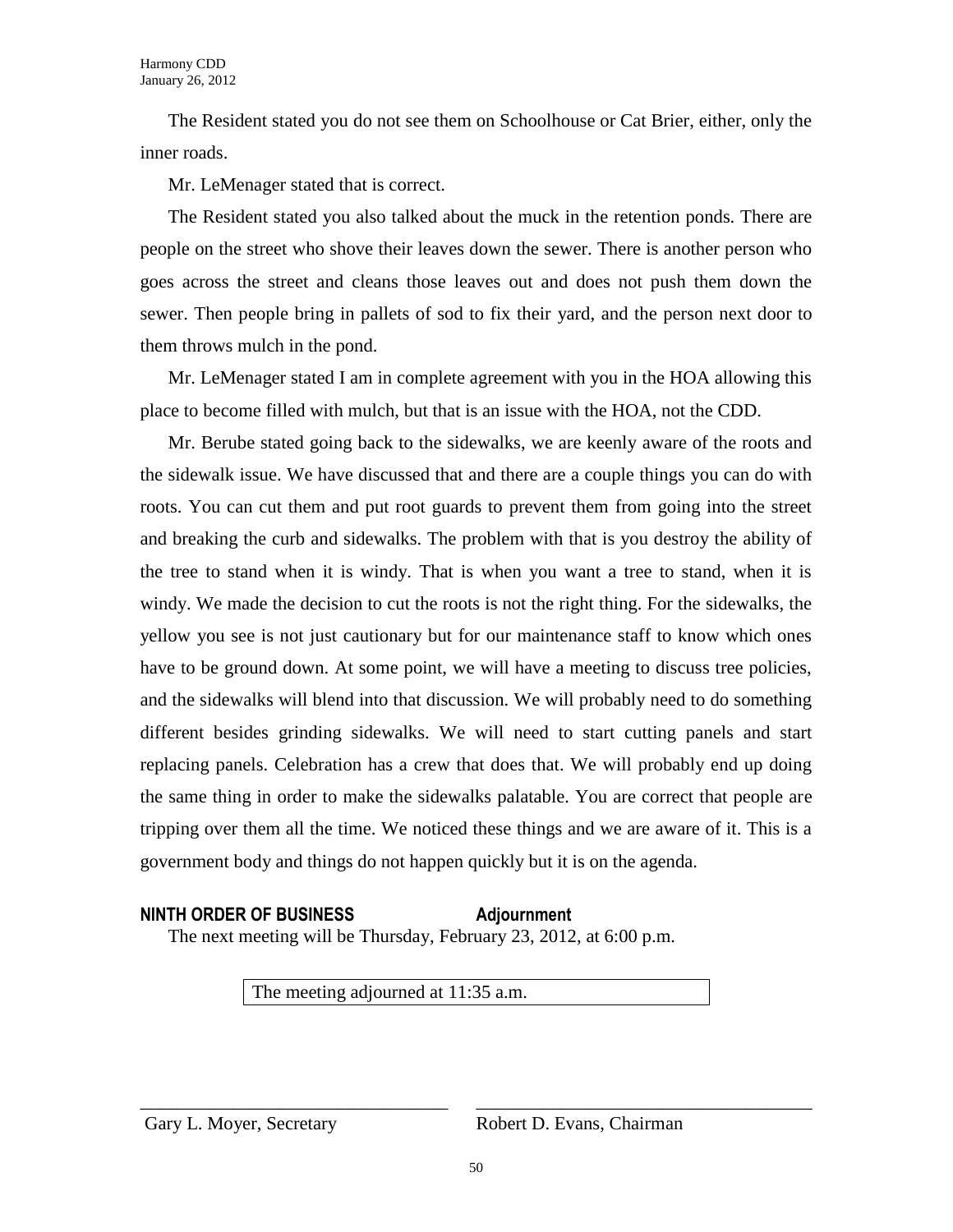The Resident stated you do not see them on Schoolhouse or Cat Brier, either, only the inner roads.

Mr. LeMenager stated that is correct.

The Resident stated you also talked about the muck in the retention ponds. There are people on the street who shove their leaves down the sewer. There is another person who goes across the street and cleans those leaves out and does not push them down the sewer. Then people bring in pallets of sod to fix their yard, and the person next door to them throws mulch in the pond.

Mr. LeMenager stated I am in complete agreement with you in the HOA allowing this place to become filled with mulch, but that is an issue with the HOA, not the CDD.

Mr. Berube stated going back to the sidewalks, we are keenly aware of the roots and the sidewalk issue. We have discussed that and there are a couple things you can do with roots. You can cut them and put root guards to prevent them from going into the street and breaking the curb and sidewalks. The problem with that is you destroy the ability of the tree to stand when it is windy. That is when you want a tree to stand, when it is windy. We made the decision to cut the roots is not the right thing. For the sidewalks, the yellow you see is not just cautionary but for our maintenance staff to know which ones have to be ground down. At some point, we will have a meeting to discuss tree policies, and the sidewalks will blend into that discussion. We will probably need to do something different besides grinding sidewalks. We will need to start cutting panels and start replacing panels. Celebration has a crew that does that. We will probably end up doing the same thing in order to make the sidewalks palatable. You are correct that people are tripping over them all the time. We noticed these things and we are aware of it. This is a government body and things do not happen quickly but it is on the agenda.

**NINTH ORDER OF BUSINESS** **Adjournment**

The next meeting will be Thursday, February 23, 2012, at 6:00 p.m.

| The meeting adjourned at 11:35 a.m. |
|---|

\_\_\_\_\_\_\_\_\_\_\_\_\_\_\_\_\_\_\_\_\_\_\_\_\_\_\_\_\_\_\_\_
Gary L. Moyer, Secretary

\_\_\_\_\_\_\_\_\_\_\_\_\_\_\_\_\_\_\_\_\_\_\_\_\_\_\_\_\_\_\_\_
Robert D. Evans, Chairman